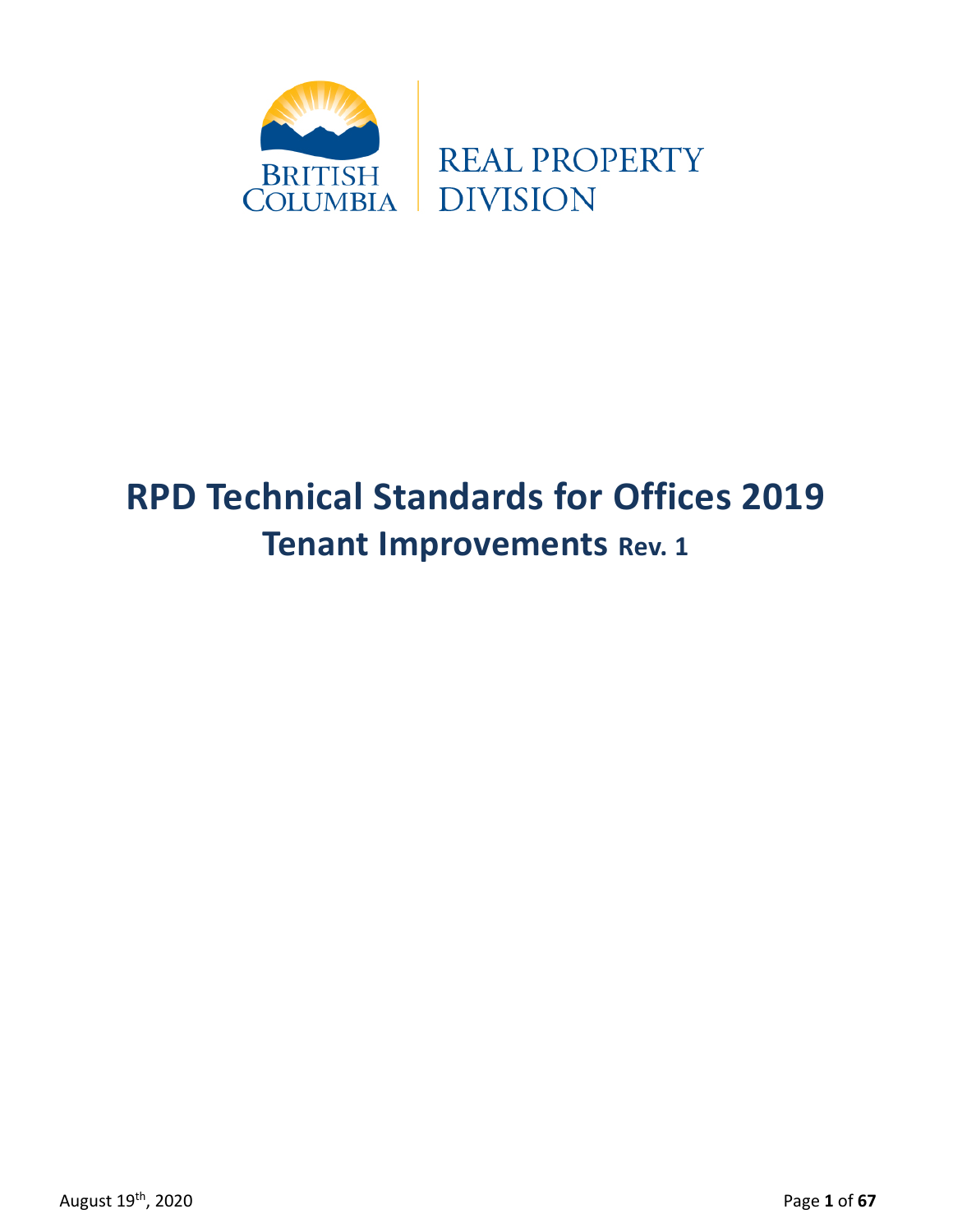BRITISH COLUMBIA | REAL PROPERTY DIVISION

# RPD Technical Standards for Offices 2019

## Tenant Improvements Rev. 1

August 19th, 2020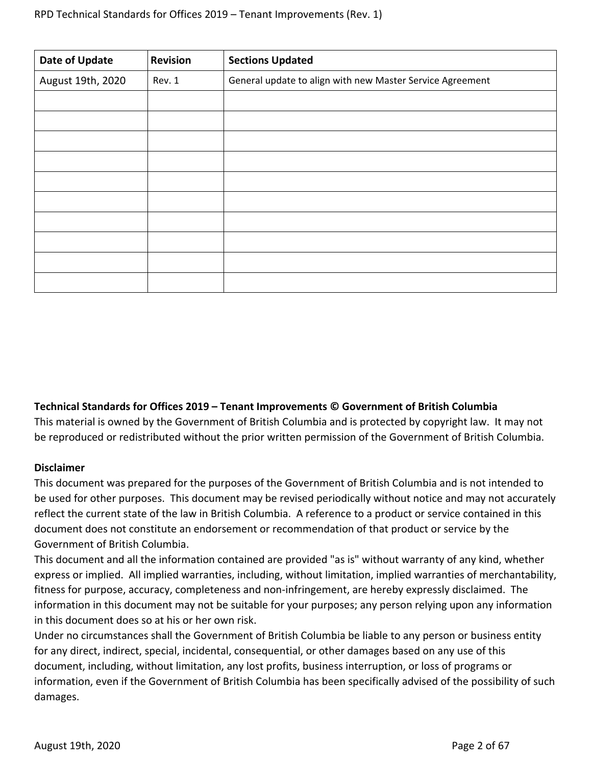| Date of Update | Revision | Sections Updated |
|---|---|---|
| August 19th, 2020 | Rev. 1 | General update to align with new Master Service Agreement |
| | | |
| | | |
| | | |
| | | |
| | | |
| | | |
| | | |
| | | |
| | | |
| | | |

**Technical Standards for Offices 2019 – Tenant Improvements © Government of British Columbia**
This material is owned by the Government of British Columbia and is protected by copyright law. It may not be reproduced or redistributed without the prior written permission of the Government of British Columbia.

**Disclaimer**
This document was prepared for the purposes of the Government of British Columbia and is not intended to be used for other purposes. This document may be revised periodically without notice and may not accurately reflect the current state of the law in British Columbia. A reference to a product or service contained in this document does not constitute an endorsement or recommendation of that product or service by the Government of British Columbia.
This document and all the information contained are provided "as is" without warranty of any kind, whether express or implied. All implied warranties, including, without limitation, implied warranties of merchantability, fitness for purpose, accuracy, completeness and non-infringement, are hereby expressly disclaimed. The information in this document may not be suitable for your purposes; any person relying upon any information in this document does so at his or her own risk.
Under no circumstances shall the Government of British Columbia be liable to any person or business entity for any direct, indirect, special, incidental, consequential, or other damages based on any use of this document, including, without limitation, any lost profits, business interruption, or loss of programs or information, even if the Government of British Columbia has been specifically advised of the possibility of such damages.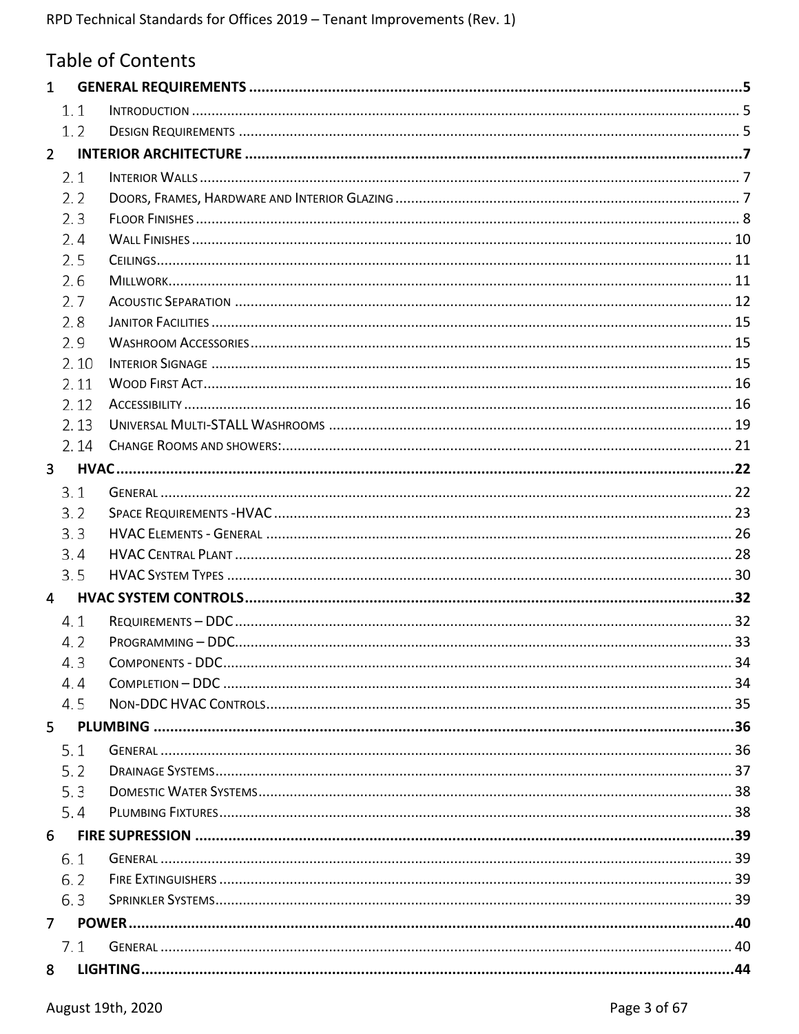# Table of Contents

- **1 GENERAL REQUIREMENTS** ..... **5**
  - 1.1 INTRODUCTION ..... 5
  - 1.2 DESIGN REQUIREMENTS ..... 5
- **2 INTERIOR ARCHITECTURE** ..... **7**
  - 2.1 INTERIOR WALLS ..... 7
  - 2.2 DOORS, FRAMES, HARDWARE AND INTERIOR GLAZING ..... 7
  - 2.3 FLOOR FINISHES ..... 8
  - 2.4 WALL FINISHES ..... 10
  - 2.5 CEILINGS ..... 11
  - 2.6 MILLWORK ..... 11
  - 2.7 ACOUSTIC SEPARATION ..... 12
  - 2.8 JANITOR FACILITIES ..... 15
  - 2.9 WASHROOM ACCESSORIES ..... 15
  - 2.10 INTERIOR SIGNAGE ..... 15
  - 2.11 WOOD FIRST ACT ..... 16
  - 2.12 ACCESSIBILITY ..... 16
  - 2.13 UNIVERSAL MULTI-STALL WASHROOMS ..... 19
  - 2.14 CHANGE ROOMS AND SHOWERS: ..... 21
- **3 HVAC** ..... **22**
  - 3.1 GENERAL ..... 22
  - 3.2 SPACE REQUIREMENTS -HVAC ..... 23
  - 3.3 HVAC ELEMENTS - GENERAL ..... 26
  - 3.4 HVAC CENTRAL PLANT ..... 28
  - 3.5 HVAC SYSTEM TYPES ..... 30
- **4 HVAC SYSTEM CONTROLS** ..... **32**
  - 4.1 REQUIREMENTS – DDC ..... 32
  - 4.2 PROGRAMMING – DDC ..... 33
  - 4.3 COMPONENTS - DDC ..... 34
  - 4.4 COMPLETION – DDC ..... 34
  - 4.5 NON-DDC HVAC CONTROLS ..... 35
- **5 PLUMBING** ..... **36**
  - 5.1 GENERAL ..... 36
  - 5.2 DRAINAGE SYSTEMS ..... 37
  - 5.3 DOMESTIC WATER SYSTEMS ..... 38
  - 5.4 PLUMBING FIXTURES ..... 38
- **6 FIRE SUPRESSION** ..... **39**
  - 6.1 GENERAL ..... 39
  - 6.2 FIRE EXTINGUISHERS ..... 39
  - 6.3 SPRINKLER SYSTEMS ..... 39
- **7 POWER** ..... **40**
  - 7.1 GENERAL ..... 40
- **8 LIGHTING** ..... **44**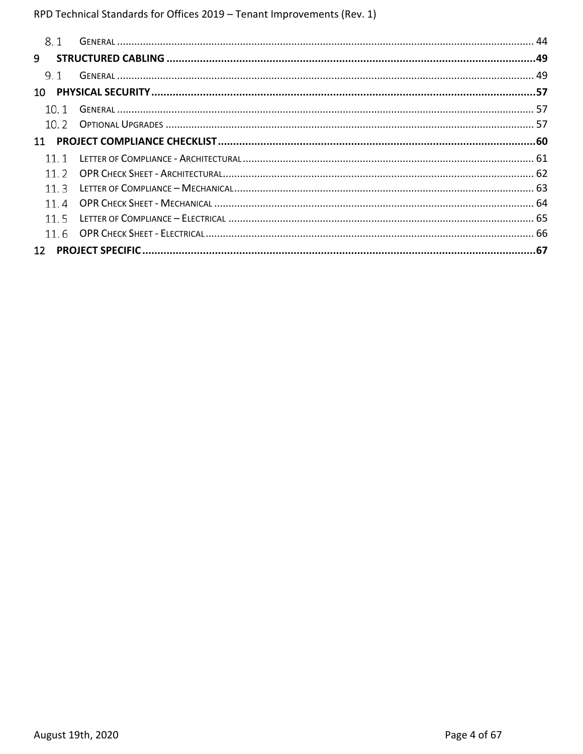8.1 GENERAL ........................................................................ 44

9 **STRUCTURED CABLING** ........................................................ **49**

9.1 GENERAL ........................................................................ 49

10 **PHYSICAL SECURITY** ........................................................ **57**

10.1 GENERAL ....................................................................... 57

10.2 OPTIONAL UPGRADES ........................................................ 57

11 **PROJECT COMPLIANCE CHECKLIST** ....................................... **60**

11.1 LETTER OF COMPLIANCE - ARCHITECTURAL .............................. 61

11.2 OPR CHECK SHEET - ARCHITECTURAL ...................................... 62

11.3 LETTER OF COMPLIANCE – MECHANICAL .................................. 63

11.4 OPR CHECK SHEET - MECHANICAL ......................................... 64

11.5 LETTER OF COMPLIANCE – ELECTRICAL .................................... 65

11.6 OPR CHECK SHEET - ELECTRICAL ........................................... 66

12 **PROJECT SPECIFIC** .............................................................. **67**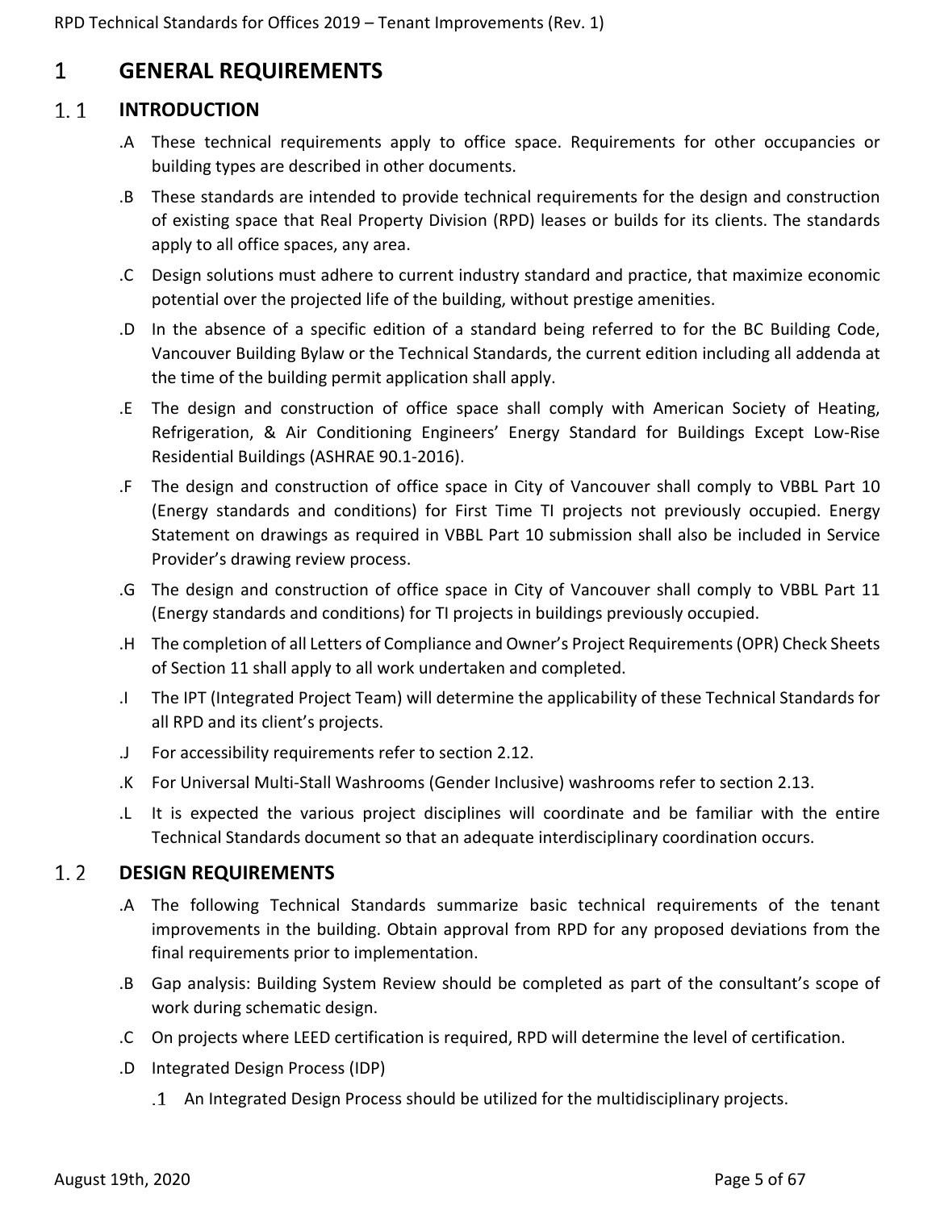# 1 GENERAL REQUIREMENTS

## 1.1 INTRODUCTION

.A These technical requirements apply to office space. Requirements for other occupancies or building types are described in other documents.

.B These standards are intended to provide technical requirements for the design and construction of existing space that Real Property Division (RPD) leases or builds for its clients. The standards apply to all office spaces, any area.

.C Design solutions must adhere to current industry standard and practice, that maximize economic potential over the projected life of the building, without prestige amenities.

.D In the absence of a specific edition of a standard being referred to for the BC Building Code, Vancouver Building Bylaw or the Technical Standards, the current edition including all addenda at the time of the building permit application shall apply.

.E The design and construction of office space shall comply with American Society of Heating, Refrigeration, & Air Conditioning Engineers' Energy Standard for Buildings Except Low-Rise Residential Buildings (ASHRAE 90.1-2016).

.F The design and construction of office space in City of Vancouver shall comply to VBBL Part 10 (Energy standards and conditions) for First Time TI projects not previously occupied. Energy Statement on drawings as required in VBBL Part 10 submission shall also be included in Service Provider's drawing review process.

.G The design and construction of office space in City of Vancouver shall comply to VBBL Part 11 (Energy standards and conditions) for TI projects in buildings previously occupied.

.H The completion of all Letters of Compliance and Owner's Project Requirements (OPR) Check Sheets of Section 11 shall apply to all work undertaken and completed.

.I The IPT (Integrated Project Team) will determine the applicability of these Technical Standards for all RPD and its client's projects.

.J For accessibility requirements refer to section 2.12.

.K For Universal Multi-Stall Washrooms (Gender Inclusive) washrooms refer to section 2.13.

.L It is expected the various project disciplines will coordinate and be familiar with the entire Technical Standards document so that an adequate interdisciplinary coordination occurs.

## 1.2 DESIGN REQUIREMENTS

.A The following Technical Standards summarize basic technical requirements of the tenant improvements in the building. Obtain approval from RPD for any proposed deviations from the final requirements prior to implementation.

.B Gap analysis: Building System Review should be completed as part of the consultant's scope of work during schematic design.

.C On projects where LEED certification is required, RPD will determine the level of certification.

.D Integrated Design Process (IDP)

.1 An Integrated Design Process should be utilized for the multidisciplinary projects.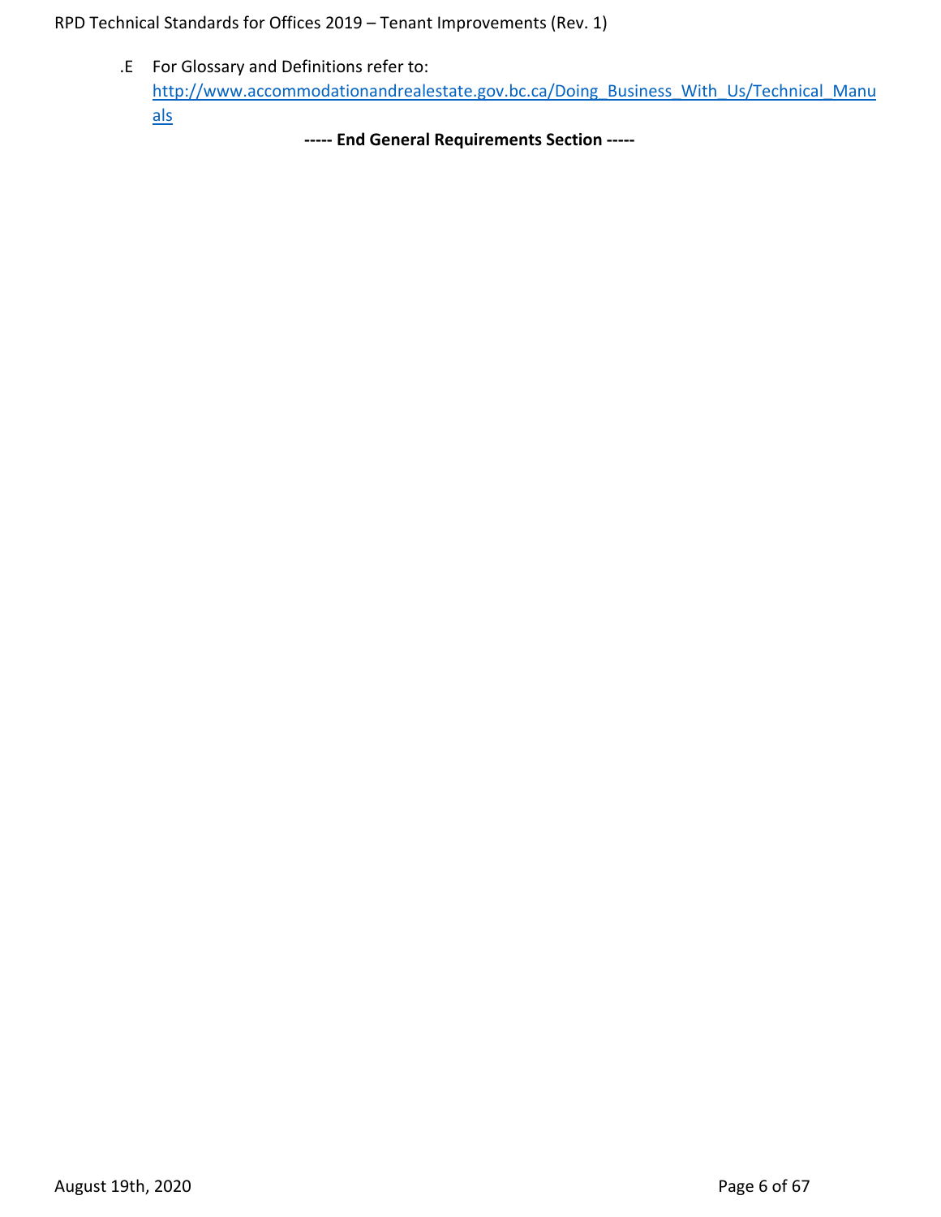.E For Glossary and Definitions refer to: [http://www.accommodationandrealestate.gov.bc.ca/Doing_Business_With_Us/Technical_Manuals](http://www.accommodationandrealestate.gov.bc.ca/Doing_Business_With_Us/Technical_Manuals)

**----- End General Requirements Section -----**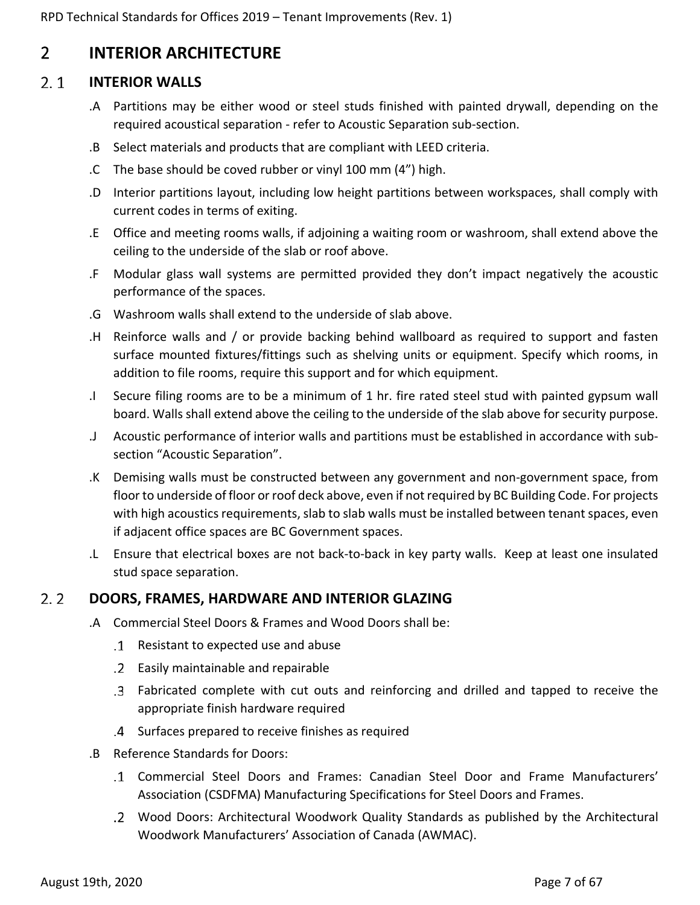# 2 INTERIOR ARCHITECTURE

## 2.1 INTERIOR WALLS

.A Partitions may be either wood or steel studs finished with painted drywall, depending on the required acoustical separation - refer to Acoustic Separation sub-section.

.B Select materials and products that are compliant with LEED criteria.

.C The base should be coved rubber or vinyl 100 mm (4”) high.

.D Interior partitions layout, including low height partitions between workspaces, shall comply with current codes in terms of exiting.

.E Office and meeting rooms walls, if adjoining a waiting room or washroom, shall extend above the ceiling to the underside of the slab or roof above.

.F Modular glass wall systems are permitted provided they don’t impact negatively the acoustic performance of the spaces.

.G Washroom walls shall extend to the underside of slab above.

.H Reinforce walls and / or provide backing behind wallboard as required to support and fasten surface mounted fixtures/fittings such as shelving units or equipment. Specify which rooms, in addition to file rooms, require this support and for which equipment.

.I Secure filing rooms are to be a minimum of 1 hr. fire rated steel stud with painted gypsum wall board. Walls shall extend above the ceiling to the underside of the slab above for security purpose.

.J Acoustic performance of interior walls and partitions must be established in accordance with sub-section “Acoustic Separation”.

.K Demising walls must be constructed between any government and non-government space, from floor to underside of floor or roof deck above, even if not required by BC Building Code. For projects with high acoustics requirements, slab to slab walls must be installed between tenant spaces, even if adjacent office spaces are BC Government spaces.

.L Ensure that electrical boxes are not back-to-back in key party walls. Keep at least one insulated stud space separation.

## 2.2 DOORS, FRAMES, HARDWARE AND INTERIOR GLAZING

.A Commercial Steel Doors & Frames and Wood Doors shall be:

- .1 Resistant to expected use and abuse
- .2 Easily maintainable and repairable
- .3 Fabricated complete with cut outs and reinforcing and drilled and tapped to receive the appropriate finish hardware required
- .4 Surfaces prepared to receive finishes as required

.B Reference Standards for Doors:

- .1 Commercial Steel Doors and Frames: Canadian Steel Door and Frame Manufacturers’ Association (CSDFMA) Manufacturing Specifications for Steel Doors and Frames.
- .2 Wood Doors: Architectural Woodwork Quality Standards as published by the Architectural Woodwork Manufacturers’ Association of Canada (AWMAC).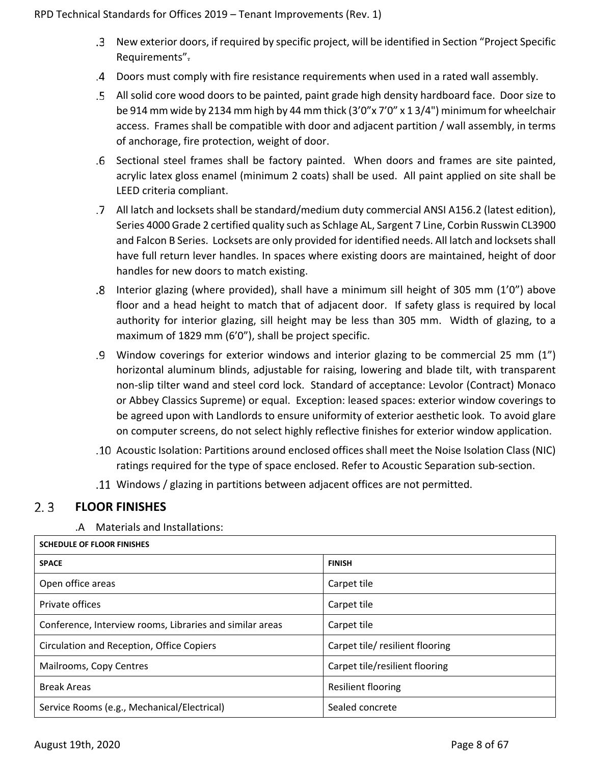.3 New exterior doors, if required by specific project, will be identified in Section "Project Specific Requirements".

.4 Doors must comply with fire resistance requirements when used in a rated wall assembly.

.5 All solid core wood doors to be painted, paint grade high density hardboard face. Door size to be 914 mm wide by 2134 mm high by 44 mm thick (3'0"x 7'0" x 1 3/4") minimum for wheelchair access. Frames shall be compatible with door and adjacent partition / wall assembly, in terms of anchorage, fire protection, weight of door.

.6 Sectional steel frames shall be factory painted. When doors and frames are site painted, acrylic latex gloss enamel (minimum 2 coats) shall be used. All paint applied on site shall be LEED criteria compliant.

.7 All latch and locksets shall be standard/medium duty commercial ANSI A156.2 (latest edition), Series 4000 Grade 2 certified quality such as Schlage AL, Sargent 7 Line, Corbin Russwin CL3900 and Falcon B Series. Locksets are only provided for identified needs. All latch and locksets shall have full return lever handles. In spaces where existing doors are maintained, height of door handles for new doors to match existing.

.8 Interior glazing (where provided), shall have a minimum sill height of 305 mm (1'0") above floor and a head height to match that of adjacent door. If safety glass is required by local authority for interior glazing, sill height may be less than 305 mm. Width of glazing, to a maximum of 1829 mm (6'0"), shall be project specific.

.9 Window coverings for exterior windows and interior glazing to be commercial 25 mm (1") horizontal aluminum blinds, adjustable for raising, lowering and blade tilt, with transparent non-slip tilter wand and steel cord lock. Standard of acceptance: Levolor (Contract) Monaco or Abbey Classics Supreme) or equal. Exception: leased spaces: exterior window coverings to be agreed upon with Landlords to ensure uniformity of exterior aesthetic look. To avoid glare on computer screens, do not select highly reflective finishes for exterior window application.

.10 Acoustic Isolation: Partitions around enclosed offices shall meet the Noise Isolation Class (NIC) ratings required for the type of space enclosed. Refer to Acoustic Separation sub-section.

.11 Windows / glazing in partitions between adjacent offices are not permitted.

## 2.3 FLOOR FINISHES

.A Materials and Installations:

| SCHEDULE OF FLOOR FINISHES | |
|---|---|
| **SPACE** | **FINISH** |
| Open office areas | Carpet tile |
| Private offices | Carpet tile |
| Conference, Interview rooms, Libraries and similar areas | Carpet tile |
| Circulation and Reception, Office Copiers | Carpet tile/ resilient flooring |
| Mailrooms, Copy Centres | Carpet tile/resilient flooring |
| Break Areas | Resilient flooring |
| Service Rooms (e.g., Mechanical/Electrical) | Sealed concrete |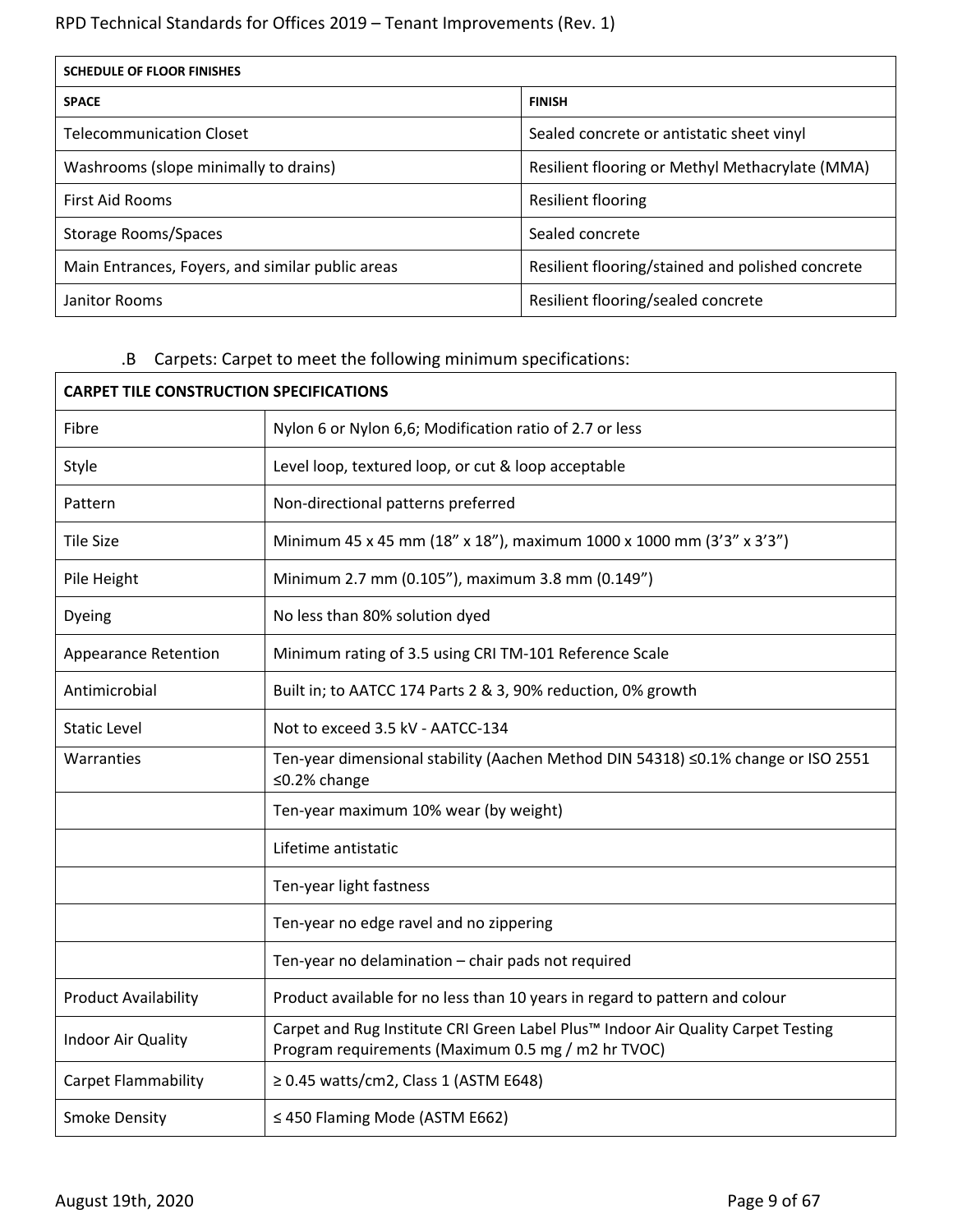| SCHEDULE OF FLOOR FINISHES | |
|---|---|
| **SPACE** | **FINISH** |
| Telecommunication Closet | Sealed concrete or antistatic sheet vinyl |
| Washrooms (slope minimally to drains) | Resilient flooring or Methyl Methacrylate (MMA) |
| First Aid Rooms | Resilient flooring |
| Storage Rooms/Spaces | Sealed concrete |
| Main Entrances, Foyers, and similar public areas | Resilient flooring/stained and polished concrete |
| Janitor Rooms | Resilient flooring/sealed concrete |

.B Carpets: Carpet to meet the following minimum specifications:

| CARPET TILE CONSTRUCTION SPECIFICATIONS | |
|---|---|
| Fibre | Nylon 6 or Nylon 6,6; Modification ratio of 2.7 or less |
| Style | Level loop, textured loop, or cut & loop acceptable |
| Pattern | Non-directional patterns preferred |
| Tile Size | Minimum 45 x 45 mm (18" x 18"), maximum 1000 x 1000 mm (3'3" x 3'3") |
| Pile Height | Minimum 2.7 mm (0.105"), maximum 3.8 mm (0.149") |
| Dyeing | No less than 80% solution dyed |
| Appearance Retention | Minimum rating of 3.5 using CRI TM-101 Reference Scale |
| Antimicrobial | Built in; to AATCC 174 Parts 2 & 3, 90% reduction, 0% growth |
| Static Level | Not to exceed 3.5 kV - AATCC-134 |
| Warranties | Ten-year dimensional stability (Aachen Method DIN 54318) ≤0.1% change or ISO 2551 ≤0.2% change |
| | Ten-year maximum 10% wear (by weight) |
| | Lifetime antistatic |
| | Ten-year light fastness |
| | Ten-year no edge ravel and no zippering |
| | Ten-year no delamination – chair pads not required |
| Product Availability | Product available for no less than 10 years in regard to pattern and colour |
| Indoor Air Quality | Carpet and Rug Institute CRI Green Label Plus™ Indoor Air Quality Carpet Testing Program requirements (Maximum 0.5 mg / m2 hr TVOC) |
| Carpet Flammability | ≥ 0.45 watts/cm2, Class 1 (ASTM E648) |
| Smoke Density | ≤ 450 Flaming Mode (ASTM E662) |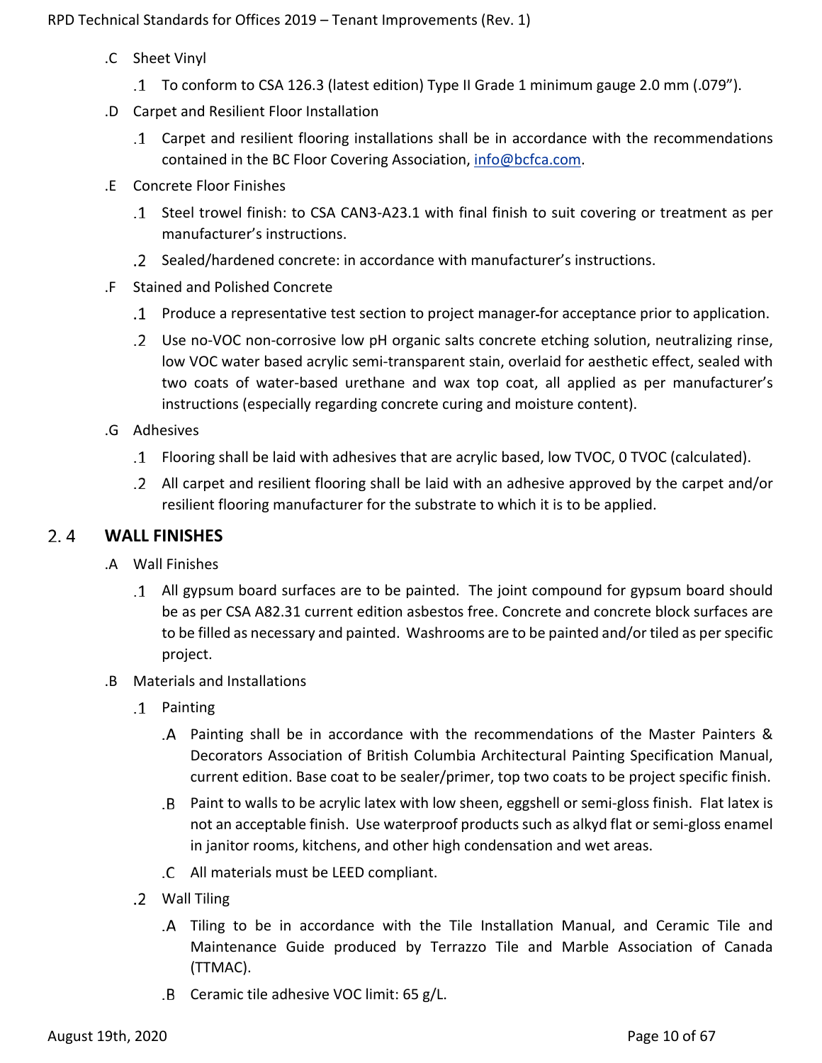.C Sheet Vinyl

.1 To conform to CSA 126.3 (latest edition) Type II Grade 1 minimum gauge 2.0 mm (.079").

.D Carpet and Resilient Floor Installation

.1 Carpet and resilient flooring installations shall be in accordance with the recommendations contained in the BC Floor Covering Association, info@bcfca.com.

.E Concrete Floor Finishes

.1 Steel trowel finish: to CSA CAN3-A23.1 with final finish to suit covering or treatment as per manufacturer's instructions.

.2 Sealed/hardened concrete: in accordance with manufacturer's instructions.

.F Stained and Polished Concrete

.1 Produce a representative test section to project manager-for acceptance prior to application.

.2 Use no-VOC non-corrosive low pH organic salts concrete etching solution, neutralizing rinse, low VOC water based acrylic semi-transparent stain, overlaid for aesthetic effect, sealed with two coats of water-based urethane and wax top coat, all applied as per manufacturer's instructions (especially regarding concrete curing and moisture content).

.G Adhesives

.1 Flooring shall be laid with adhesives that are acrylic based, low TVOC, 0 TVOC (calculated).

.2 All carpet and resilient flooring shall be laid with an adhesive approved by the carpet and/or resilient flooring manufacturer for the substrate to which it is to be applied.

## 2.4 WALL FINISHES

.A Wall Finishes

.1 All gypsum board surfaces are to be painted. The joint compound for gypsum board should be as per CSA A82.31 current edition asbestos free. Concrete and concrete block surfaces are to be filled as necessary and painted. Washrooms are to be painted and/or tiled as per specific project.

.B Materials and Installations

.1 Painting

.A Painting shall be in accordance with the recommendations of the Master Painters & Decorators Association of British Columbia Architectural Painting Specification Manual, current edition. Base coat to be sealer/primer, top two coats to be project specific finish.

.B Paint to walls to be acrylic latex with low sheen, eggshell or semi-gloss finish. Flat latex is not an acceptable finish. Use waterproof products such as alkyd flat or semi-gloss enamel in janitor rooms, kitchens, and other high condensation and wet areas.

.C All materials must be LEED compliant.

.2 Wall Tiling

.A Tiling to be in accordance with the Tile Installation Manual, and Ceramic Tile and Maintenance Guide produced by Terrazzo Tile and Marble Association of Canada (TTMAC).

.B Ceramic tile adhesive VOC limit: 65 g/L.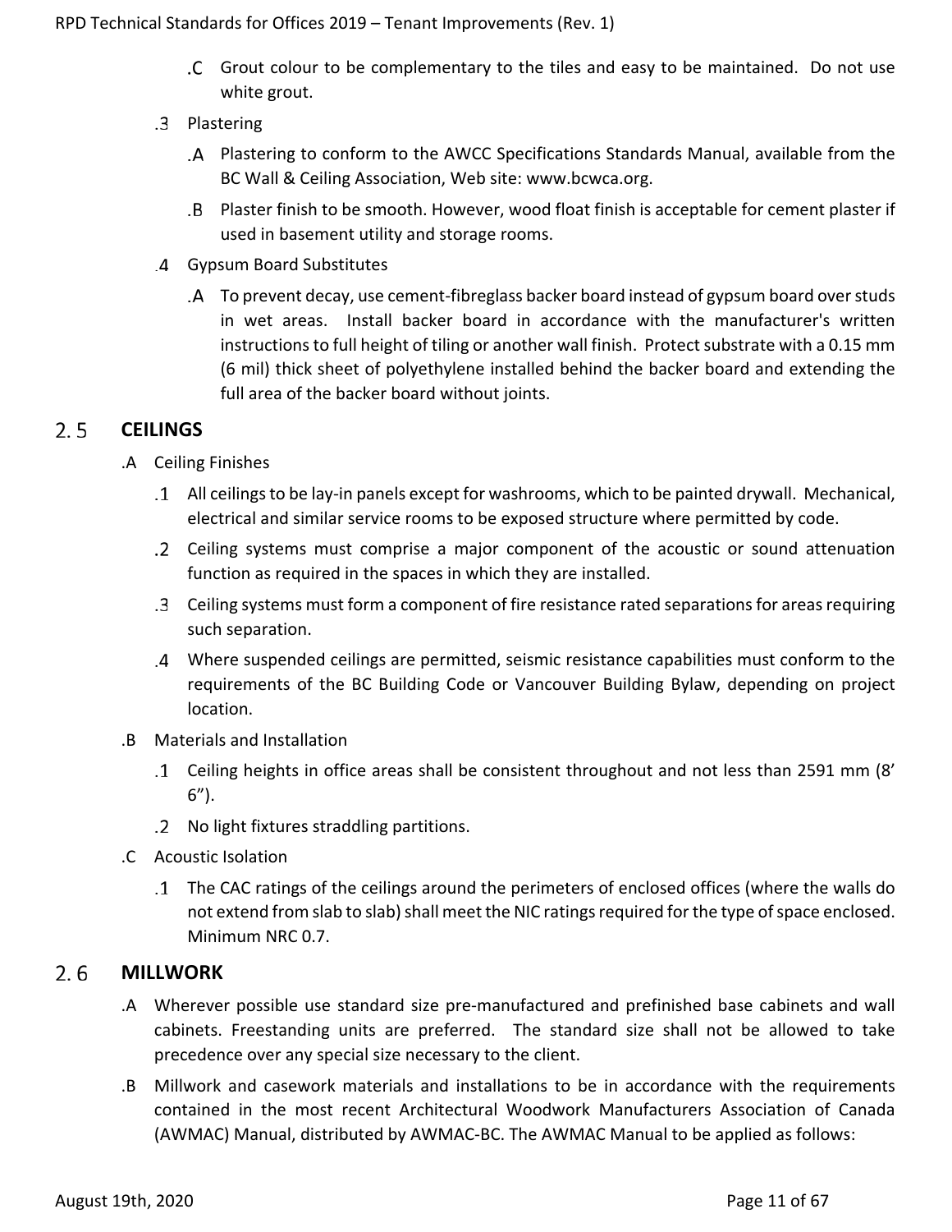.C Grout colour to be complementary to the tiles and easy to be maintained. Do not use white grout.

.3 Plastering

.A Plastering to conform to the AWCC Specifications Standards Manual, available from the BC Wall & Ceiling Association, Web site: www.bcwca.org.

.B Plaster finish to be smooth. However, wood float finish is acceptable for cement plaster if used in basement utility and storage rooms.

.4 Gypsum Board Substitutes

.A To prevent decay, use cement-fibreglass backer board instead of gypsum board over studs in wet areas. Install backer board in accordance with the manufacturer's written instructions to full height of tiling or another wall finish. Protect substrate with a 0.15 mm (6 mil) thick sheet of polyethylene installed behind the backer board and extending the full area of the backer board without joints.

## 2.5 CEILINGS

.A Ceiling Finishes

.1 All ceilings to be lay-in panels except for washrooms, which to be painted drywall. Mechanical, electrical and similar service rooms to be exposed structure where permitted by code.

.2 Ceiling systems must comprise a major component of the acoustic or sound attenuation function as required in the spaces in which they are installed.

.3 Ceiling systems must form a component of fire resistance rated separations for areas requiring such separation.

.4 Where suspended ceilings are permitted, seismic resistance capabilities must conform to the requirements of the BC Building Code or Vancouver Building Bylaw, depending on project location.

.B Materials and Installation

.1 Ceiling heights in office areas shall be consistent throughout and not less than 2591 mm (8' 6").

.2 No light fixtures straddling partitions.

.C Acoustic Isolation

.1 The CAC ratings of the ceilings around the perimeters of enclosed offices (where the walls do not extend from slab to slab) shall meet the NIC ratings required for the type of space enclosed. Minimum NRC 0.7.

## 2.6 MILLWORK

.A Wherever possible use standard size pre-manufactured and prefinished base cabinets and wall cabinets. Freestanding units are preferred. The standard size shall not be allowed to take precedence over any special size necessary to the client.

.B Millwork and casework materials and installations to be in accordance with the requirements contained in the most recent Architectural Woodwork Manufacturers Association of Canada (AWMAC) Manual, distributed by AWMAC-BC. The AWMAC Manual to be applied as follows: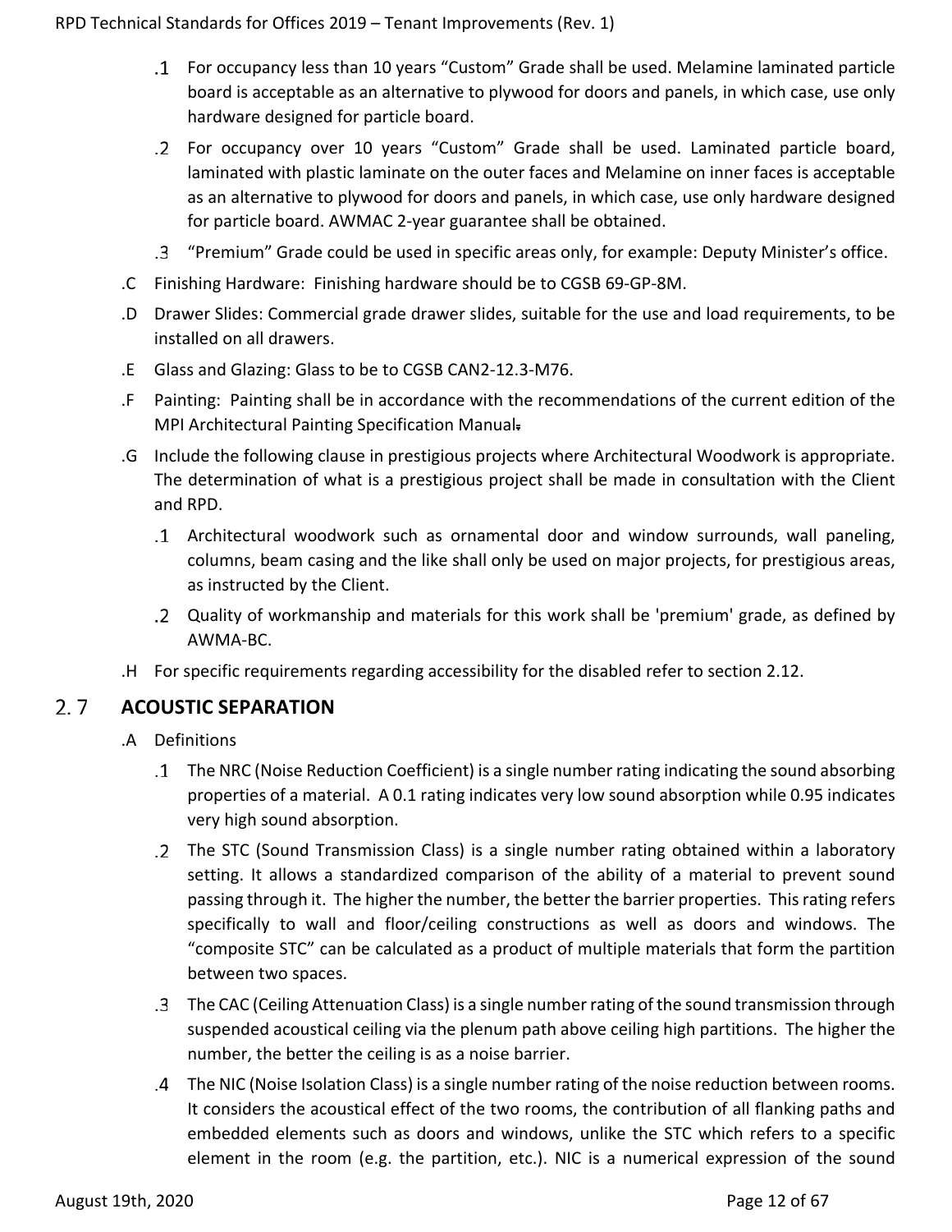.1 For occupancy less than 10 years “Custom” Grade shall be used. Melamine laminated particle board is acceptable as an alternative to plywood for doors and panels, in which case, use only hardware designed for particle board.

.2 For occupancy over 10 years “Custom” Grade shall be used. Laminated particle board, laminated with plastic laminate on the outer faces and Melamine on inner faces is acceptable as an alternative to plywood for doors and panels, in which case, use only hardware designed for particle board. AWMAC 2-year guarantee shall be obtained.

.3 “Premium” Grade could be used in specific areas only, for example: Deputy Minister’s office.

.C Finishing Hardware: Finishing hardware should be to CGSB 69-GP-8M.

.D Drawer Slides: Commercial grade drawer slides, suitable for the use and load requirements, to be installed on all drawers.

.E Glass and Glazing: Glass to be to CGSB CAN2-12.3-M76.

.F Painting: Painting shall be in accordance with the recommendations of the current edition of the MPI Architectural Painting Specification Manual.

.G Include the following clause in prestigious projects where Architectural Woodwork is appropriate. The determination of what is a prestigious project shall be made in consultation with the Client and RPD.

.1 Architectural woodwork such as ornamental door and window surrounds, wall paneling, columns, beam casing and the like shall only be used on major projects, for prestigious areas, as instructed by the Client.

.2 Quality of workmanship and materials for this work shall be 'premium' grade, as defined by AWMA-BC.

.H For specific requirements regarding accessibility for the disabled refer to section 2.12.

## 2.7 ACOUSTIC SEPARATION

.A Definitions

.1 The NRC (Noise Reduction Coefficient) is a single number rating indicating the sound absorbing properties of a material. A 0.1 rating indicates very low sound absorption while 0.95 indicates very high sound absorption.

.2 The STC (Sound Transmission Class) is a single number rating obtained within a laboratory setting. It allows a standardized comparison of the ability of a material to prevent sound passing through it. The higher the number, the better the barrier properties. This rating refers specifically to wall and floor/ceiling constructions as well as doors and windows. The “composite STC” can be calculated as a product of multiple materials that form the partition between two spaces.

.3 The CAC (Ceiling Attenuation Class) is a single number rating of the sound transmission through suspended acoustical ceiling via the plenum path above ceiling high partitions. The higher the number, the better the ceiling is as a noise barrier.

.4 The NIC (Noise Isolation Class) is a single number rating of the noise reduction between rooms. It considers the acoustical effect of the two rooms, the contribution of all flanking paths and embedded elements such as doors and windows, unlike the STC which refers to a specific element in the room (e.g. the partition, etc.). NIC is a numerical expression of the sound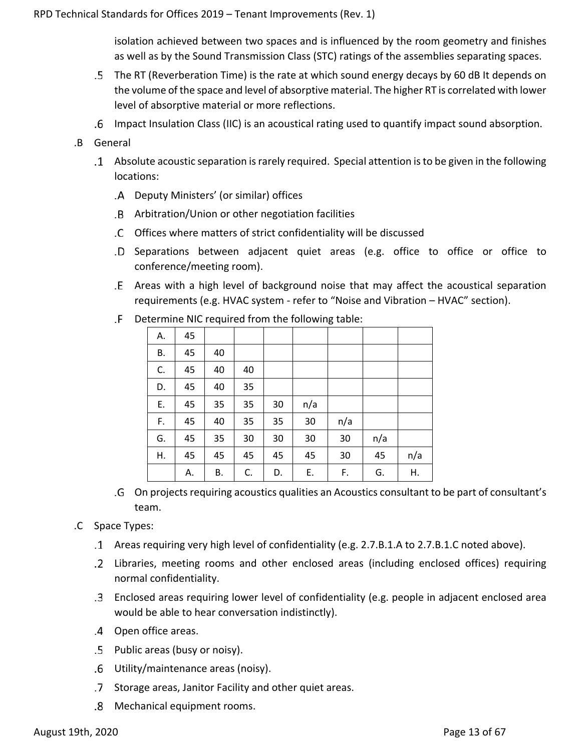isolation achieved between two spaces and is influenced by the room geometry and finishes as well as by the Sound Transmission Class (STC) ratings of the assemblies separating spaces.

.5 The RT (Reverberation Time) is the rate at which sound energy decays by 60 dB It depends on the volume of the space and level of absorptive material. The higher RT is correlated with lower level of absorptive material or more reflections.

.6 Impact Insulation Class (IIC) is an acoustical rating used to quantify impact sound absorption.

.B General

.1 Absolute acoustic separation is rarely required. Special attention is to be given in the following locations:

.A Deputy Ministers' (or similar) offices

.B Arbitration/Union or other negotiation facilities

.C Offices where matters of strict confidentiality will be discussed

.D Separations between adjacent quiet areas (e.g. office to office or office to conference/meeting room).

.E Areas with a high level of background noise that may affect the acoustical separation requirements (e.g. HVAC system - refer to "Noise and Vibration – HVAC" section).

.F Determine NIC required from the following table:

| | | | | | | | | |
|---|---|---|---|---|---|---|---|---|
| A. | 45 | | | | | | | |
| B. | 45 | 40 | | | | | | |
| C. | 45 | 40 | 40 | | | | | |
| D. | 45 | 40 | 35 | | | | | |
| E. | 45 | 35 | 35 | 30 | n/a | | | |
| F. | 45 | 40 | 35 | 35 | 30 | n/a | | |
| G. | 45 | 35 | 30 | 30 | 30 | 30 | n/a | |
| H. | 45 | 45 | 45 | 45 | 45 | 30 | 45 | n/a |
| | A. | B. | C. | D. | E. | F. | G. | H. |

.G On projects requiring acoustics qualities an Acoustics consultant to be part of consultant's team.

.C Space Types:

.1 Areas requiring very high level of confidentiality (e.g. 2.7.B.1.A to 2.7.B.1.C noted above).

.2 Libraries, meeting rooms and other enclosed areas (including enclosed offices) requiring normal confidentiality.

.3 Enclosed areas requiring lower level of confidentiality (e.g. people in adjacent enclosed area would be able to hear conversation indistinctly).

.4 Open office areas.

.5 Public areas (busy or noisy).

.6 Utility/maintenance areas (noisy).

.7 Storage areas, Janitor Facility and other quiet areas.

.8 Mechanical equipment rooms.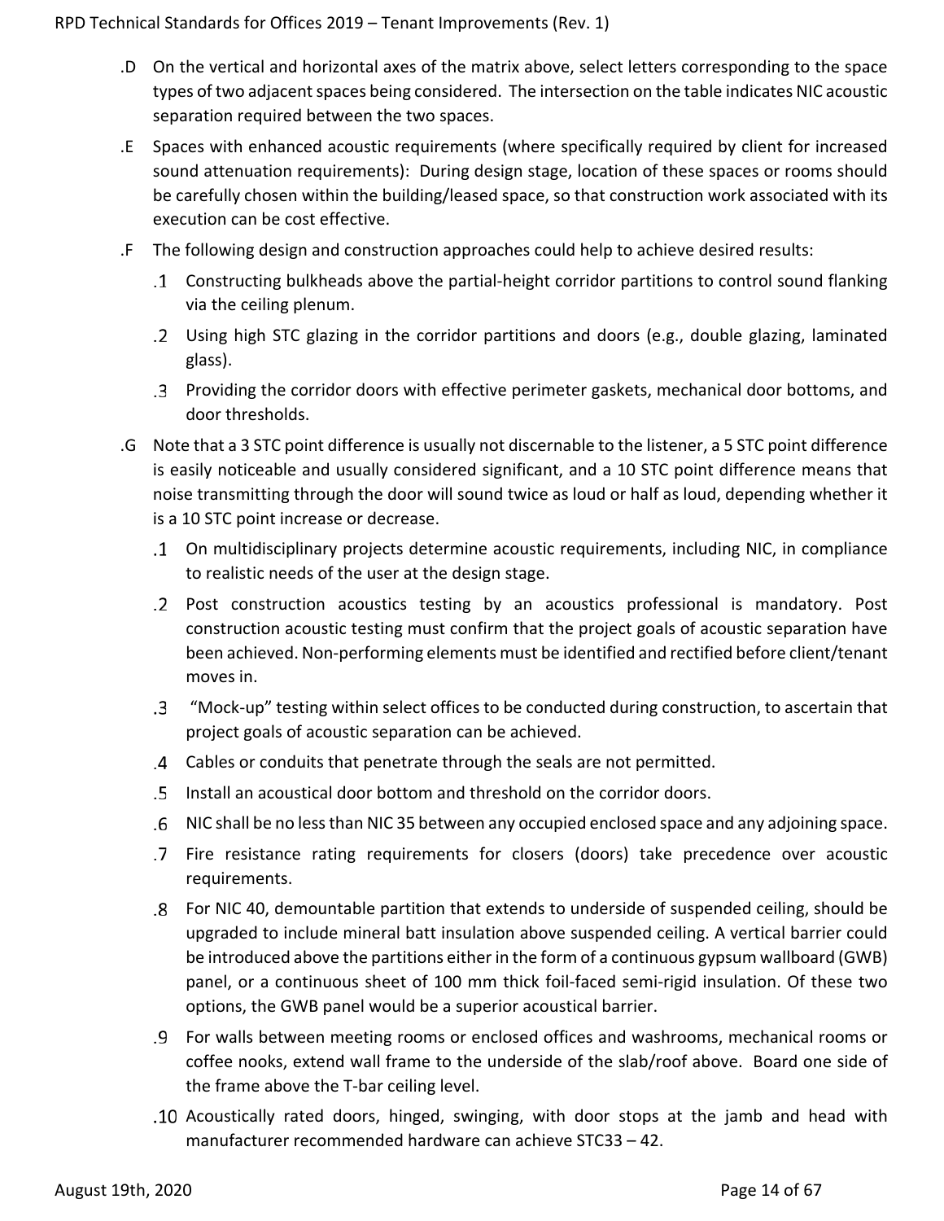.D On the vertical and horizontal axes of the matrix above, select letters corresponding to the space types of two adjacent spaces being considered. The intersection on the table indicates NIC acoustic separation required between the two spaces.

.E Spaces with enhanced acoustic requirements (where specifically required by client for increased sound attenuation requirements): During design stage, location of these spaces or rooms should be carefully chosen within the building/leased space, so that construction work associated with its execution can be cost effective.

.F The following design and construction approaches could help to achieve desired results:

- .1 Constructing bulkheads above the partial-height corridor partitions to control sound flanking via the ceiling plenum.
- .2 Using high STC glazing in the corridor partitions and doors (e.g., double glazing, laminated glass).
- .3 Providing the corridor doors with effective perimeter gaskets, mechanical door bottoms, and door thresholds.

.G Note that a 3 STC point difference is usually not discernable to the listener, a 5 STC point difference is easily noticeable and usually considered significant, and a 10 STC point difference means that noise transmitting through the door will sound twice as loud or half as loud, depending whether it is a 10 STC point increase or decrease.

- .1 On multidisciplinary projects determine acoustic requirements, including NIC, in compliance to realistic needs of the user at the design stage.
- .2 Post construction acoustics testing by an acoustics professional is mandatory. Post construction acoustic testing must confirm that the project goals of acoustic separation have been achieved. Non-performing elements must be identified and rectified before client/tenant moves in.
- .3 "Mock-up" testing within select offices to be conducted during construction, to ascertain that project goals of acoustic separation can be achieved.
- .4 Cables or conduits that penetrate through the seals are not permitted.
- .5 Install an acoustical door bottom and threshold on the corridor doors.
- .6 NIC shall be no less than NIC 35 between any occupied enclosed space and any adjoining space.
- .7 Fire resistance rating requirements for closers (doors) take precedence over acoustic requirements.
- .8 For NIC 40, demountable partition that extends to underside of suspended ceiling, should be upgraded to include mineral batt insulation above suspended ceiling. A vertical barrier could be introduced above the partitions either in the form of a continuous gypsum wallboard (GWB) panel, or a continuous sheet of 100 mm thick foil-faced semi-rigid insulation. Of these two options, the GWB panel would be a superior acoustical barrier.
- .9 For walls between meeting rooms or enclosed offices and washrooms, mechanical rooms or coffee nooks, extend wall frame to the underside of the slab/roof above. Board one side of the frame above the T-bar ceiling level.
- .10 Acoustically rated doors, hinged, swinging, with door stops at the jamb and head with manufacturer recommended hardware can achieve STC33 – 42.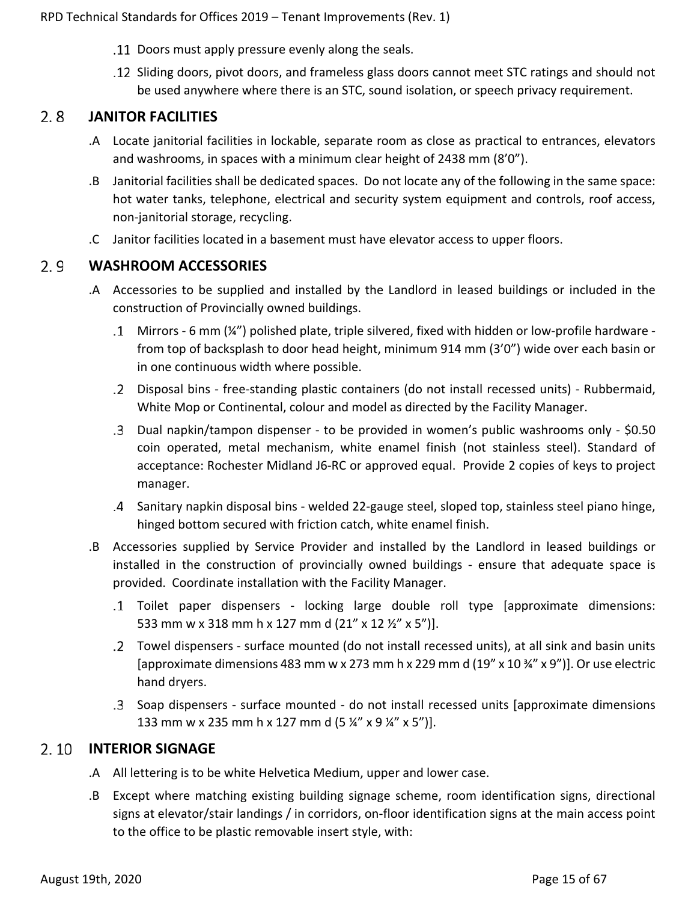.11 Doors must apply pressure evenly along the seals.

.12 Sliding doors, pivot doors, and frameless glass doors cannot meet STC ratings and should not be used anywhere where there is an STC, sound isolation, or speech privacy requirement.

## 2.8 JANITOR FACILITIES

.A Locate janitorial facilities in lockable, separate room as close as practical to entrances, elevators and washrooms, in spaces with a minimum clear height of 2438 mm (8'0").

.B Janitorial facilities shall be dedicated spaces. Do not locate any of the following in the same space: hot water tanks, telephone, electrical and security system equipment and controls, roof access, non-janitorial storage, recycling.

.C Janitor facilities located in a basement must have elevator access to upper floors.

## 2.9 WASHROOM ACCESSORIES

.A Accessories to be supplied and installed by the Landlord in leased buildings or included in the construction of Provincially owned buildings.

.1 Mirrors - 6 mm (¼") polished plate, triple silvered, fixed with hidden or low-profile hardware - from top of backsplash to door head height, minimum 914 mm (3'0") wide over each basin or in one continuous width where possible.

.2 Disposal bins - free-standing plastic containers (do not install recessed units) - Rubbermaid, White Mop or Continental, colour and model as directed by the Facility Manager.

.3 Dual napkin/tampon dispenser - to be provided in women's public washrooms only - $0.50 coin operated, metal mechanism, white enamel finish (not stainless steel). Standard of acceptance: Rochester Midland J6-RC or approved equal. Provide 2 copies of keys to project manager.

.4 Sanitary napkin disposal bins - welded 22-gauge steel, sloped top, stainless steel piano hinge, hinged bottom secured with friction catch, white enamel finish.

.B Accessories supplied by Service Provider and installed by the Landlord in leased buildings or installed in the construction of provincially owned buildings - ensure that adequate space is provided. Coordinate installation with the Facility Manager.

.1 Toilet paper dispensers - locking large double roll type [approximate dimensions: 533 mm w x 318 mm h x 127 mm d (21" x 12 ½" x 5")].

.2 Towel dispensers - surface mounted (do not install recessed units), at all sink and basin units [approximate dimensions 483 mm w x 273 mm h x 229 mm d (19" x 10 ¾" x 9")]. Or use electric hand dryers.

.3 Soap dispensers - surface mounted - do not install recessed units [approximate dimensions 133 mm w x 235 mm h x 127 mm d (5 ¼" x 9 ¼" x 5")].

## 2.10 INTERIOR SIGNAGE

.A All lettering is to be white Helvetica Medium, upper and lower case.

.B Except where matching existing building signage scheme, room identification signs, directional signs at elevator/stair landings / in corridors, on-floor identification signs at the main access point to the office to be plastic removable insert style, with: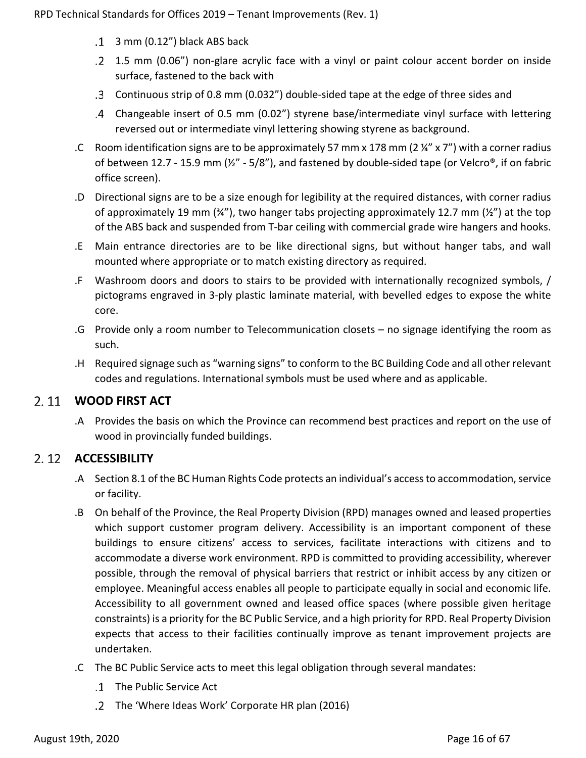.1 3 mm (0.12”) black ABS back

.2 1.5 mm (0.06”) non-glare acrylic face with a vinyl or paint colour accent border on inside surface, fastened to the back with

.3 Continuous strip of 0.8 mm (0.032”) double-sided tape at the edge of three sides and

.4 Changeable insert of 0.5 mm (0.02”) styrene base/intermediate vinyl surface with lettering reversed out or intermediate vinyl lettering showing styrene as background.

.C Room identification signs are to be approximately 57 mm x 178 mm (2 ¼” x 7”) with a corner radius of between 12.7 - 15.9 mm (½” - 5/8”), and fastened by double-sided tape (or Velcro®, if on fabric office screen).

.D Directional signs are to be a size enough for legibility at the required distances, with corner radius of approximately 19 mm (¾”), two hanger tabs projecting approximately 12.7 mm (½”) at the top of the ABS back and suspended from T-bar ceiling with commercial grade wire hangers and hooks.

.E Main entrance directories are to be like directional signs, but without hanger tabs, and wall mounted where appropriate or to match existing directory as required.

.F Washroom doors and doors to stairs to be provided with internationally recognized symbols, / pictograms engraved in 3-ply plastic laminate material, with bevelled edges to expose the white core.

.G Provide only a room number to Telecommunication closets – no signage identifying the room as such.

.H Required signage such as “warning signs” to conform to the BC Building Code and all other relevant codes and regulations. International symbols must be used where and as applicable.

## 2.11 WOOD FIRST ACT

.A Provides the basis on which the Province can recommend best practices and report on the use of wood in provincially funded buildings.

## 2.12 ACCESSIBILITY

.A Section 8.1 of the BC Human Rights Code protects an individual’s access to accommodation, service or facility.

.B On behalf of the Province, the Real Property Division (RPD) manages owned and leased properties which support customer program delivery. Accessibility is an important component of these buildings to ensure citizens’ access to services, facilitate interactions with citizens and to accommodate a diverse work environment. RPD is committed to providing accessibility, wherever possible, through the removal of physical barriers that restrict or inhibit access by any citizen or employee. Meaningful access enables all people to participate equally in social and economic life. Accessibility to all government owned and leased office spaces (where possible given heritage constraints) is a priority for the BC Public Service, and a high priority for RPD. Real Property Division expects that access to their facilities continually improve as tenant improvement projects are undertaken.

.C The BC Public Service acts to meet this legal obligation through several mandates:

.1 The Public Service Act

.2 The ‘Where Ideas Work’ Corporate HR plan (2016)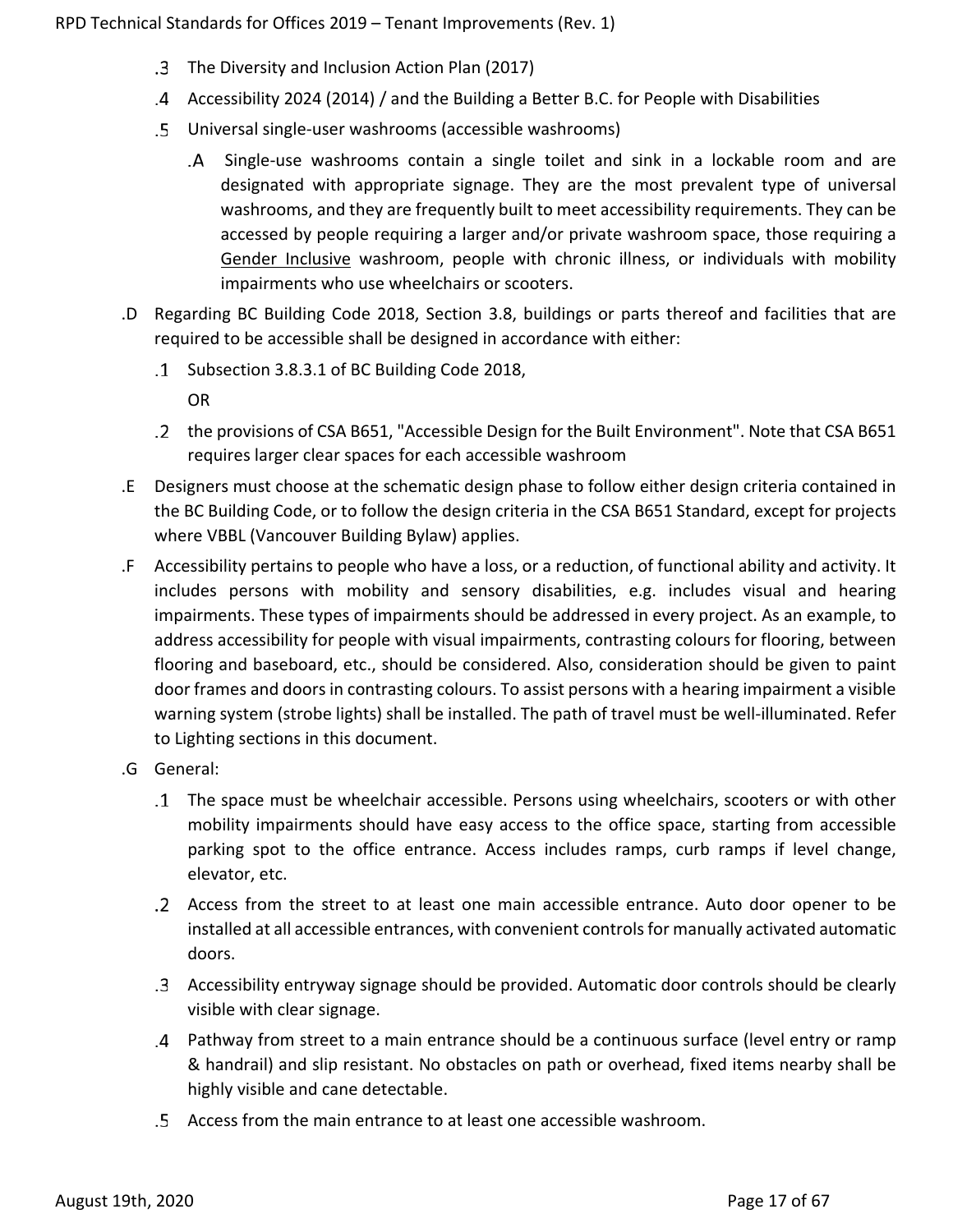.3 The Diversity and Inclusion Action Plan (2017)

.4 Accessibility 2024 (2014) / and the Building a Better B.C. for People with Disabilities

.5 Universal single-user washrooms (accessible washrooms)

.A Single-use washrooms contain a single toilet and sink in a lockable room and are designated with appropriate signage. They are the most prevalent type of universal washrooms, and they are frequently built to meet accessibility requirements. They can be accessed by people requiring a larger and/or private washroom space, those requiring a Gender Inclusive washroom, people with chronic illness, or individuals with mobility impairments who use wheelchairs or scooters.

.D Regarding BC Building Code 2018, Section 3.8, buildings or parts thereof and facilities that are required to be accessible shall be designed in accordance with either:

.1 Subsection 3.8.3.1 of BC Building Code 2018,

OR

.2 the provisions of CSA B651, "Accessible Design for the Built Environment". Note that CSA B651 requires larger clear spaces for each accessible washroom

.E Designers must choose at the schematic design phase to follow either design criteria contained in the BC Building Code, or to follow the design criteria in the CSA B651 Standard, except for projects where VBBL (Vancouver Building Bylaw) applies.

.F Accessibility pertains to people who have a loss, or a reduction, of functional ability and activity. It includes persons with mobility and sensory disabilities, e.g. includes visual and hearing impairments. These types of impairments should be addressed in every project. As an example, to address accessibility for people with visual impairments, contrasting colours for flooring, between flooring and baseboard, etc., should be considered. Also, consideration should be given to paint door frames and doors in contrasting colours. To assist persons with a hearing impairment a visible warning system (strobe lights) shall be installed. The path of travel must be well-illuminated. Refer to Lighting sections in this document.

.G General:

.1 The space must be wheelchair accessible. Persons using wheelchairs, scooters or with other mobility impairments should have easy access to the office space, starting from accessible parking spot to the office entrance. Access includes ramps, curb ramps if level change, elevator, etc.

.2 Access from the street to at least one main accessible entrance. Auto door opener to be installed at all accessible entrances, with convenient controls for manually activated automatic doors.

.3 Accessibility entryway signage should be provided. Automatic door controls should be clearly visible with clear signage.

.4 Pathway from street to a main entrance should be a continuous surface (level entry or ramp & handrail) and slip resistant. No obstacles on path or overhead, fixed items nearby shall be highly visible and cane detectable.

.5 Access from the main entrance to at least one accessible washroom.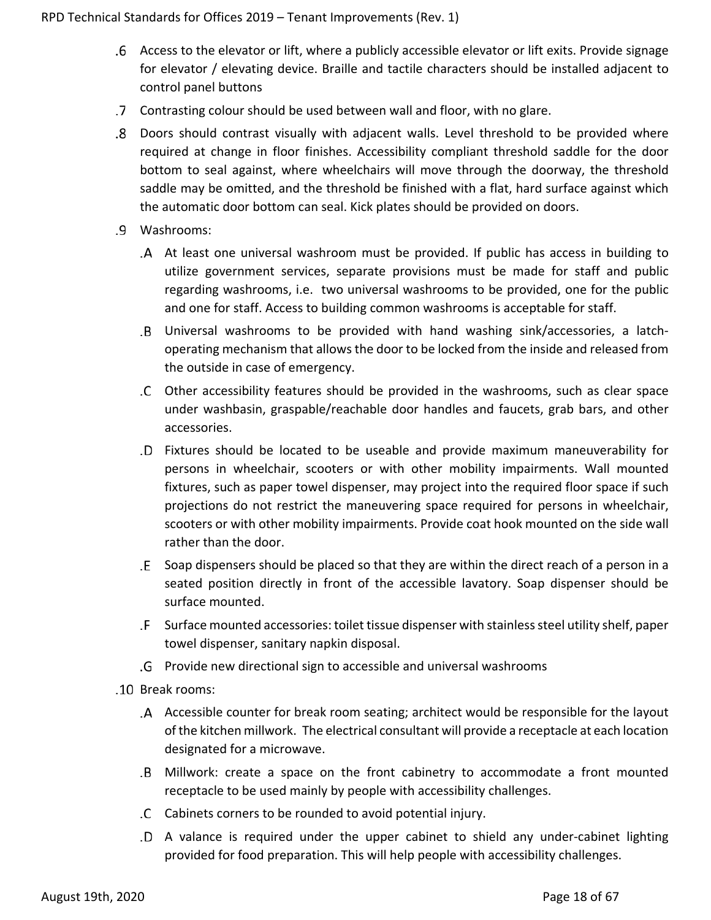.6 Access to the elevator or lift, where a publicly accessible elevator or lift exits. Provide signage for elevator / elevating device. Braille and tactile characters should be installed adjacent to control panel buttons

.7 Contrasting colour should be used between wall and floor, with no glare.

.8 Doors should contrast visually with adjacent walls. Level threshold to be provided where required at change in floor finishes. Accessibility compliant threshold saddle for the door bottom to seal against, where wheelchairs will move through the doorway, the threshold saddle may be omitted, and the threshold be finished with a flat, hard surface against which the automatic door bottom can seal. Kick plates should be provided on doors.

.9 Washrooms:

.A At least one universal washroom must be provided. If public has access in building to utilize government services, separate provisions must be made for staff and public regarding washrooms, i.e. two universal washrooms to be provided, one for the public and one for staff. Access to building common washrooms is acceptable for staff.

.B Universal washrooms to be provided with hand washing sink/accessories, a latch-operating mechanism that allows the door to be locked from the inside and released from the outside in case of emergency.

.C Other accessibility features should be provided in the washrooms, such as clear space under washbasin, graspable/reachable door handles and faucets, grab bars, and other accessories.

.D Fixtures should be located to be useable and provide maximum maneuverability for persons in wheelchair, scooters or with other mobility impairments. Wall mounted fixtures, such as paper towel dispenser, may project into the required floor space if such projections do not restrict the maneuvering space required for persons in wheelchair, scooters or with other mobility impairments. Provide coat hook mounted on the side wall rather than the door.

.E Soap dispensers should be placed so that they are within the direct reach of a person in a seated position directly in front of the accessible lavatory. Soap dispenser should be surface mounted.

.F Surface mounted accessories: toilet tissue dispenser with stainless steel utility shelf, paper towel dispenser, sanitary napkin disposal.

.G Provide new directional sign to accessible and universal washrooms

.10 Break rooms:

.A Accessible counter for break room seating; architect would be responsible for the layout of the kitchen millwork. The electrical consultant will provide a receptacle at each location designated for a microwave.

.B Millwork: create a space on the front cabinetry to accommodate a front mounted receptacle to be used mainly by people with accessibility challenges.

.C Cabinets corners to be rounded to avoid potential injury.

.D A valance is required under the upper cabinet to shield any under-cabinet lighting provided for food preparation. This will help people with accessibility challenges.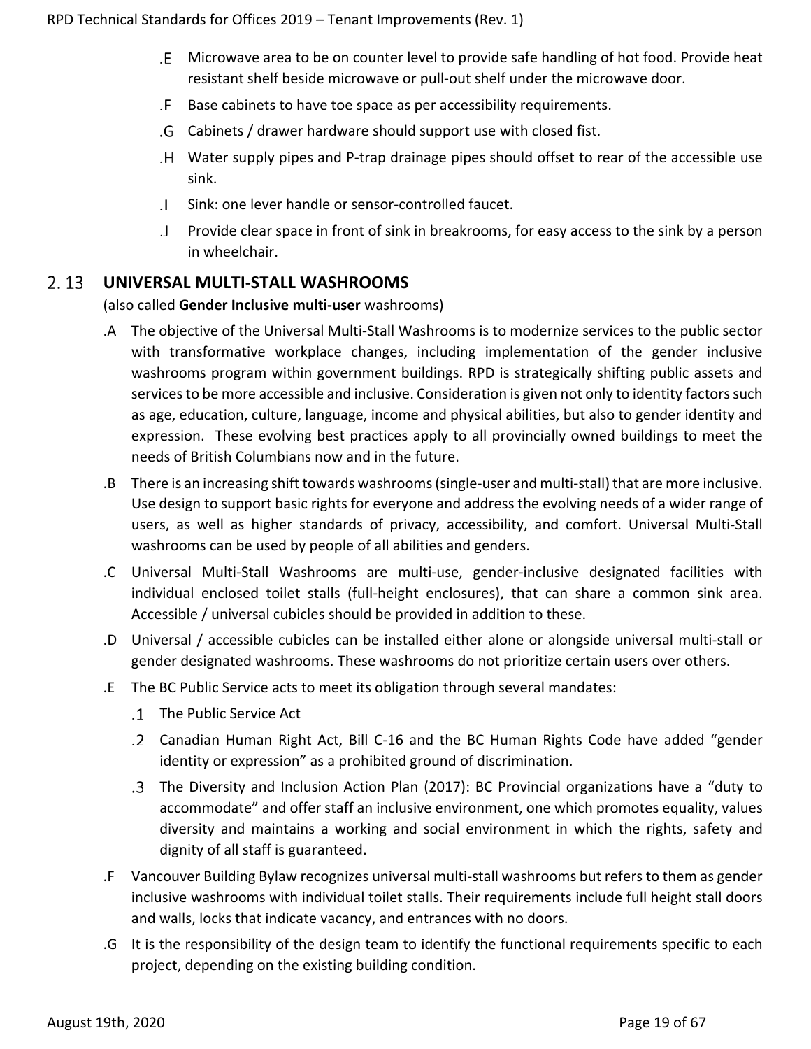.E Microwave area to be on counter level to provide safe handling of hot food. Provide heat resistant shelf beside microwave or pull-out shelf under the microwave door.

.F Base cabinets to have toe space as per accessibility requirements.

.G Cabinets / drawer hardware should support use with closed fist.

.H Water supply pipes and P-trap drainage pipes should offset to rear of the accessible use sink.

.I Sink: one lever handle or sensor-controlled faucet.

.J Provide clear space in front of sink in breakrooms, for easy access to the sink by a person in wheelchair.

## 2.13 UNIVERSAL MULTI-STALL WASHROOMS

(also called **Gender Inclusive multi-user** washrooms)

.A The objective of the Universal Multi-Stall Washrooms is to modernize services to the public sector with transformative workplace changes, including implementation of the gender inclusive washrooms program within government buildings. RPD is strategically shifting public assets and services to be more accessible and inclusive. Consideration is given not only to identity factors such as age, education, culture, language, income and physical abilities, but also to gender identity and expression. These evolving best practices apply to all provincially owned buildings to meet the needs of British Columbians now and in the future.

.B There is an increasing shift towards washrooms (single-user and multi-stall) that are more inclusive. Use design to support basic rights for everyone and address the evolving needs of a wider range of users, as well as higher standards of privacy, accessibility, and comfort. Universal Multi-Stall washrooms can be used by people of all abilities and genders.

.C Universal Multi-Stall Washrooms are multi-use, gender-inclusive designated facilities with individual enclosed toilet stalls (full-height enclosures), that can share a common sink area. Accessible / universal cubicles should be provided in addition to these.

.D Universal / accessible cubicles can be installed either alone or alongside universal multi-stall or gender designated washrooms. These washrooms do not prioritize certain users over others.

.E The BC Public Service acts to meet its obligation through several mandates:

- .1 The Public Service Act
- .2 Canadian Human Right Act, Bill C-16 and the BC Human Rights Code have added "gender identity or expression" as a prohibited ground of discrimination.
- .3 The Diversity and Inclusion Action Plan (2017): BC Provincial organizations have a "duty to accommodate" and offer staff an inclusive environment, one which promotes equality, values diversity and maintains a working and social environment in which the rights, safety and dignity of all staff is guaranteed.

.F Vancouver Building Bylaw recognizes universal multi-stall washrooms but refers to them as gender inclusive washrooms with individual toilet stalls. Their requirements include full height stall doors and walls, locks that indicate vacancy, and entrances with no doors.

.G It is the responsibility of the design team to identify the functional requirements specific to each project, depending on the existing building condition.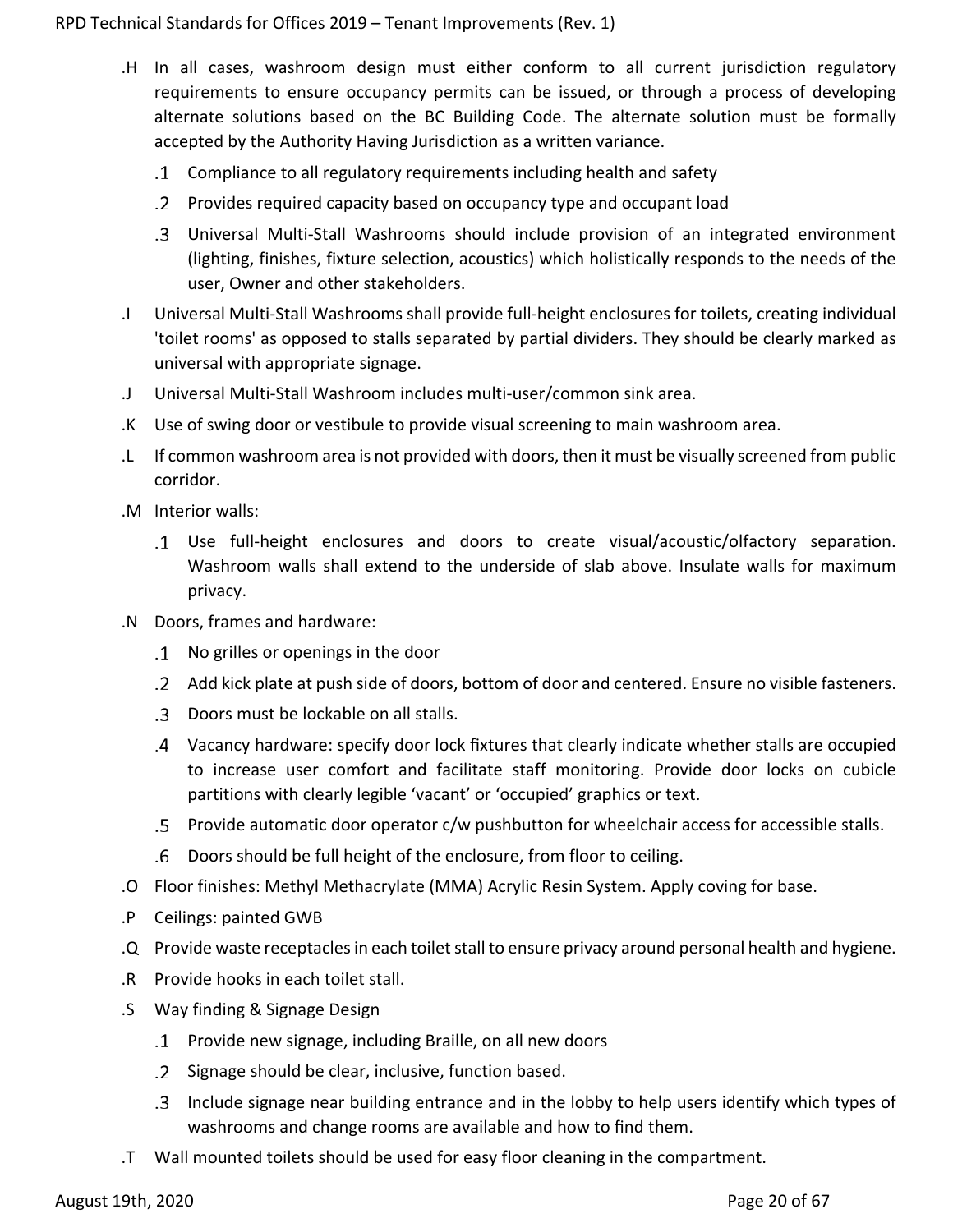.H In all cases, washroom design must either conform to all current jurisdiction regulatory requirements to ensure occupancy permits can be issued, or through a process of developing alternate solutions based on the BC Building Code. The alternate solution must be formally accepted by the Authority Having Jurisdiction as a written variance.

- .1 Compliance to all regulatory requirements including health and safety
- .2 Provides required capacity based on occupancy type and occupant load
- .3 Universal Multi-Stall Washrooms should include provision of an integrated environment (lighting, finishes, fixture selection, acoustics) which holistically responds to the needs of the user, Owner and other stakeholders.

.I Universal Multi-Stall Washrooms shall provide full-height enclosures for toilets, creating individual 'toilet rooms' as opposed to stalls separated by partial dividers. They should be clearly marked as universal with appropriate signage.

.J Universal Multi-Stall Washroom includes multi-user/common sink area.

.K Use of swing door or vestibule to provide visual screening to main washroom area.

.L If common washroom area is not provided with doors, then it must be visually screened from public corridor.

.M Interior walls:

- .1 Use full-height enclosures and doors to create visual/acoustic/olfactory separation. Washroom walls shall extend to the underside of slab above. Insulate walls for maximum privacy.

.N Doors, frames and hardware:

- .1 No grilles or openings in the door
- .2 Add kick plate at push side of doors, bottom of door and centered. Ensure no visible fasteners.
- .3 Doors must be lockable on all stalls.
- .4 Vacancy hardware: specify door lock fixtures that clearly indicate whether stalls are occupied to increase user comfort and facilitate staff monitoring. Provide door locks on cubicle partitions with clearly legible 'vacant' or 'occupied' graphics or text.
- .5 Provide automatic door operator c/w pushbutton for wheelchair access for accessible stalls.
- .6 Doors should be full height of the enclosure, from floor to ceiling.

.O Floor finishes: Methyl Methacrylate (MMA) Acrylic Resin System. Apply coving for base.

.P Ceilings: painted GWB

.Q Provide waste receptacles in each toilet stall to ensure privacy around personal health and hygiene.

.R Provide hooks in each toilet stall.

.S Way finding & Signage Design

- .1 Provide new signage, including Braille, on all new doors
- .2 Signage should be clear, inclusive, function based.
- .3 Include signage near building entrance and in the lobby to help users identify which types of washrooms and change rooms are available and how to find them.

.T Wall mounted toilets should be used for easy floor cleaning in the compartment.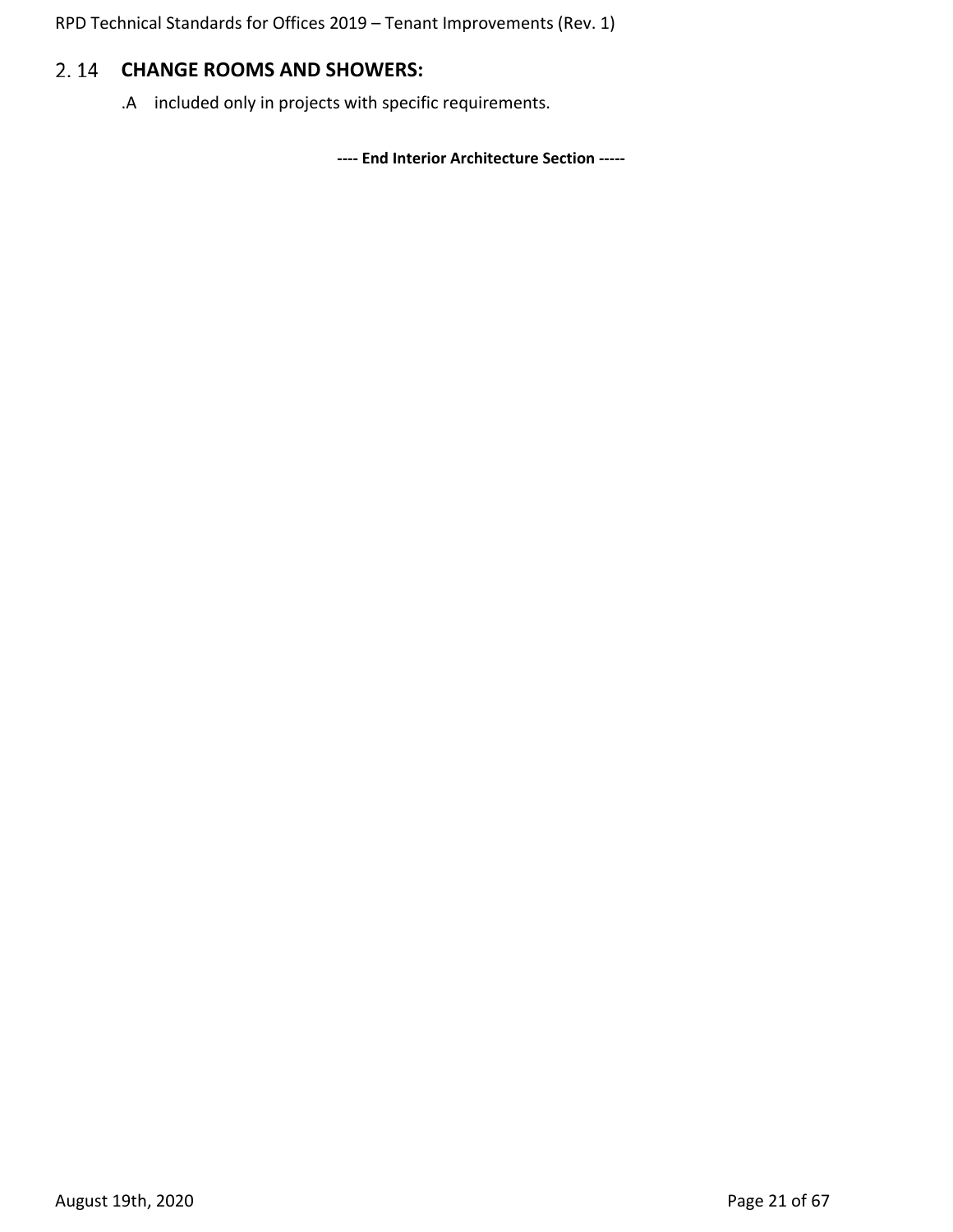## 2.14 CHANGE ROOMS AND SHOWERS:

.A included only in projects with specific requirements.

**---- End Interior Architecture Section -----**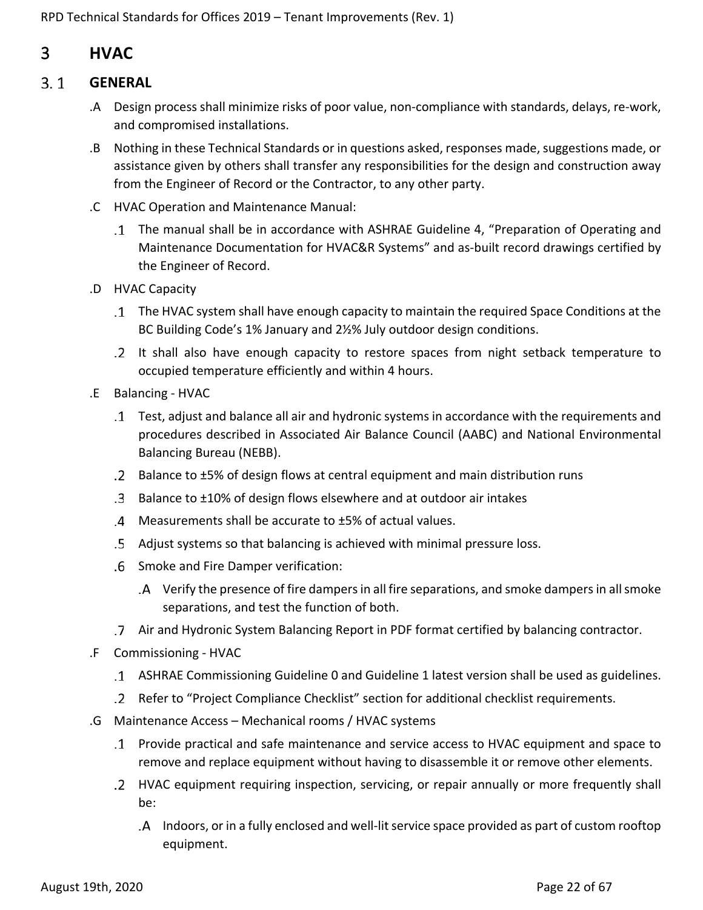# 3 HVAC

## 3.1 GENERAL

.A Design process shall minimize risks of poor value, non-compliance with standards, delays, re-work, and compromised installations.

.B Nothing in these Technical Standards or in questions asked, responses made, suggestions made, or assistance given by others shall transfer any responsibilities for the design and construction away from the Engineer of Record or the Contractor, to any other party.

.C HVAC Operation and Maintenance Manual:

- .1 The manual shall be in accordance with ASHRAE Guideline 4, "Preparation of Operating and Maintenance Documentation for HVAC&R Systems" and as-built record drawings certified by the Engineer of Record.

.D HVAC Capacity

- .1 The HVAC system shall have enough capacity to maintain the required Space Conditions at the BC Building Code's 1% January and 2½% July outdoor design conditions.
- .2 It shall also have enough capacity to restore spaces from night setback temperature to occupied temperature efficiently and within 4 hours.

.E Balancing - HVAC

- .1 Test, adjust and balance all air and hydronic systems in accordance with the requirements and procedures described in Associated Air Balance Council (AABC) and National Environmental Balancing Bureau (NEBB).
- .2 Balance to ±5% of design flows at central equipment and main distribution runs
- .3 Balance to ±10% of design flows elsewhere and at outdoor air intakes
- .4 Measurements shall be accurate to ±5% of actual values.
- .5 Adjust systems so that balancing is achieved with minimal pressure loss.
- .6 Smoke and Fire Damper verification:
  - .A Verify the presence of fire dampers in all fire separations, and smoke dampers in all smoke separations, and test the function of both.
- .7 Air and Hydronic System Balancing Report in PDF format certified by balancing contractor.

.F Commissioning - HVAC

- .1 ASHRAE Commissioning Guideline 0 and Guideline 1 latest version shall be used as guidelines.
- .2 Refer to "Project Compliance Checklist" section for additional checklist requirements.

.G Maintenance Access – Mechanical rooms / HVAC systems

- .1 Provide practical and safe maintenance and service access to HVAC equipment and space to remove and replace equipment without having to disassemble it or remove other elements.
- .2 HVAC equipment requiring inspection, servicing, or repair annually or more frequently shall be:
  - .A Indoors, or in a fully enclosed and well-lit service space provided as part of custom rooftop equipment.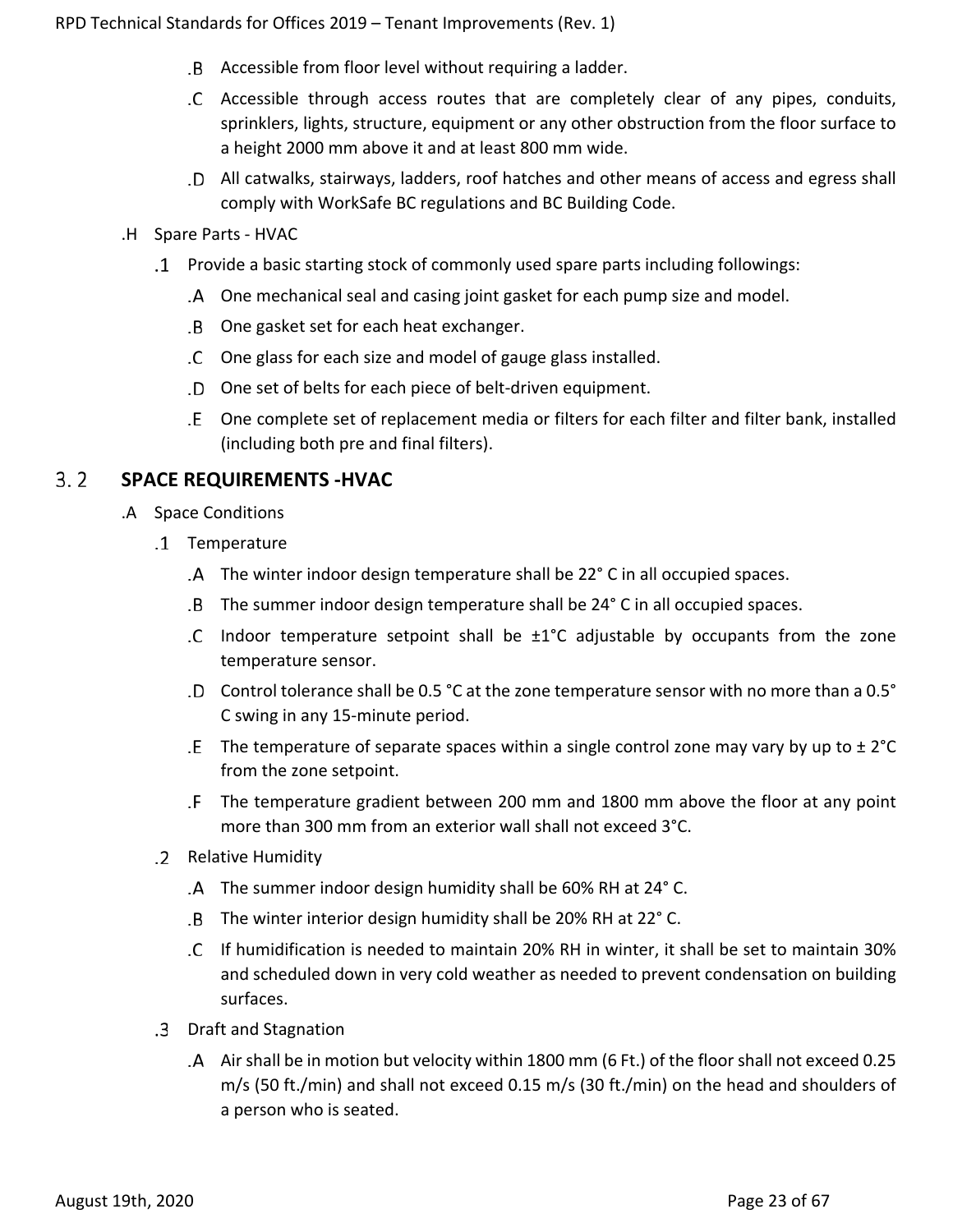.B Accessible from floor level without requiring a ladder.

.C Accessible through access routes that are completely clear of any pipes, conduits, sprinklers, lights, structure, equipment or any other obstruction from the floor surface to a height 2000 mm above it and at least 800 mm wide.

.D All catwalks, stairways, ladders, roof hatches and other means of access and egress shall comply with WorkSafe BC regulations and BC Building Code.

.H Spare Parts - HVAC

.1 Provide a basic starting stock of commonly used spare parts including followings:

.A One mechanical seal and casing joint gasket for each pump size and model.

.B One gasket set for each heat exchanger.

.C One glass for each size and model of gauge glass installed.

.D One set of belts for each piece of belt-driven equipment.

.E One complete set of replacement media or filters for each filter and filter bank, installed (including both pre and final filters).

## 3.2 SPACE REQUIREMENTS -HVAC

.A Space Conditions

.1 Temperature

.A The winter indoor design temperature shall be 22° C in all occupied spaces.

.B The summer indoor design temperature shall be 24° C in all occupied spaces.

.C Indoor temperature setpoint shall be ±1°C adjustable by occupants from the zone temperature sensor.

.D Control tolerance shall be 0.5 °C at the zone temperature sensor with no more than a 0.5° C swing in any 15-minute period.

.E The temperature of separate spaces within a single control zone may vary by up to ± 2°C from the zone setpoint.

.F The temperature gradient between 200 mm and 1800 mm above the floor at any point more than 300 mm from an exterior wall shall not exceed 3°C.

.2 Relative Humidity

.A The summer indoor design humidity shall be 60% RH at 24° C.

.B The winter interior design humidity shall be 20% RH at 22° C.

.C If humidification is needed to maintain 20% RH in winter, it shall be set to maintain 30% and scheduled down in very cold weather as needed to prevent condensation on building surfaces.

.3 Draft and Stagnation

.A Air shall be in motion but velocity within 1800 mm (6 Ft.) of the floor shall not exceed 0.25 m/s (50 ft./min) and shall not exceed 0.15 m/s (30 ft./min) on the head and shoulders of a person who is seated.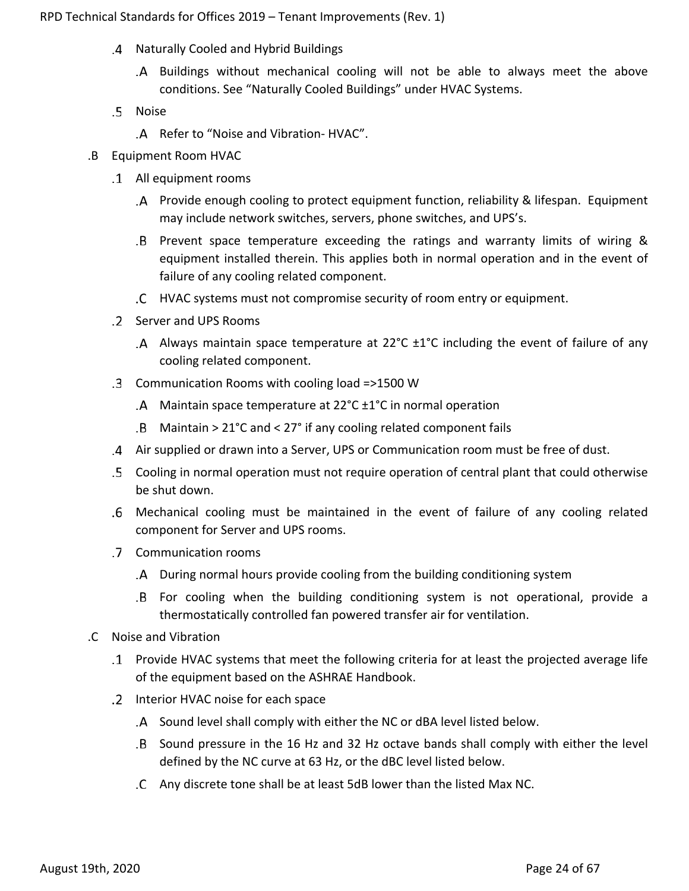.4 Naturally Cooled and Hybrid Buildings

.A Buildings without mechanical cooling will not be able to always meet the above conditions. See “Naturally Cooled Buildings” under HVAC Systems.

.5 Noise

.A Refer to “Noise and Vibration- HVAC”.

.B Equipment Room HVAC

.1 All equipment rooms

.A Provide enough cooling to protect equipment function, reliability & lifespan. Equipment may include network switches, servers, phone switches, and UPS’s.

.B Prevent space temperature exceeding the ratings and warranty limits of wiring & equipment installed therein. This applies both in normal operation and in the event of failure of any cooling related component.

.C HVAC systems must not compromise security of room entry or equipment.

.2 Server and UPS Rooms

.A Always maintain space temperature at 22°C ±1°C including the event of failure of any cooling related component.

.3 Communication Rooms with cooling load =>1500 W

.A Maintain space temperature at 22°C ±1°C in normal operation

.B Maintain > 21°C and < 27° if any cooling related component fails

.4 Air supplied or drawn into a Server, UPS or Communication room must be free of dust.

.5 Cooling in normal operation must not require operation of central plant that could otherwise be shut down.

.6 Mechanical cooling must be maintained in the event of failure of any cooling related component for Server and UPS rooms.

.7 Communication rooms

.A During normal hours provide cooling from the building conditioning system

.B For cooling when the building conditioning system is not operational, provide a thermostatically controlled fan powered transfer air for ventilation.

.C Noise and Vibration

.1 Provide HVAC systems that meet the following criteria for at least the projected average life of the equipment based on the ASHRAE Handbook.

.2 Interior HVAC noise for each space

.A Sound level shall comply with either the NC or dBA level listed below.

.B Sound pressure in the 16 Hz and 32 Hz octave bands shall comply with either the level defined by the NC curve at 63 Hz, or the dBC level listed below.

.C Any discrete tone shall be at least 5dB lower than the listed Max NC.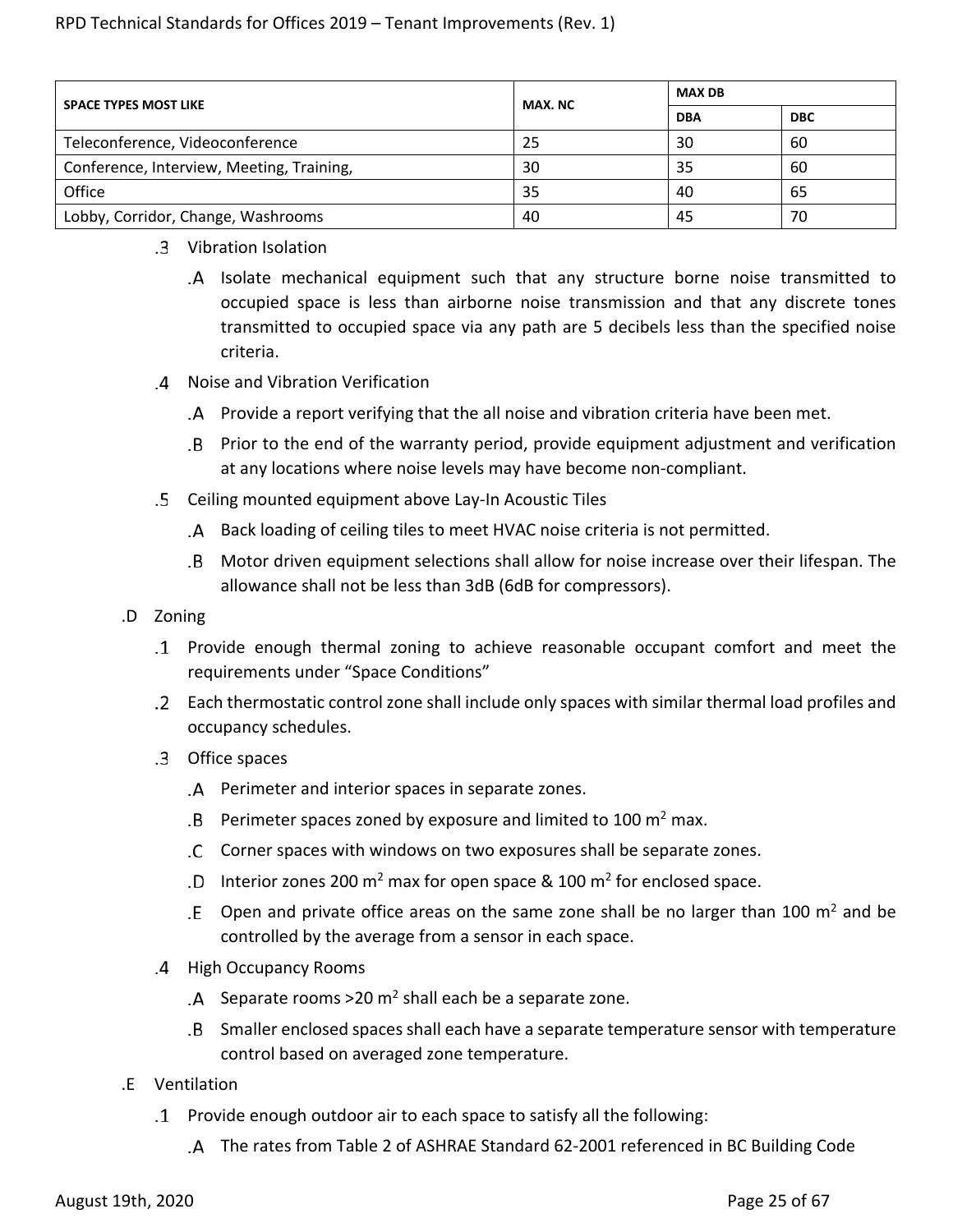| SPACE TYPES MOST LIKE | MAX. NC | MAX DB | |
|---|---|---|---|
| | | DBA | DBC |
| Teleconference, Videoconference | 25 | 30 | 60 |
| Conference, Interview, Meeting, Training, | 30 | 35 | 60 |
| Office | 35 | 40 | 65 |
| Lobby, Corridor, Change, Washrooms | 40 | 45 | 70 |

.3 Vibration Isolation

.A Isolate mechanical equipment such that any structure borne noise transmitted to occupied space is less than airborne noise transmission and that any discrete tones transmitted to occupied space via any path are 5 decibels less than the specified noise criteria.

.4 Noise and Vibration Verification

.A Provide a report verifying that the all noise and vibration criteria have been met.

.B Prior to the end of the warranty period, provide equipment adjustment and verification at any locations where noise levels may have become non-compliant.

.5 Ceiling mounted equipment above Lay-In Acoustic Tiles

.A Back loading of ceiling tiles to meet HVAC noise criteria is not permitted.

.B Motor driven equipment selections shall allow for noise increase over their lifespan. The allowance shall not be less than 3dB (6dB for compressors).

.D Zoning

.1 Provide enough thermal zoning to achieve reasonable occupant comfort and meet the requirements under "Space Conditions"

.2 Each thermostatic control zone shall include only spaces with similar thermal load profiles and occupancy schedules.

.3 Office spaces

.A Perimeter and interior spaces in separate zones.

.B Perimeter spaces zoned by exposure and limited to 100 $m^2$ max.

.C Corner spaces with windows on two exposures shall be separate zones.

.D Interior zones 200 $m^2$ max for open space & 100 $m^2$ for enclosed space.

.E Open and private office areas on the same zone shall be no larger than 100 $m^2$ and be controlled by the average from a sensor in each space.

.4 High Occupancy Rooms

.A Separate rooms >20 $m^2$ shall each be a separate zone.

.B Smaller enclosed spaces shall each have a separate temperature sensor with temperature control based on averaged zone temperature.

.E Ventilation

.1 Provide enough outdoor air to each space to satisfy all the following:

.A The rates from Table 2 of ASHRAE Standard 62-2001 referenced in BC Building Code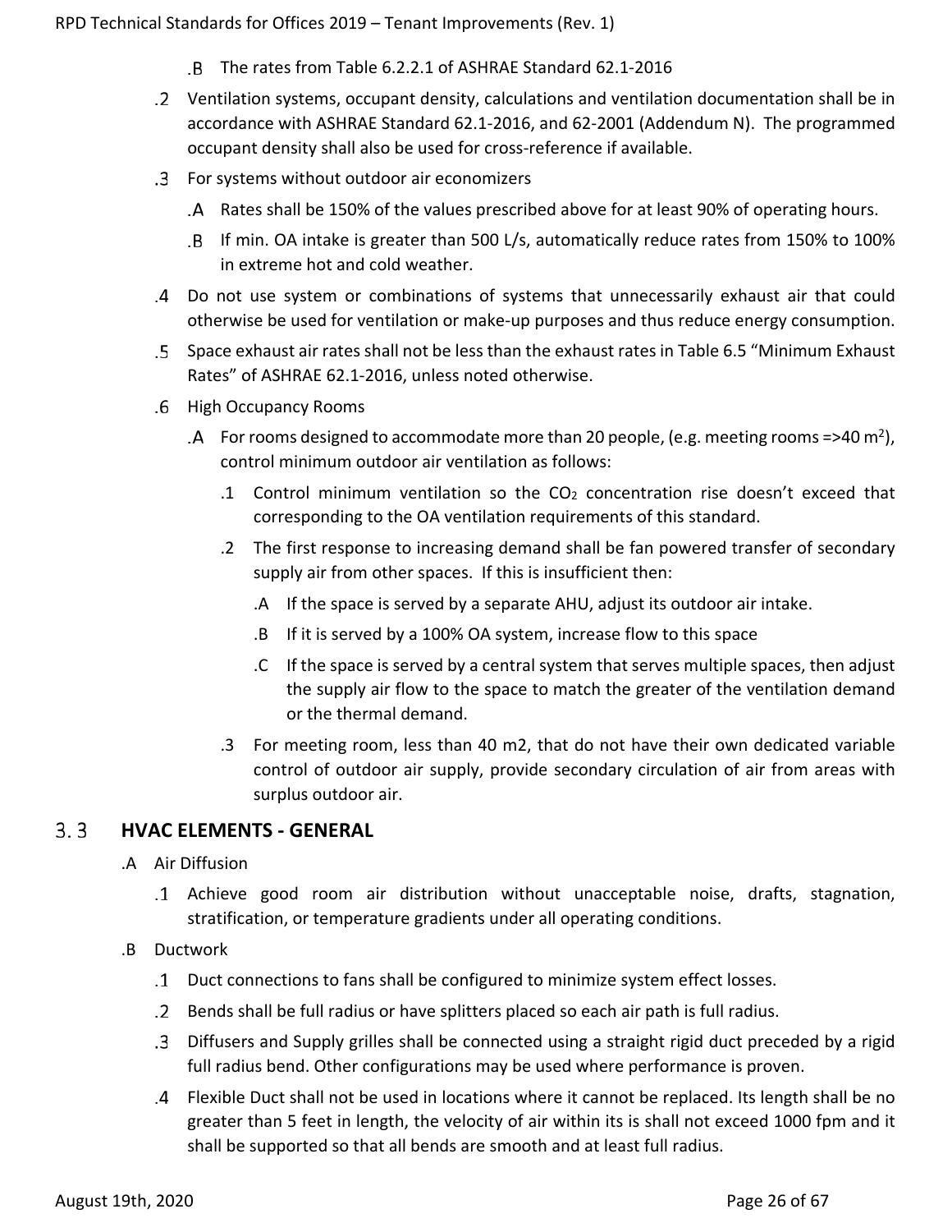.B The rates from Table 6.2.2.1 of ASHRAE Standard 62.1-2016

.2 Ventilation systems, occupant density, calculations and ventilation documentation shall be in accordance with ASHRAE Standard 62.1-2016, and 62-2001 (Addendum N). The programmed occupant density shall also be used for cross-reference if available.

.3 For systems without outdoor air economizers

.A Rates shall be 150% of the values prescribed above for at least 90% of operating hours.

.B If min. OA intake is greater than 500 L/s, automatically reduce rates from 150% to 100% in extreme hot and cold weather.

.4 Do not use system or combinations of systems that unnecessarily exhaust air that could otherwise be used for ventilation or make-up purposes and thus reduce energy consumption.

.5 Space exhaust air rates shall not be less than the exhaust rates in Table 6.5 "Minimum Exhaust Rates" of ASHRAE 62.1-2016, unless noted otherwise.

.6 High Occupancy Rooms

.A For rooms designed to accommodate more than 20 people, (e.g. meeting rooms =>40 m$^2$), control minimum outdoor air ventilation as follows:

.1 Control minimum ventilation so the $CO_2$ concentration rise doesn't exceed that corresponding to the OA ventilation requirements of this standard.

.2 The first response to increasing demand shall be fan powered transfer of secondary supply air from other spaces. If this is insufficient then:

.A If the space is served by a separate AHU, adjust its outdoor air intake.

.B If it is served by a 100% OA system, increase flow to this space

.C If the space is served by a central system that serves multiple spaces, then adjust the supply air flow to the space to match the greater of the ventilation demand or the thermal demand.

.3 For meeting room, less than 40 m2, that do not have their own dedicated variable control of outdoor air supply, provide secondary circulation of air from areas with surplus outdoor air.

## 3.3 HVAC ELEMENTS - GENERAL

.A Air Diffusion

.1 Achieve good room air distribution without unacceptable noise, drafts, stagnation, stratification, or temperature gradients under all operating conditions.

.B Ductwork

.1 Duct connections to fans shall be configured to minimize system effect losses.

.2 Bends shall be full radius or have splitters placed so each air path is full radius.

.3 Diffusers and Supply grilles shall be connected using a straight rigid duct preceded by a rigid full radius bend. Other configurations may be used where performance is proven.

.4 Flexible Duct shall not be used in locations where it cannot be replaced. Its length shall be no greater than 5 feet in length, the velocity of air within its is shall not exceed 1000 fpm and it shall be supported so that all bends are smooth and at least full radius.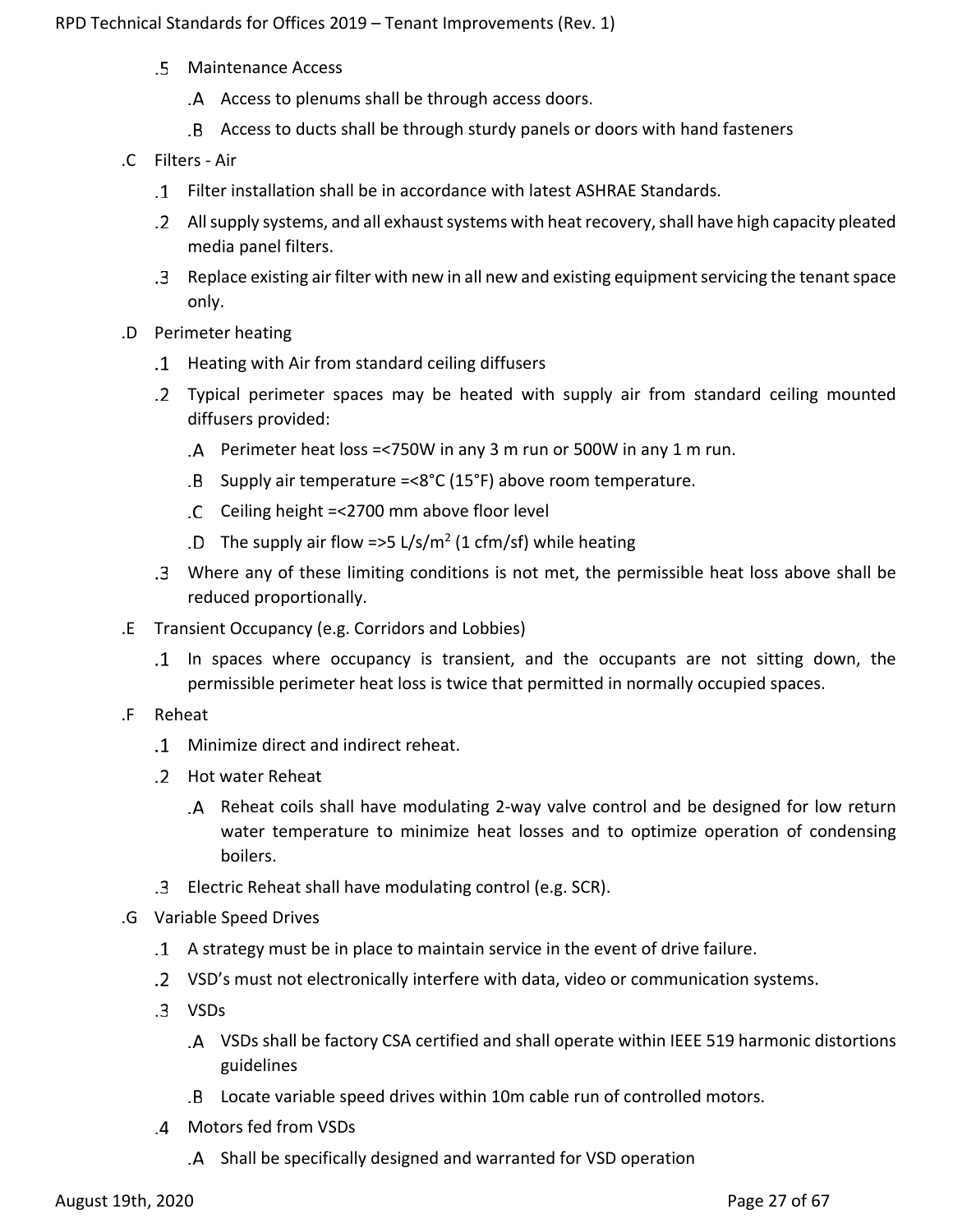.5 Maintenance Access

  .A Access to plenums shall be through access doors.

  .B Access to ducts shall be through sturdy panels or doors with hand fasteners

.C Filters - Air

  .1 Filter installation shall be in accordance with latest ASHRAE Standards.

  .2 All supply systems, and all exhaust systems with heat recovery, shall have high capacity pleated media panel filters.

  .3 Replace existing air filter with new in all new and existing equipment servicing the tenant space only.

.D Perimeter heating

  .1 Heating with Air from standard ceiling diffusers

  .2 Typical perimeter spaces may be heated with supply air from standard ceiling mounted diffusers provided:

    .A Perimeter heat loss =<750W in any 3 m run or 500W in any 1 m run.

    .B Supply air temperature =<8°C (15°F) above room temperature.

    .C Ceiling height =<2700 mm above floor level

    .D The supply air flow =>5 L/s/$m^2$ (1 cfm/sf) while heating

  .3 Where any of these limiting conditions is not met, the permissible heat loss above shall be reduced proportionally.

.E Transient Occupancy (e.g. Corridors and Lobbies)

  .1 In spaces where occupancy is transient, and the occupants are not sitting down, the permissible perimeter heat loss is twice that permitted in normally occupied spaces.

.F Reheat

  .1 Minimize direct and indirect reheat.

  .2 Hot water Reheat

    .A Reheat coils shall have modulating 2-way valve control and be designed for low return water temperature to minimize heat losses and to optimize operation of condensing boilers.

  .3 Electric Reheat shall have modulating control (e.g. SCR).

.G Variable Speed Drives

  .1 A strategy must be in place to maintain service in the event of drive failure.

  .2 VSD's must not electronically interfere with data, video or communication systems.

  .3 VSDs

    .A VSDs shall be factory CSA certified and shall operate within IEEE 519 harmonic distortions guidelines

    .B Locate variable speed drives within 10m cable run of controlled motors.

  .4 Motors fed from VSDs

    .A Shall be specifically designed and warranted for VSD operation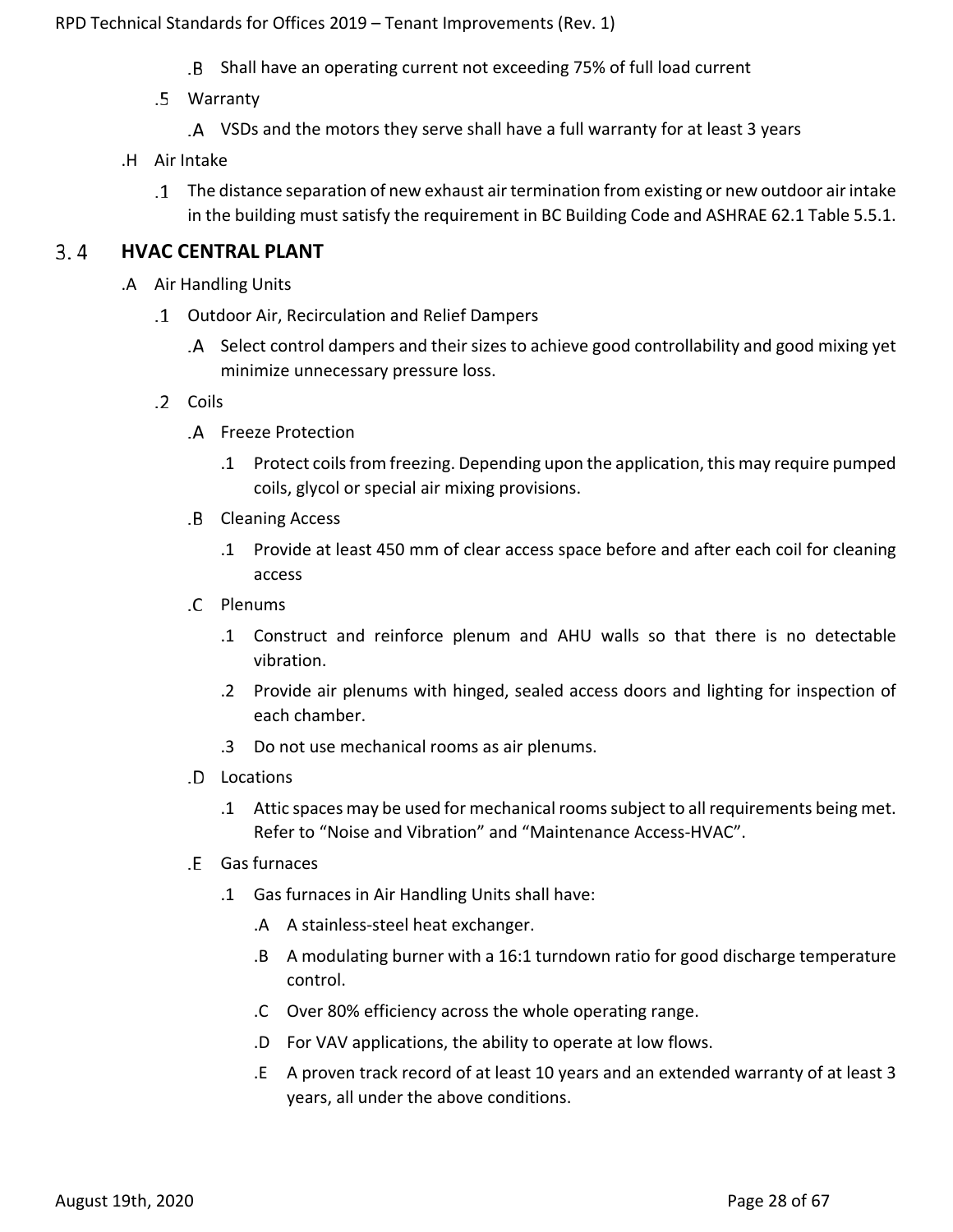.B Shall have an operating current not exceeding 75% of full load current

.5 Warranty

.A VSDs and the motors they serve shall have a full warranty for at least 3 years

.H Air Intake

.1 The distance separation of new exhaust air termination from existing or new outdoor air intake in the building must satisfy the requirement in BC Building Code and ASHRAE 62.1 Table 5.5.1.

## 3.4 HVAC CENTRAL PLANT

.A Air Handling Units

.1 Outdoor Air, Recirculation and Relief Dampers

.A Select control dampers and their sizes to achieve good controllability and good mixing yet minimize unnecessary pressure loss.

.2 Coils

.A Freeze Protection

.1 Protect coils from freezing. Depending upon the application, this may require pumped coils, glycol or special air mixing provisions.

.B Cleaning Access

.1 Provide at least 450 mm of clear access space before and after each coil for cleaning access

.C Plenums

.1 Construct and reinforce plenum and AHU walls so that there is no detectable vibration.

.2 Provide air plenums with hinged, sealed access doors and lighting for inspection of each chamber.

.3 Do not use mechanical rooms as air plenums.

.D Locations

.1 Attic spaces may be used for mechanical rooms subject to all requirements being met. Refer to “Noise and Vibration” and “Maintenance Access-HVAC”.

.E Gas furnaces

.1 Gas furnaces in Air Handling Units shall have:

.A A stainless-steel heat exchanger.

.B A modulating burner with a 16:1 turndown ratio for good discharge temperature control.

.C Over 80% efficiency across the whole operating range.

.D For VAV applications, the ability to operate at low flows.

.E A proven track record of at least 10 years and an extended warranty of at least 3 years, all under the above conditions.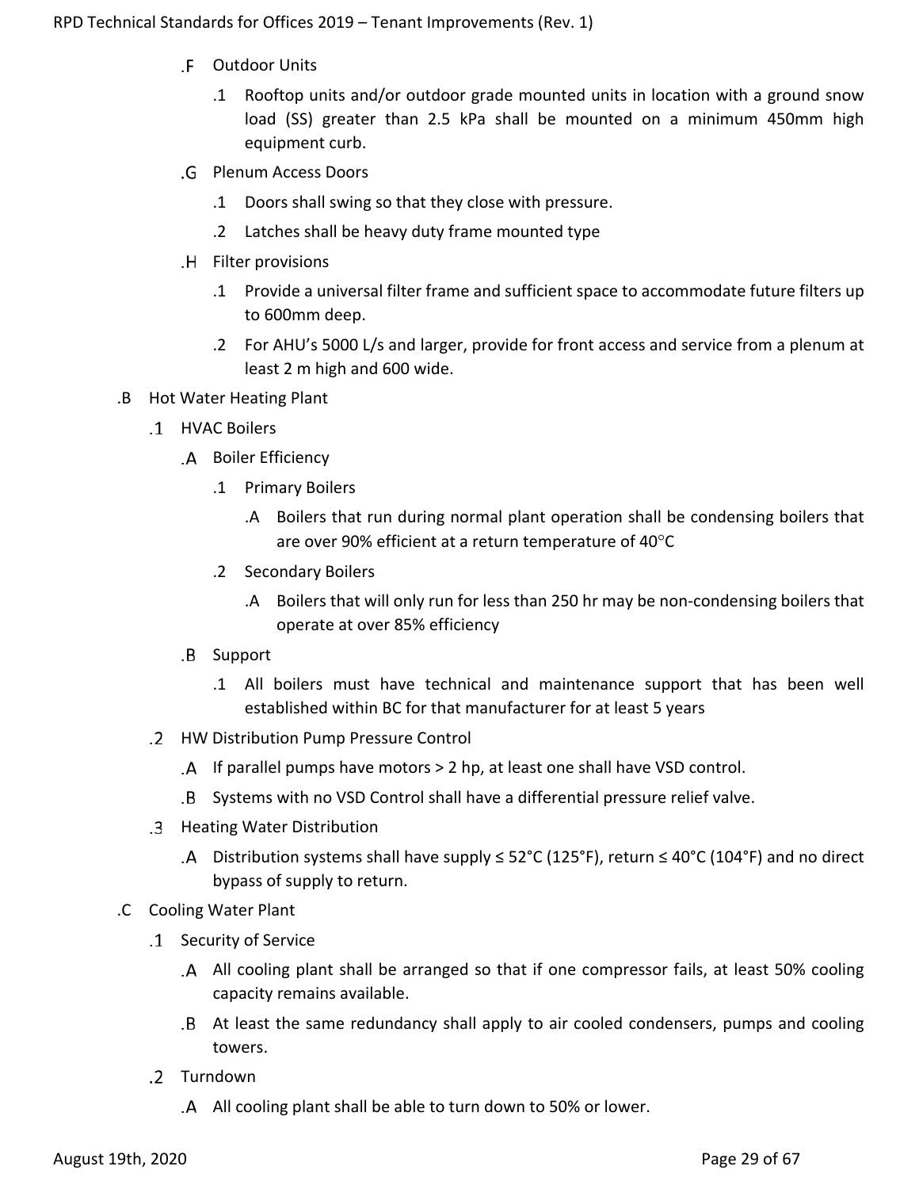.F Outdoor Units

.1 Rooftop units and/or outdoor grade mounted units in location with a ground snow load (SS) greater than 2.5 kPa shall be mounted on a minimum 450mm high equipment curb.

.G Plenum Access Doors

.1 Doors shall swing so that they close with pressure.

.2 Latches shall be heavy duty frame mounted type

.H Filter provisions

.1 Provide a universal filter frame and sufficient space to accommodate future filters up to 600mm deep.

.2 For AHU's 5000 L/s and larger, provide for front access and service from a plenum at least 2 m high and 600 wide.

.B Hot Water Heating Plant

.1 HVAC Boilers

.A Boiler Efficiency

.1 Primary Boilers

.A Boilers that run during normal plant operation shall be condensing boilers that are over 90% efficient at a return temperature of 40°C

.2 Secondary Boilers

.A Boilers that will only run for less than 250 hr may be non-condensing boilers that operate at over 85% efficiency

.B Support

.1 All boilers must have technical and maintenance support that has been well established within BC for that manufacturer for at least 5 years

.2 HW Distribution Pump Pressure Control

.A If parallel pumps have motors > 2 hp, at least one shall have VSD control.

.B Systems with no VSD Control shall have a differential pressure relief valve.

.3 Heating Water Distribution

.A Distribution systems shall have supply ≤ 52°C (125°F), return ≤ 40°C (104°F) and no direct bypass of supply to return.

.C Cooling Water Plant

.1 Security of Service

.A All cooling plant shall be arranged so that if one compressor fails, at least 50% cooling capacity remains available.

.B At least the same redundancy shall apply to air cooled condensers, pumps and cooling towers.

.2 Turndown

.A All cooling plant shall be able to turn down to 50% or lower.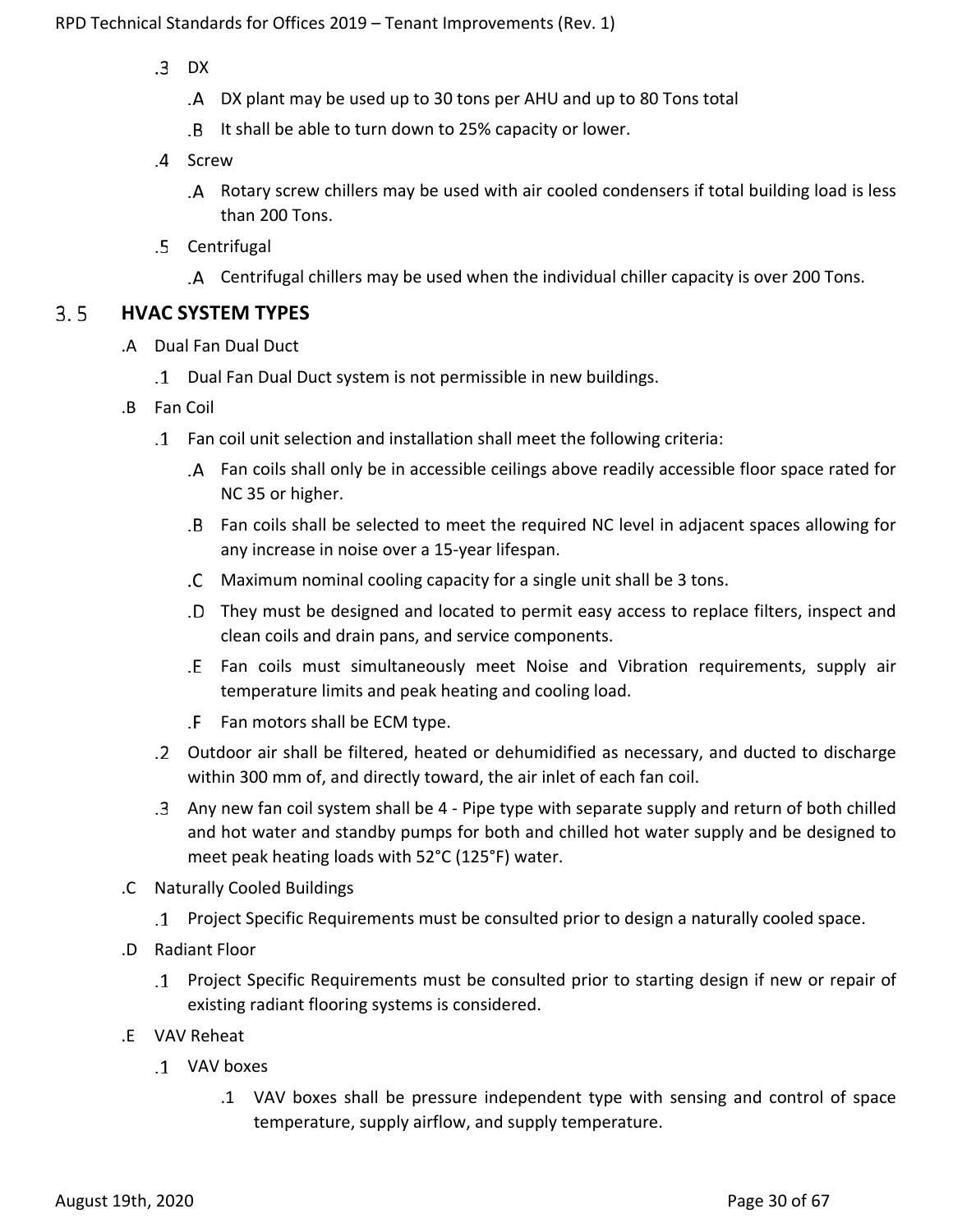.3 DX

.A DX plant may be used up to 30 tons per AHU and up to 80 Tons total

.B It shall be able to turn down to 25% capacity or lower.

.4 Screw

.A Rotary screw chillers may be used with air cooled condensers if total building load is less than 200 Tons.

.5 Centrifugal

.A Centrifugal chillers may be used when the individual chiller capacity is over 200 Tons.

## 3.5 HVAC SYSTEM TYPES

.A Dual Fan Dual Duct

.1 Dual Fan Dual Duct system is not permissible in new buildings.

.B Fan Coil

.1 Fan coil unit selection and installation shall meet the following criteria:

.A Fan coils shall only be in accessible ceilings above readily accessible floor space rated for NC 35 or higher.

.B Fan coils shall be selected to meet the required NC level in adjacent spaces allowing for any increase in noise over a 15-year lifespan.

.C Maximum nominal cooling capacity for a single unit shall be 3 tons.

.D They must be designed and located to permit easy access to replace filters, inspect and clean coils and drain pans, and service components.

.E Fan coils must simultaneously meet Noise and Vibration requirements, supply air temperature limits and peak heating and cooling load.

.F Fan motors shall be ECM type.

.2 Outdoor air shall be filtered, heated or dehumidified as necessary, and ducted to discharge within 300 mm of, and directly toward, the air inlet of each fan coil.

.3 Any new fan coil system shall be 4 - Pipe type with separate supply and return of both chilled and hot water and standby pumps for both and chilled hot water supply and be designed to meet peak heating loads with 52°C (125°F) water.

.C Naturally Cooled Buildings

.1 Project Specific Requirements must be consulted prior to design a naturally cooled space.

.D Radiant Floor

.1 Project Specific Requirements must be consulted prior to starting design if new or repair of existing radiant flooring systems is considered.

.E VAV Reheat

.1 VAV boxes

.1 VAV boxes shall be pressure independent type with sensing and control of space temperature, supply airflow, and supply temperature.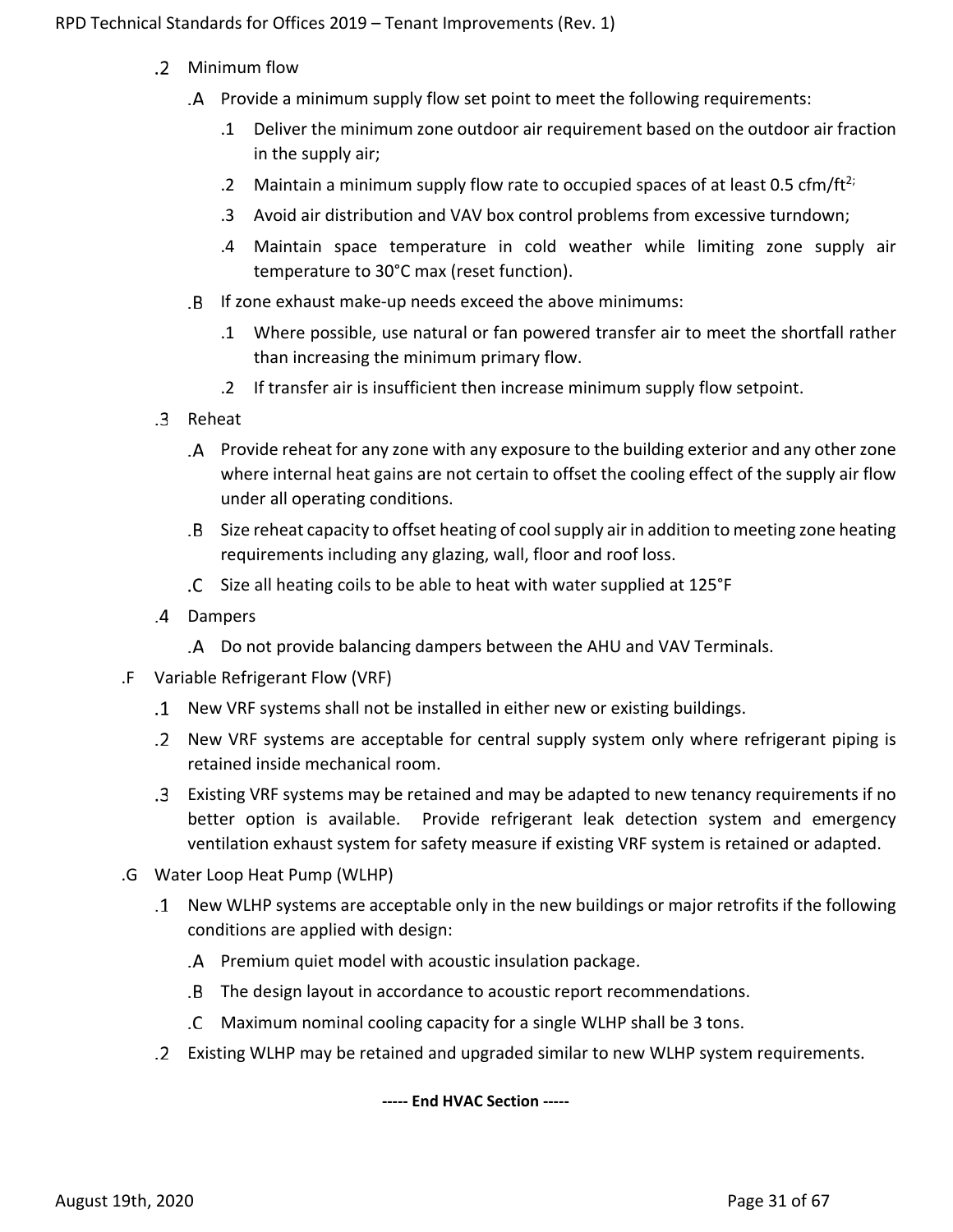.2 Minimum flow

.A Provide a minimum supply flow set point to meet the following requirements:

.1 Deliver the minimum zone outdoor air requirement based on the outdoor air fraction in the supply air;

.2 Maintain a minimum supply flow rate to occupied spaces of at least 0.5 cfm/ft$^2$;

.3 Avoid air distribution and VAV box control problems from excessive turndown;

.4 Maintain space temperature in cold weather while limiting zone supply air temperature to 30°C max (reset function).

.B If zone exhaust make-up needs exceed the above minimums:

.1 Where possible, use natural or fan powered transfer air to meet the shortfall rather than increasing the minimum primary flow.

.2 If transfer air is insufficient then increase minimum supply flow setpoint.

.3 Reheat

.A Provide reheat for any zone with any exposure to the building exterior and any other zone where internal heat gains are not certain to offset the cooling effect of the supply air flow under all operating conditions.

.B Size reheat capacity to offset heating of cool supply air in addition to meeting zone heating requirements including any glazing, wall, floor and roof loss.

.C Size all heating coils to be able to heat with water supplied at 125°F

.4 Dampers

.A Do not provide balancing dampers between the AHU and VAV Terminals.

.F Variable Refrigerant Flow (VRF)

.1 New VRF systems shall not be installed in either new or existing buildings.

.2 New VRF systems are acceptable for central supply system only where refrigerant piping is retained inside mechanical room.

.3 Existing VRF systems may be retained and may be adapted to new tenancy requirements if no better option is available. Provide refrigerant leak detection system and emergency ventilation exhaust system for safety measure if existing VRF system is retained or adapted.

.G Water Loop Heat Pump (WLHP)

.1 New WLHP systems are acceptable only in the new buildings or major retrofits if the following conditions are applied with design:

.A Premium quiet model with acoustic insulation package.

.B The design layout in accordance to acoustic report recommendations.

.C Maximum nominal cooling capacity for a single WLHP shall be 3 tons.

.2 Existing WLHP may be retained and upgraded similar to new WLHP system requirements.

**----- End HVAC Section -----**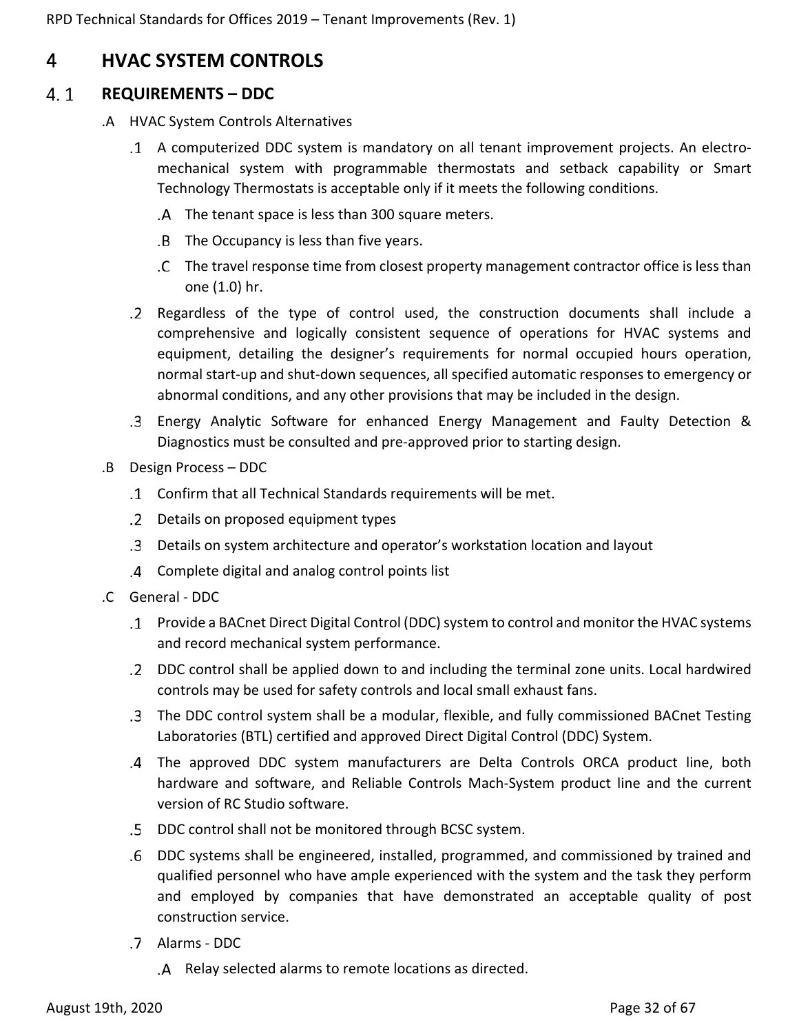# 4 HVAC SYSTEM CONTROLS

## 4.1 REQUIREMENTS – DDC

.A HVAC System Controls Alternatives

- .1 A computerized DDC system is mandatory on all tenant improvement projects. An electro-mechanical system with programmable thermostats and setback capability or Smart Technology Thermostats is acceptable only if it meets the following conditions.
  - .A The tenant space is less than 300 square meters.
  - .B The Occupancy is less than five years.
  - .C The travel response time from closest property management contractor office is less than one (1.0) hr.
- .2 Regardless of the type of control used, the construction documents shall include a comprehensive and logically consistent sequence of operations for HVAC systems and equipment, detailing the designer's requirements for normal occupied hours operation, normal start-up and shut-down sequences, all specified automatic responses to emergency or abnormal conditions, and any other provisions that may be included in the design.
- .3 Energy Analytic Software for enhanced Energy Management and Faulty Detection & Diagnostics must be consulted and pre-approved prior to starting design.

.B Design Process – DDC

- .1 Confirm that all Technical Standards requirements will be met.
- .2 Details on proposed equipment types
- .3 Details on system architecture and operator's workstation location and layout
- .4 Complete digital and analog control points list

.C General - DDC

- .1 Provide a BACnet Direct Digital Control (DDC) system to control and monitor the HVAC systems and record mechanical system performance.
- .2 DDC control shall be applied down to and including the terminal zone units. Local hardwired controls may be used for safety controls and local small exhaust fans.
- .3 The DDC control system shall be a modular, flexible, and fully commissioned BACnet Testing Laboratories (BTL) certified and approved Direct Digital Control (DDC) System.
- .4 The approved DDC system manufacturers are Delta Controls ORCA product line, both hardware and software, and Reliable Controls Mach-System product line and the current version of RC Studio software.
- .5 DDC control shall not be monitored through BCSC system.
- .6 DDC systems shall be engineered, installed, programmed, and commissioned by trained and qualified personnel who have ample experienced with the system and the task they perform and employed by companies that have demonstrated an acceptable quality of post construction service.
- .7 Alarms - DDC
  - .A Relay selected alarms to remote locations as directed.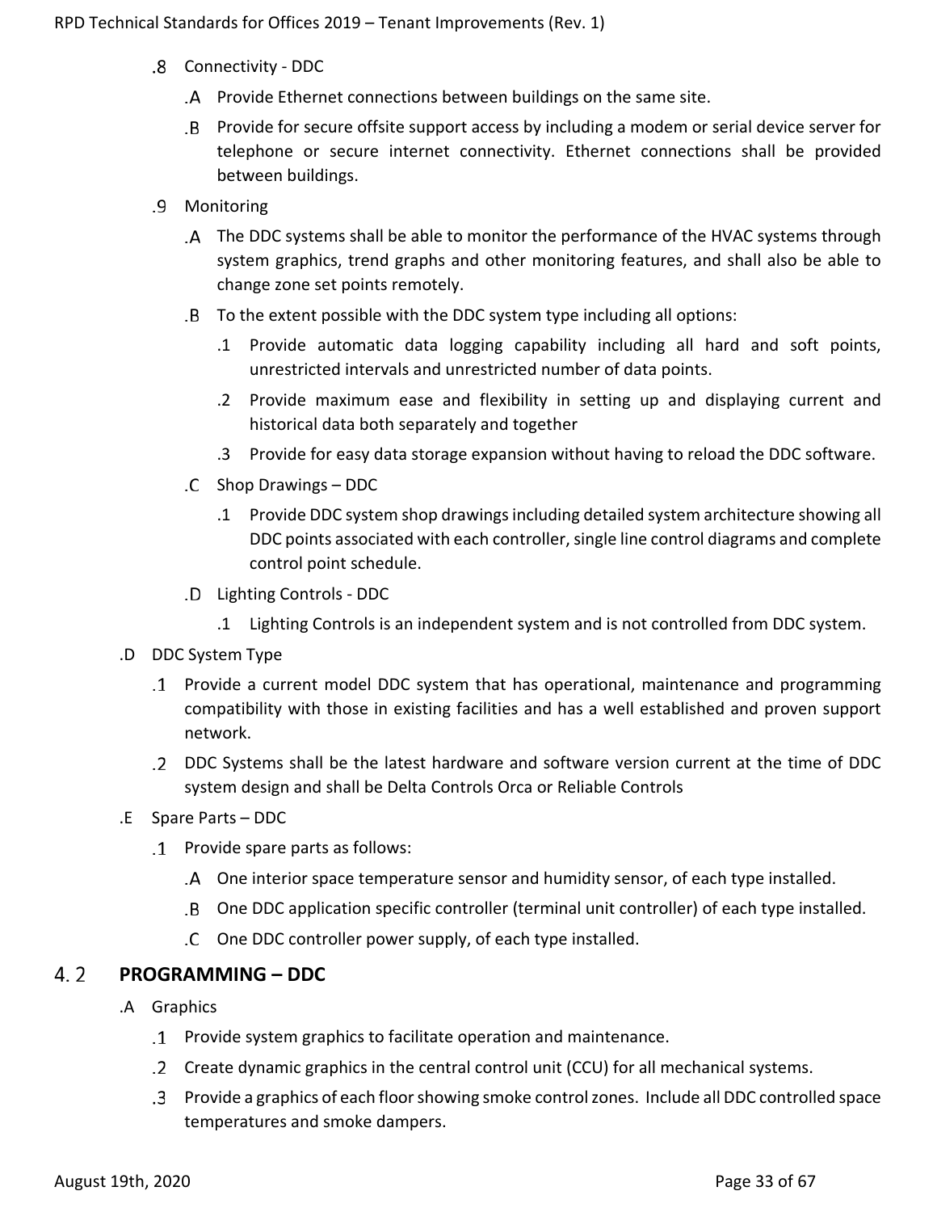.8 Connectivity - DDC

.A Provide Ethernet connections between buildings on the same site.

.B Provide for secure offsite support access by including a modem or serial device server for telephone or secure internet connectivity. Ethernet connections shall be provided between buildings.

.9 Monitoring

.A The DDC systems shall be able to monitor the performance of the HVAC systems through system graphics, trend graphs and other monitoring features, and shall also be able to change zone set points remotely.

.B To the extent possible with the DDC system type including all options:

.1 Provide automatic data logging capability including all hard and soft points, unrestricted intervals and unrestricted number of data points.

.2 Provide maximum ease and flexibility in setting up and displaying current and historical data both separately and together

.3 Provide for easy data storage expansion without having to reload the DDC software.

.C Shop Drawings – DDC

.1 Provide DDC system shop drawings including detailed system architecture showing all DDC points associated with each controller, single line control diagrams and complete control point schedule.

.D Lighting Controls - DDC

.1 Lighting Controls is an independent system and is not controlled from DDC system.

.D DDC System Type

.1 Provide a current model DDC system that has operational, maintenance and programming compatibility with those in existing facilities and has a well established and proven support network.

.2 DDC Systems shall be the latest hardware and software version current at the time of DDC system design and shall be Delta Controls Orca or Reliable Controls

.E Spare Parts – DDC

.1 Provide spare parts as follows:

.A One interior space temperature sensor and humidity sensor, of each type installed.

.B One DDC application specific controller (terminal unit controller) of each type installed.

.C One DDC controller power supply, of each type installed.

## 4.2 PROGRAMMING – DDC

.A Graphics

.1 Provide system graphics to facilitate operation and maintenance.

.2 Create dynamic graphics in the central control unit (CCU) for all mechanical systems.

.3 Provide a graphics of each floor showing smoke control zones. Include all DDC controlled space temperatures and smoke dampers.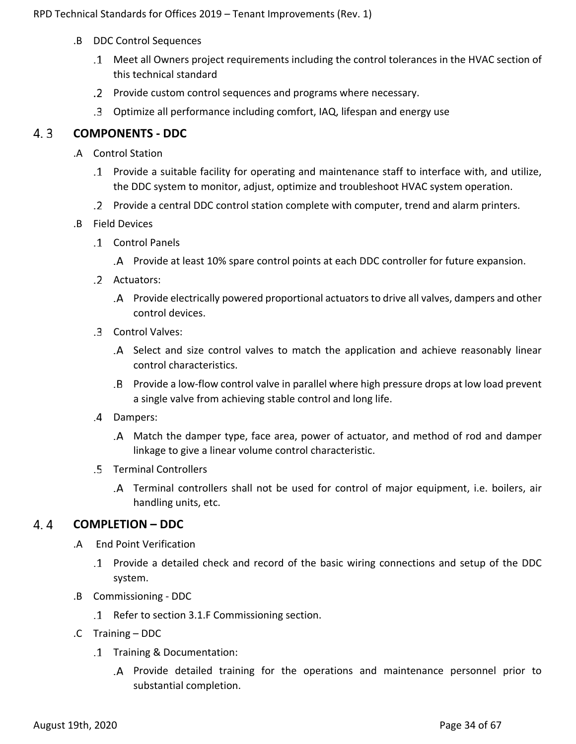.B DDC Control Sequences

.1 Meet all Owners project requirements including the control tolerances in the HVAC section of this technical standard

.2 Provide custom control sequences and programs where necessary.

.3 Optimize all performance including comfort, IAQ, lifespan and energy use

## 4.3 COMPONENTS - DDC

.A Control Station

.1 Provide a suitable facility for operating and maintenance staff to interface with, and utilize, the DDC system to monitor, adjust, optimize and troubleshoot HVAC system operation.

.2 Provide a central DDC control station complete with computer, trend and alarm printers.

.B Field Devices

.1 Control Panels

.A Provide at least 10% spare control points at each DDC controller for future expansion.

.2 Actuators:

.A Provide electrically powered proportional actuators to drive all valves, dampers and other control devices.

.3 Control Valves:

.A Select and size control valves to match the application and achieve reasonably linear control characteristics.

.B Provide a low-flow control valve in parallel where high pressure drops at low load prevent a single valve from achieving stable control and long life.

.4 Dampers:

.A Match the damper type, face area, power of actuator, and method of rod and damper linkage to give a linear volume control characteristic.

.5 Terminal Controllers

.A Terminal controllers shall not be used for control of major equipment, i.e. boilers, air handling units, etc.

## 4.4 COMPLETION – DDC

.A End Point Verification

.1 Provide a detailed check and record of the basic wiring connections and setup of the DDC system.

.B Commissioning - DDC

.1 Refer to section 3.1.F Commissioning section.

.C Training – DDC

.1 Training & Documentation:

.A Provide detailed training for the operations and maintenance personnel prior to substantial completion.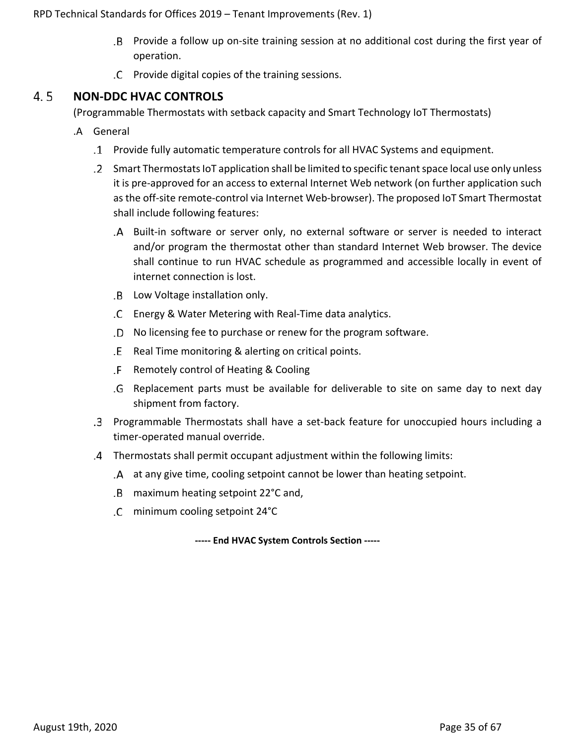.B Provide a follow up on-site training session at no additional cost during the first year of operation.

.C Provide digital copies of the training sessions.

## 4.5 NON-DDC HVAC CONTROLS

(Programmable Thermostats with setback capacity and Smart Technology IoT Thermostats)

.A General

.1 Provide fully automatic temperature controls for all HVAC Systems and equipment.

.2 Smart Thermostats IoT application shall be limited to specific tenant space local use only unless it is pre-approved for an access to external Internet Web network (on further application such as the off-site remote-control via Internet Web-browser). The proposed IoT Smart Thermostat shall include following features:

.A Built-in software or server only, no external software or server is needed to interact and/or program the thermostat other than standard Internet Web browser. The device shall continue to run HVAC schedule as programmed and accessible locally in event of internet connection is lost.

.B Low Voltage installation only.

.C Energy & Water Metering with Real-Time data analytics.

.D No licensing fee to purchase or renew for the program software.

.E Real Time monitoring & alerting on critical points.

.F Remotely control of Heating & Cooling

.G Replacement parts must be available for deliverable to site on same day to next day shipment from factory.

.3 Programmable Thermostats shall have a set-back feature for unoccupied hours including a timer-operated manual override.

.4 Thermostats shall permit occupant adjustment within the following limits:

.A at any give time, cooling setpoint cannot be lower than heating setpoint.

.B maximum heating setpoint 22°C and,

.C minimum cooling setpoint 24°C

**----- End HVAC System Controls Section -----**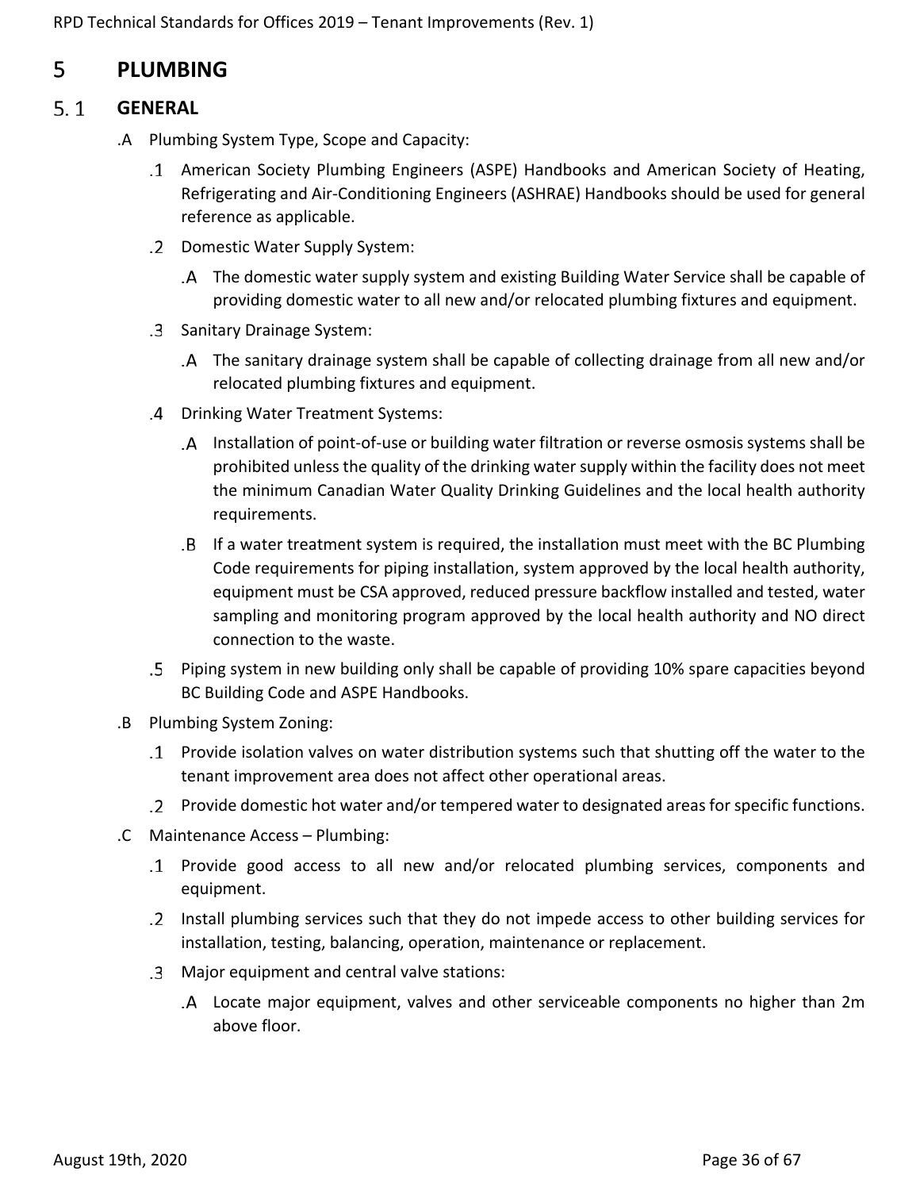# 5 PLUMBING

## 5.1 GENERAL

.A Plumbing System Type, Scope and Capacity:

- .1 American Society Plumbing Engineers (ASPE) Handbooks and American Society of Heating, Refrigerating and Air-Conditioning Engineers (ASHRAE) Handbooks should be used for general reference as applicable.
- .2 Domestic Water Supply System:
  - .A The domestic water supply system and existing Building Water Service shall be capable of providing domestic water to all new and/or relocated plumbing fixtures and equipment.
- .3 Sanitary Drainage System:
  - .A The sanitary drainage system shall be capable of collecting drainage from all new and/or relocated plumbing fixtures and equipment.
- .4 Drinking Water Treatment Systems:
  - .A Installation of point-of-use or building water filtration or reverse osmosis systems shall be prohibited unless the quality of the drinking water supply within the facility does not meet the minimum Canadian Water Quality Drinking Guidelines and the local health authority requirements.
  - .B If a water treatment system is required, the installation must meet with the BC Plumbing Code requirements for piping installation, system approved by the local health authority, equipment must be CSA approved, reduced pressure backflow installed and tested, water sampling and monitoring program approved by the local health authority and NO direct connection to the waste.
- .5 Piping system in new building only shall be capable of providing 10% spare capacities beyond BC Building Code and ASPE Handbooks.

.B Plumbing System Zoning:

- .1 Provide isolation valves on water distribution systems such that shutting off the water to the tenant improvement area does not affect other operational areas.
- .2 Provide domestic hot water and/or tempered water to designated areas for specific functions.

.C Maintenance Access – Plumbing:

- .1 Provide good access to all new and/or relocated plumbing services, components and equipment.
- .2 Install plumbing services such that they do not impede access to other building services for installation, testing, balancing, operation, maintenance or replacement.
- .3 Major equipment and central valve stations:
  - .A Locate major equipment, valves and other serviceable components no higher than 2m above floor.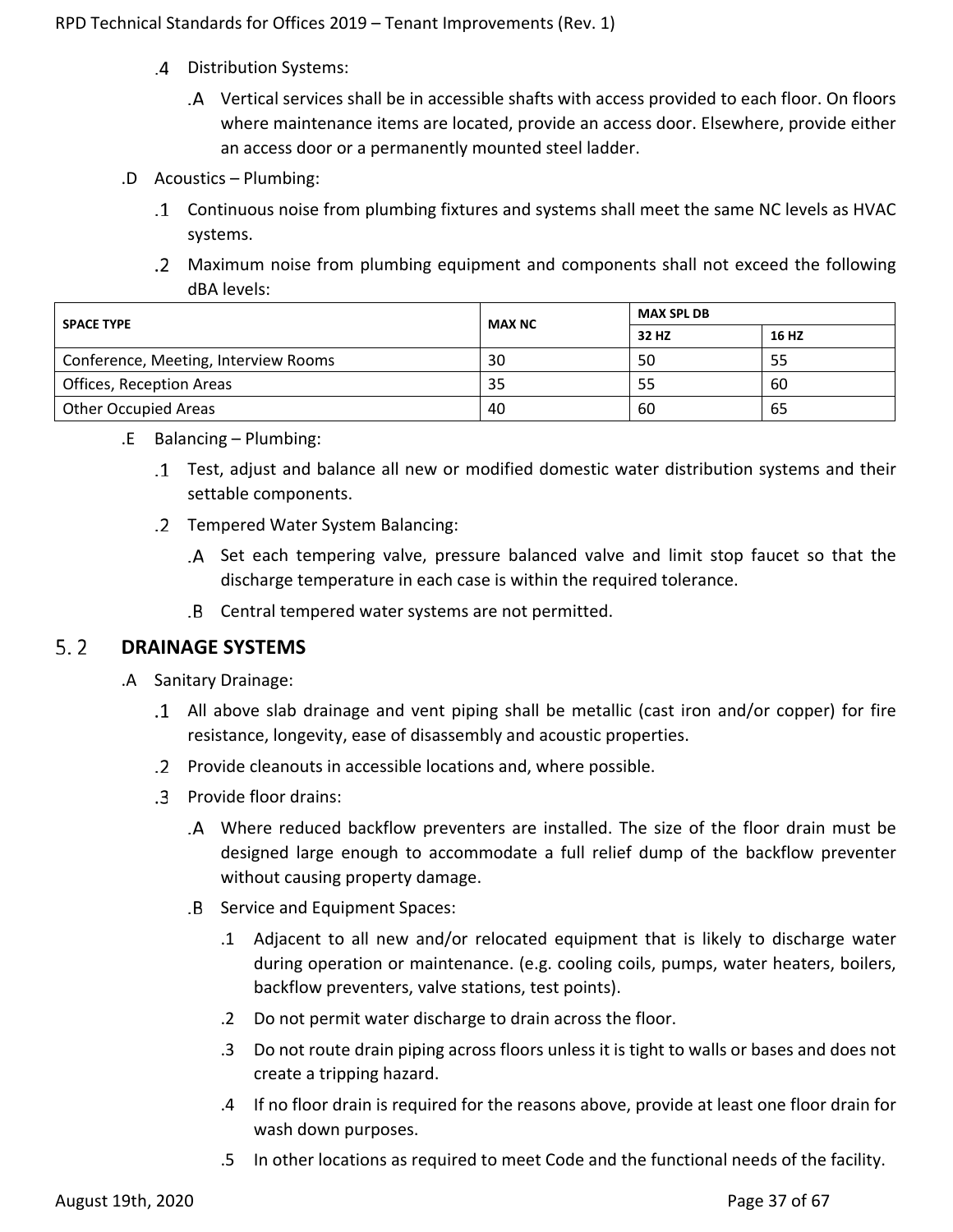.4 Distribution Systems:

.A Vertical services shall be in accessible shafts with access provided to each floor. On floors where maintenance items are located, provide an access door. Elsewhere, provide either an access door or a permanently mounted steel ladder.

.D Acoustics – Plumbing:

.1 Continuous noise from plumbing fixtures and systems shall meet the same NC levels as HVAC systems.

.2 Maximum noise from plumbing equipment and components shall not exceed the following dBA levels:

| SPACE TYPE | MAX NC | MAX SPL DB | |
|---|---|---|---|
| | | 32 HZ | 16 HZ |
| Conference, Meeting, Interview Rooms | 30 | 50 | 55 |
| Offices, Reception Areas | 35 | 55 | 60 |
| Other Occupied Areas | 40 | 60 | 65 |

.E Balancing – Plumbing:

.1 Test, adjust and balance all new or modified domestic water distribution systems and their settable components.

.2 Tempered Water System Balancing:

.A Set each tempering valve, pressure balanced valve and limit stop faucet so that the discharge temperature in each case is within the required tolerance.

.B Central tempered water systems are not permitted.

## 5.2 DRAINAGE SYSTEMS

.A Sanitary Drainage:

.1 All above slab drainage and vent piping shall be metallic (cast iron and/or copper) for fire resistance, longevity, ease of disassembly and acoustic properties.

.2 Provide cleanouts in accessible locations and, where possible.

.3 Provide floor drains:

.A Where reduced backflow preventers are installed. The size of the floor drain must be designed large enough to accommodate a full relief dump of the backflow preventer without causing property damage.

.B Service and Equipment Spaces:

.1 Adjacent to all new and/or relocated equipment that is likely to discharge water during operation or maintenance. (e.g. cooling coils, pumps, water heaters, boilers, backflow preventers, valve stations, test points).

.2 Do not permit water discharge to drain across the floor.

.3 Do not route drain piping across floors unless it is tight to walls or bases and does not create a tripping hazard.

.4 If no floor drain is required for the reasons above, provide at least one floor drain for wash down purposes.

.5 In other locations as required to meet Code and the functional needs of the facility.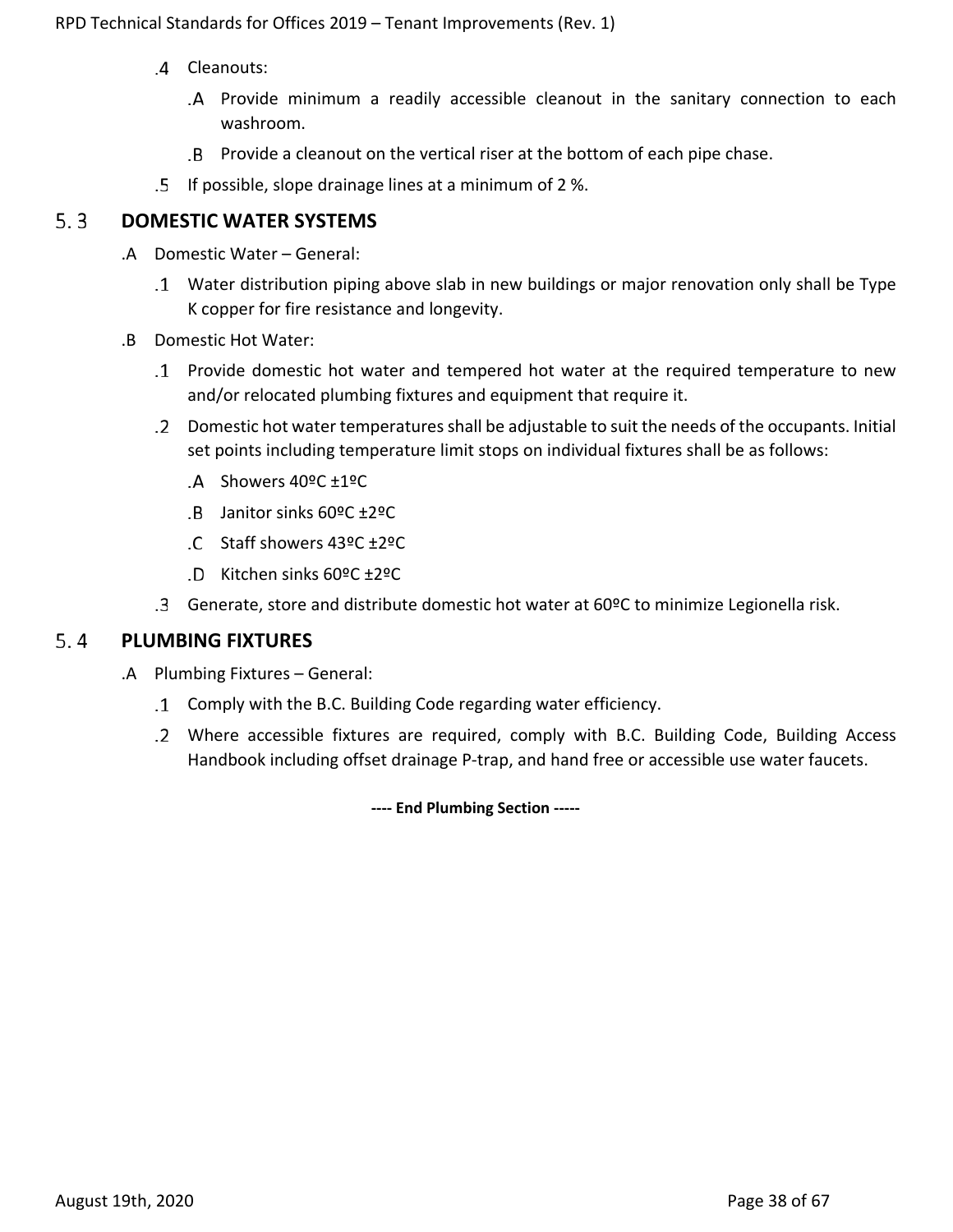.4 Cleanouts:

.A Provide minimum a readily accessible cleanout in the sanitary connection to each washroom.

.B Provide a cleanout on the vertical riser at the bottom of each pipe chase.

.5 If possible, slope drainage lines at a minimum of 2 %.

## 5.3 DOMESTIC WATER SYSTEMS

.A Domestic Water – General:

.1 Water distribution piping above slab in new buildings or major renovation only shall be Type K copper for fire resistance and longevity.

.B Domestic Hot Water:

.1 Provide domestic hot water and tempered hot water at the required temperature to new and/or relocated plumbing fixtures and equipment that require it.

.2 Domestic hot water temperatures shall be adjustable to suit the needs of the occupants. Initial set points including temperature limit stops on individual fixtures shall be as follows:

.A Showers 40ºC ±1ºC

.B Janitor sinks 60ºC ±2ºC

.C Staff showers 43ºC ±2ºC

.D Kitchen sinks 60ºC ±2ºC

.3 Generate, store and distribute domestic hot water at 60ºC to minimize Legionella risk.

## 5.4 PLUMBING FIXTURES

.A Plumbing Fixtures – General:

.1 Comply with the B.C. Building Code regarding water efficiency.

.2 Where accessible fixtures are required, comply with B.C. Building Code, Building Access Handbook including offset drainage P-trap, and hand free or accessible use water faucets.

**---- End Plumbing Section -----**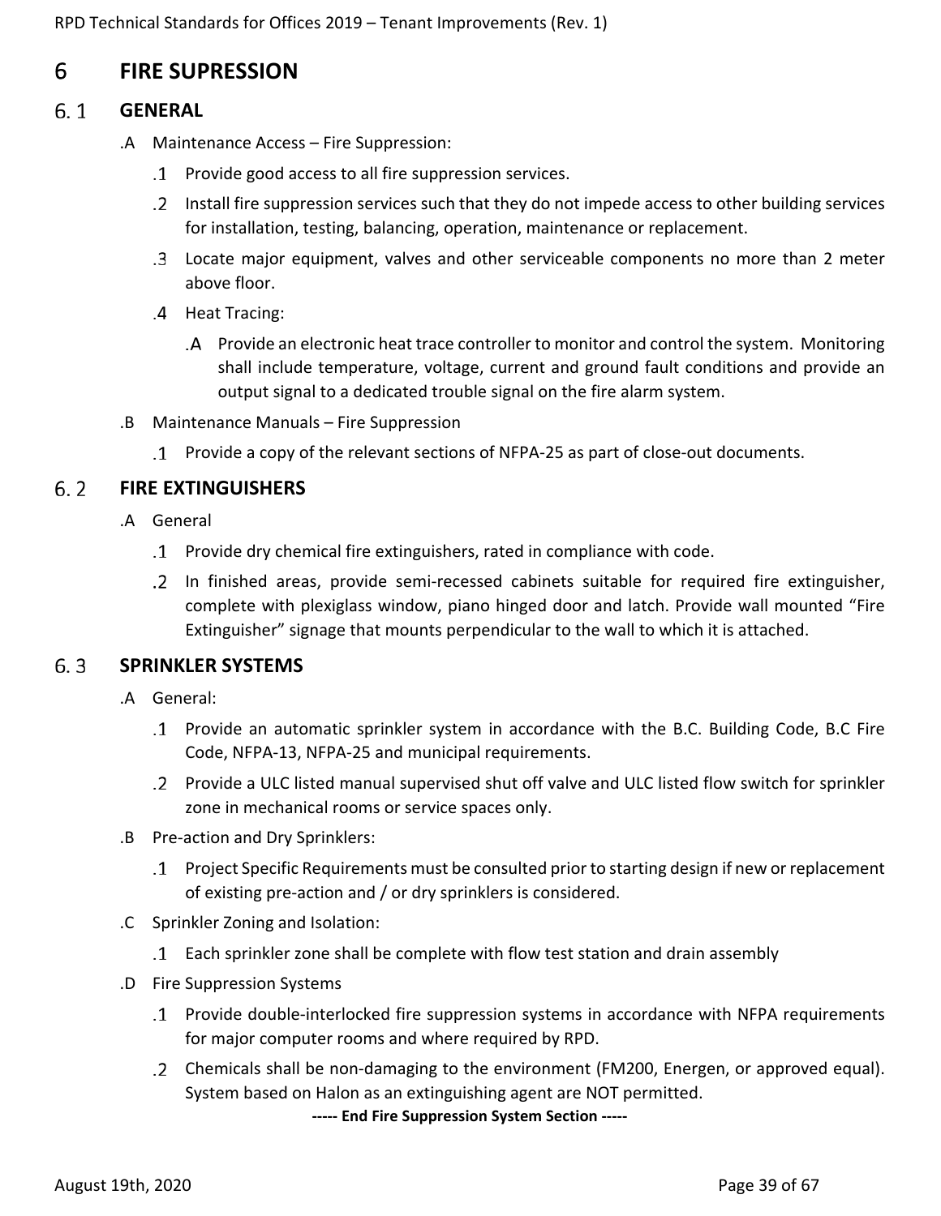# 6 FIRE SUPRESSION

## 6.1 GENERAL

.A Maintenance Access – Fire Suppression:

.1 Provide good access to all fire suppression services.

.2 Install fire suppression services such that they do not impede access to other building services for installation, testing, balancing, operation, maintenance or replacement.

.3 Locate major equipment, valves and other serviceable components no more than 2 meter above floor.

.4 Heat Tracing:

.A Provide an electronic heat trace controller to monitor and control the system. Monitoring shall include temperature, voltage, current and ground fault conditions and provide an output signal to a dedicated trouble signal on the fire alarm system.

.B Maintenance Manuals – Fire Suppression

.1 Provide a copy of the relevant sections of NFPA-25 as part of close-out documents.

## 6.2 FIRE EXTINGUISHERS

.A General

.1 Provide dry chemical fire extinguishers, rated in compliance with code.

.2 In finished areas, provide semi-recessed cabinets suitable for required fire extinguisher, complete with plexiglass window, piano hinged door and latch. Provide wall mounted "Fire Extinguisher" signage that mounts perpendicular to the wall to which it is attached.

## 6.3 SPRINKLER SYSTEMS

.A General:

.1 Provide an automatic sprinkler system in accordance with the B.C. Building Code, B.C Fire Code, NFPA-13, NFPA-25 and municipal requirements.

.2 Provide a ULC listed manual supervised shut off valve and ULC listed flow switch for sprinkler zone in mechanical rooms or service spaces only.

.B Pre-action and Dry Sprinklers:

.1 Project Specific Requirements must be consulted prior to starting design if new or replacement of existing pre-action and / or dry sprinklers is considered.

.C Sprinkler Zoning and Isolation:

.1 Each sprinkler zone shall be complete with flow test station and drain assembly

.D Fire Suppression Systems

.1 Provide double-interlocked fire suppression systems in accordance with NFPA requirements for major computer rooms and where required by RPD.

.2 Chemicals shall be non-damaging to the environment (FM200, Energen, or approved equal). System based on Halon as an extinguishing agent are NOT permitted.

**----- End Fire Suppression System Section -----**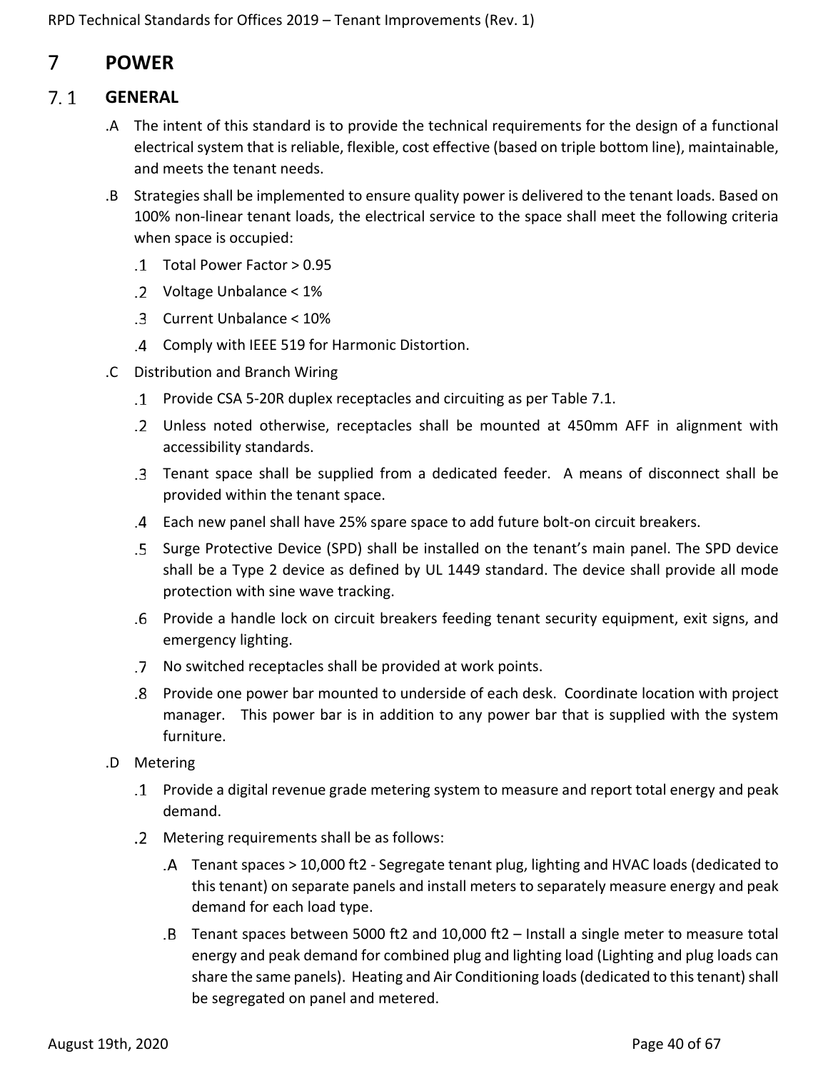# 7 POWER

## 7.1 GENERAL

.A The intent of this standard is to provide the technical requirements for the design of a functional electrical system that is reliable, flexible, cost effective (based on triple bottom line), maintainable, and meets the tenant needs.

.B Strategies shall be implemented to ensure quality power is delivered to the tenant loads. Based on 100% non-linear tenant loads, the electrical service to the space shall meet the following criteria when space is occupied:

- .1 Total Power Factor > 0.95
- .2 Voltage Unbalance < 1%
- .3 Current Unbalance < 10%
- .4 Comply with IEEE 519 for Harmonic Distortion.

.C Distribution and Branch Wiring

- .1 Provide CSA 5-20R duplex receptacles and circuiting as per Table 7.1.
- .2 Unless noted otherwise, receptacles shall be mounted at 450mm AFF in alignment with accessibility standards.
- .3 Tenant space shall be supplied from a dedicated feeder. A means of disconnect shall be provided within the tenant space.
- .4 Each new panel shall have 25% spare space to add future bolt-on circuit breakers.
- .5 Surge Protective Device (SPD) shall be installed on the tenant's main panel. The SPD device shall be a Type 2 device as defined by UL 1449 standard. The device shall provide all mode protection with sine wave tracking.
- .6 Provide a handle lock on circuit breakers feeding tenant security equipment, exit signs, and emergency lighting.
- .7 No switched receptacles shall be provided at work points.
- .8 Provide one power bar mounted to underside of each desk. Coordinate location with project manager. This power bar is in addition to any power bar that is supplied with the system furniture.

.D Metering

- .1 Provide a digital revenue grade metering system to measure and report total energy and peak demand.
- .2 Metering requirements shall be as follows:
  - .A Tenant spaces > 10,000 ft2 - Segregate tenant plug, lighting and HVAC loads (dedicated to this tenant) on separate panels and install meters to separately measure energy and peak demand for each load type.
  - .B Tenant spaces between 5000 ft2 and 10,000 ft2 – Install a single meter to measure total energy and peak demand for combined plug and lighting load (Lighting and plug loads can share the same panels). Heating and Air Conditioning loads (dedicated to this tenant) shall be segregated on panel and metered.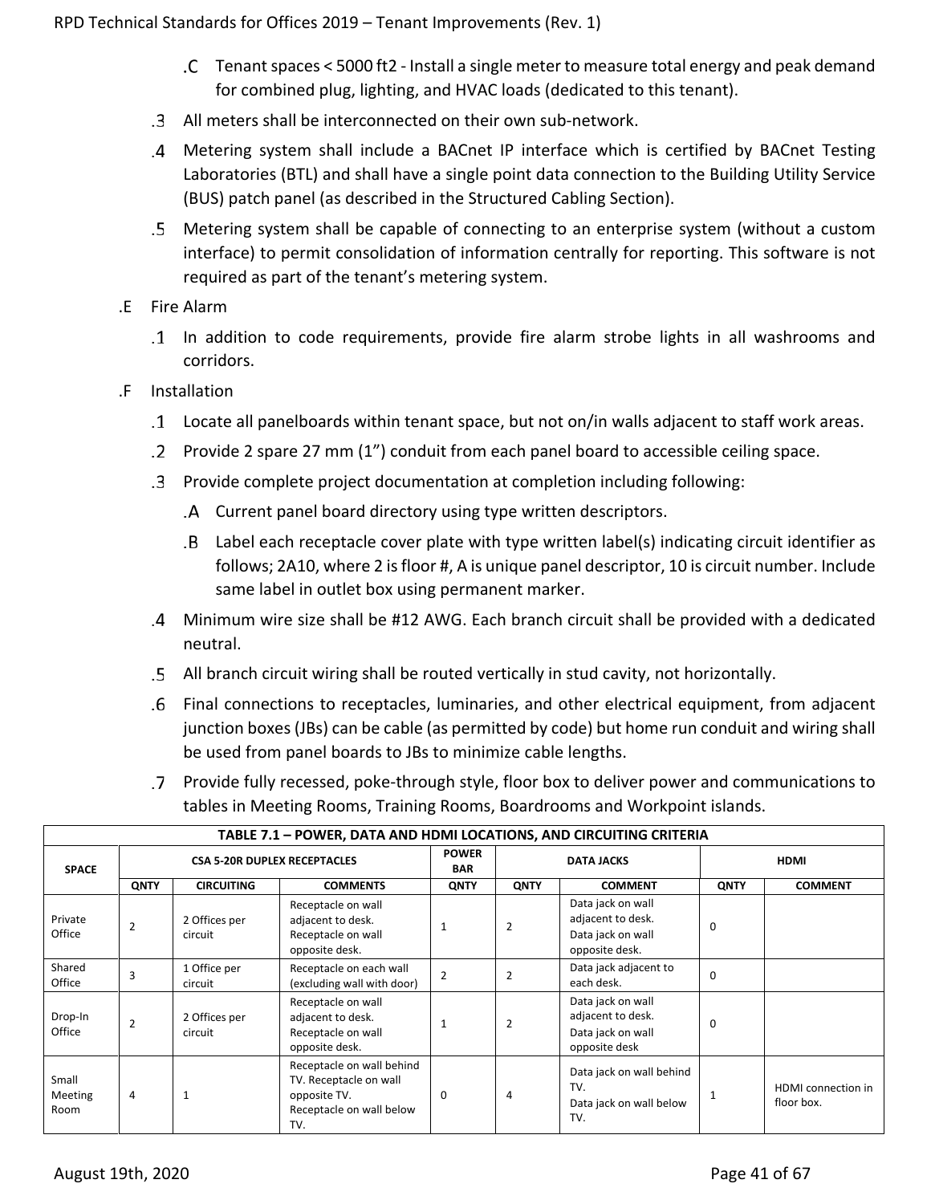.C Tenant spaces < 5000 ft2 - Install a single meter to measure total energy and peak demand for combined plug, lighting, and HVAC loads (dedicated to this tenant).

.3 All meters shall be interconnected on their own sub-network.

.4 Metering system shall include a BACnet IP interface which is certified by BACnet Testing Laboratories (BTL) and shall have a single point data connection to the Building Utility Service (BUS) patch panel (as described in the Structured Cabling Section).

.5 Metering system shall be capable of connecting to an enterprise system (without a custom interface) to permit consolidation of information centrally for reporting. This software is not required as part of the tenant's metering system.

.E Fire Alarm

.1 In addition to code requirements, provide fire alarm strobe lights in all washrooms and corridors.

.F Installation

.1 Locate all panelboards within tenant space, but not on/in walls adjacent to staff work areas.

.2 Provide 2 spare 27 mm (1") conduit from each panel board to accessible ceiling space.

.3 Provide complete project documentation at completion including following:

.A Current panel board directory using type written descriptors.

.B Label each receptacle cover plate with type written label(s) indicating circuit identifier as follows; 2A10, where 2 is floor #, A is unique panel descriptor, 10 is circuit number. Include same label in outlet box using permanent marker.

.4 Minimum wire size shall be #12 AWG. Each branch circuit shall be provided with a dedicated neutral.

.5 All branch circuit wiring shall be routed vertically in stud cavity, not horizontally.

.6 Final connections to receptacles, luminaries, and other electrical equipment, from adjacent junction boxes (JBs) can be cable (as permitted by code) but home run conduit and wiring shall be used from panel boards to JBs to minimize cable lengths.

.7 Provide fully recessed, poke-through style, floor box to deliver power and communications to tables in Meeting Rooms, Training Rooms, Boardrooms and Workpoint islands.

**TABLE 7.1 – POWER, DATA AND HDMI LOCATIONS, AND CIRCUITING CRITERIA**

| SPACE | CSA 5-20R DUPLEX RECEPTACLES | | | POWER BAR | DATA JACKS | | HDMI | |
|---|---|---|---|---|---|---|---|---|
| | QNTY | CIRCUITING | COMMENTS | QNTY | QNTY | COMMENT | QNTY | COMMENT |
| Private Office | 2 | 2 Offices per circuit | Receptacle on wall adjacent to desk. Receptacle on wall opposite desk. | 1 | 2 | Data jack on wall adjacent to desk. Data jack on wall opposite desk. | 0 | |
| Shared Office | 3 | 1 Office per circuit | Receptacle on each wall (excluding wall with door) | 2 | 2 | Data jack adjacent to each desk. | 0 | |
| Drop-In Office | 2 | 2 Offices per circuit | Receptacle on wall adjacent to desk. Receptacle on wall opposite desk. | 1 | 2 | Data jack on wall adjacent to desk. Data jack on wall opposite desk | 0 | |
| Small Meeting Room | 4 | 1 | Receptacle on wall behind TV. Receptacle on wall opposite TV. Receptacle on wall below TV. | 0 | 4 | Data jack on wall behind TV. Data jack on wall below TV. | 1 | HDMI connection in floor box. |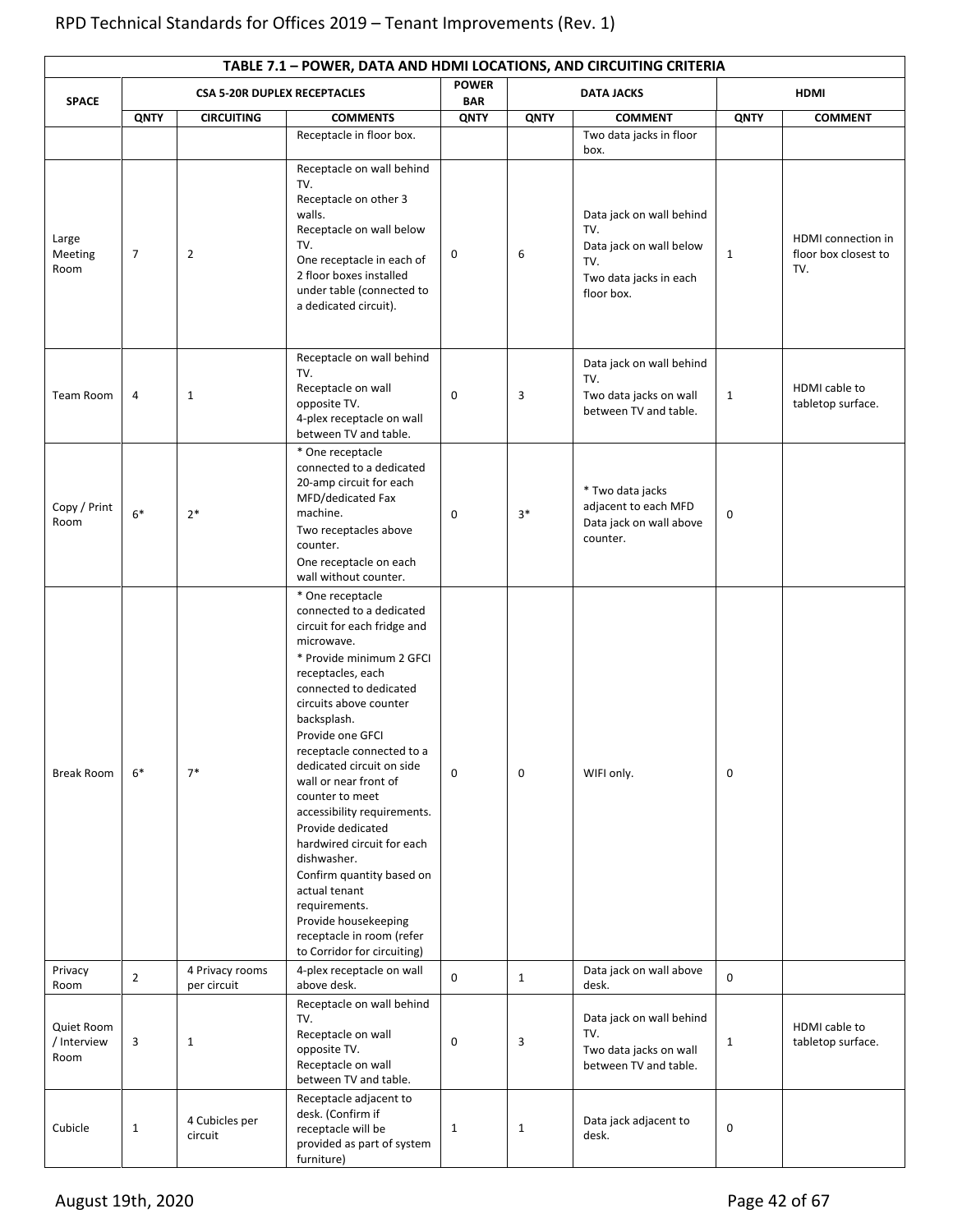| TABLE 7.1 – POWER, DATA AND HDMI LOCATIONS, AND CIRCUITING CRITERIA | | | | | | | | |
|---|---|---|---|---|---|---|---|---|
| SPACE | CSA 5-20R DUPLEX RECEPTACLES | | | POWER BAR | DATA JACKS | | HDMI | |
| | QNTY | CIRCUITING | COMMENTS | QNTY | QNTY | COMMENT | QNTY | COMMENT |
| | | | Receptacle in floor box. | | | Two data jacks in floor box. | | |
| Large Meeting Room | 7 | 2 | Receptacle on wall behind TV.<br>Receptacle on other 3 walls.<br>Receptacle on wall below TV.<br>One receptacle in each of 2 floor boxes installed under table (connected to a dedicated circuit). | 0 | 6 | Data jack on wall behind TV.<br>Data jack on wall below TV.<br>Two data jacks in each floor box. | 1 | HDMI connection in floor box closest to TV. |
| Team Room | 4 | 1 | Receptacle on wall behind TV.<br>Receptacle on wall opposite TV.<br>4-plex receptacle on wall between TV and table. | 0 | 3 | Data jack on wall behind TV.<br>Two data jacks on wall between TV and table. | 1 | HDMI cable to tabletop surface. |
| Copy / Print Room | 6* | 2* | * One receptacle connected to a dedicated 20-amp circuit for each MFD/dedicated Fax machine.<br>Two receptacles above counter.<br>One receptacle on each wall without counter. | 0 | 3* | * Two data jacks adjacent to each MFD<br>Data jack on wall above counter. | 0 | |
| Break Room | 6* | 7* | * One receptacle connected to a dedicated circuit for each fridge and microwave.<br>* Provide minimum 2 GFCI receptacles, each connected to dedicated circuits above counter backsplash.<br>Provide one GFCI receptacle connected to a dedicated circuit on side wall or near front of counter to meet accessibility requirements.<br>Provide dedicated hardwired circuit for each dishwasher.<br>Confirm quantity based on actual tenant requirements.<br>Provide housekeeping receptacle in room (refer to Corridor for circuiting) | 0 | 0 | WIFI only. | 0 | |
| Privacy Room | 2 | 4 Privacy rooms per circuit | 4-plex receptacle on wall above desk. | 0 | 1 | Data jack on wall above desk. | 0 | |
| Quiet Room / Interview Room | 3 | 1 | Receptacle on wall behind TV.<br>Receptacle on wall opposite TV.<br>Receptacle on wall between TV and table. | 0 | 3 | Data jack on wall behind TV.<br>Two data jacks on wall between TV and table. | 1 | HDMI cable to tabletop surface. |
| Cubicle | 1 | 4 Cubicles per circuit | Receptacle adjacent to desk. (Confirm if receptacle will be provided as part of system furniture) | 1 | 1 | Data jack adjacent to desk. | 0 | |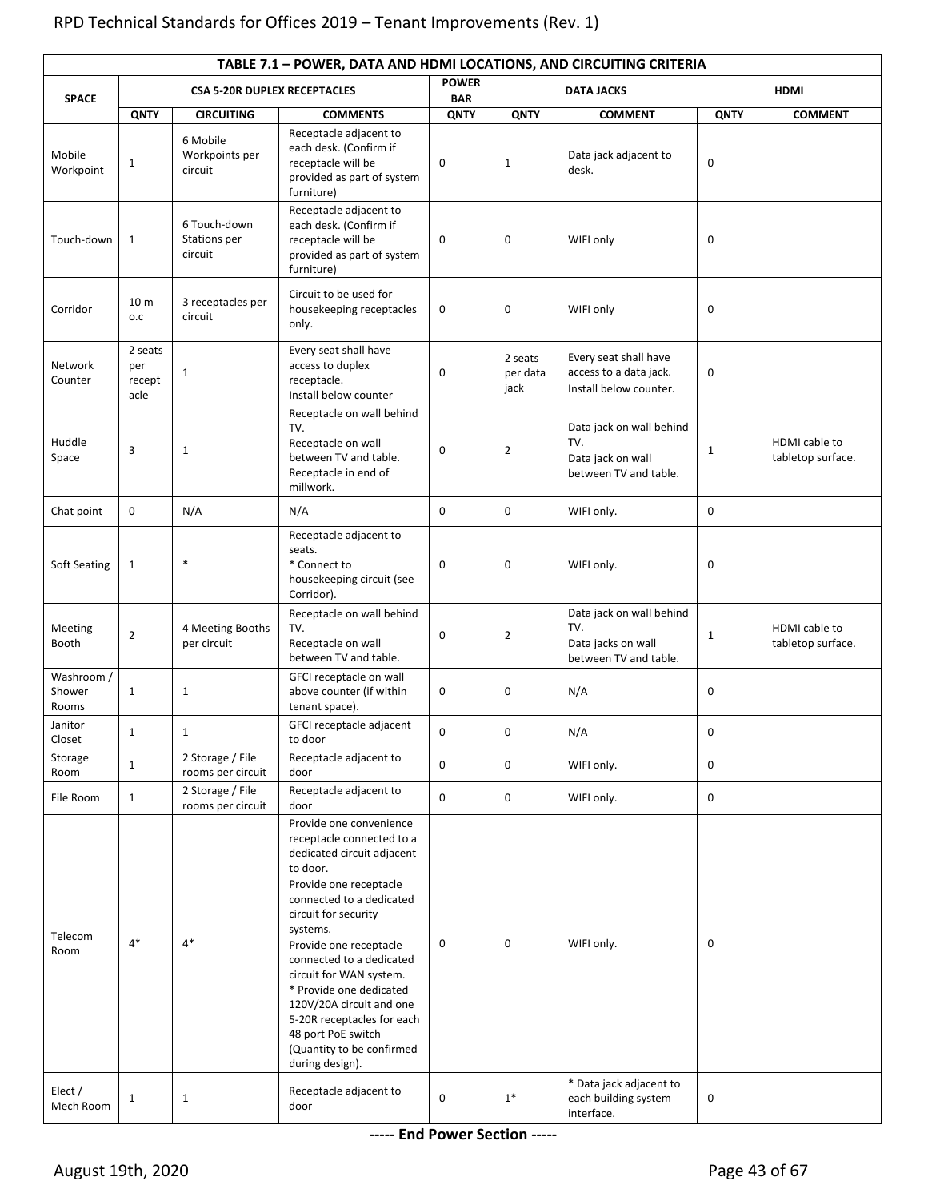| TABLE 7.1 – POWER, DATA AND HDMI LOCATIONS, AND CIRCUITING CRITERIA | | | | | | | | |
|---|---|---|---|---|---|---|---|---|
| SPACE | CSA 5-20R DUPLEX RECEPTACLES | | | POWER BAR | DATA JACKS | | HDMI | |
| | QNTY | CIRCUITING | COMMENTS | QNTY | QNTY | COMMENT | QNTY | COMMENT |
| Mobile Workpoint | 1 | 6 Mobile Workpoints per circuit | Receptacle adjacent to each desk. (Confirm if receptacle will be provided as part of system furniture) | 0 | 1 | Data jack adjacent to desk. | 0 | |
| Touch-down | 1 | 6 Touch-down Stations per circuit | Receptacle adjacent to each desk. (Confirm if receptacle will be provided as part of system furniture) | 0 | 0 | WIFI only | 0 | |
| Corridor | 10 m o.c | 3 receptacles per circuit | Circuit to be used for housekeeping receptacles only. | 0 | 0 | WIFI only | 0 | |
| Network Counter | 2 seats per receptacle | 1 | Every seat shall have access to duplex receptacle.<br>Install below counter | 0 | 2 seats per data jack | Every seat shall have access to a data jack.<br>Install below counter. | 0 | |
| Huddle Space | 3 | 1 | Receptacle on wall behind TV.<br>Receptacle on wall between TV and table.<br>Receptacle in end of millwork. | 0 | 2 | Data jack on wall behind TV.<br>Data jack on wall between TV and table. | 1 | HDMI cable to tabletop surface. |
| Chat point | 0 | N/A | N/A | 0 | 0 | WIFI only. | 0 | |
| Soft Seating | 1 | * | Receptacle adjacent to seats.<br>* Connect to housekeeping circuit (see Corridor). | 0 | 0 | WIFI only. | 0 | |
| Meeting Booth | 2 | 4 Meeting Booths per circuit | Receptacle on wall behind TV.<br>Receptacle on wall between TV and table. | 0 | 2 | Data jack on wall behind TV.<br>Data jacks on wall between TV and table. | 1 | HDMI cable to tabletop surface. |
| Washroom / Shower Rooms | 1 | 1 | GFCI receptacle on wall above counter (if within tenant space). | 0 | 0 | N/A | 0 | |
| Janitor Closet | 1 | 1 | GFCI receptacle adjacent to door | 0 | 0 | N/A | 0 | |
| Storage Room | 1 | 2 Storage / File rooms per circuit | Receptacle adjacent to door | 0 | 0 | WIFI only. | 0 | |
| File Room | 1 | 2 Storage / File rooms per circuit | Receptacle adjacent to door | 0 | 0 | WIFI only. | 0 | |
| Telecom Room | 4* | 4* | Provide one convenience receptacle connected to a dedicated circuit adjacent to door.<br>Provide one receptacle connected to a dedicated circuit for security systems.<br>Provide one receptacle connected to a dedicated circuit for WAN system.<br>* Provide one dedicated 120V/20A circuit and one 5-20R receptacles for each 48 port PoE switch (Quantity to be confirmed during design). | 0 | 0 | WIFI only. | 0 | |
| Elect / Mech Room | 1 | 1 | Receptacle adjacent to door | 0 | 1* | * Data jack adjacent to each building system interface. | 0 | |

**----- End Power Section -----**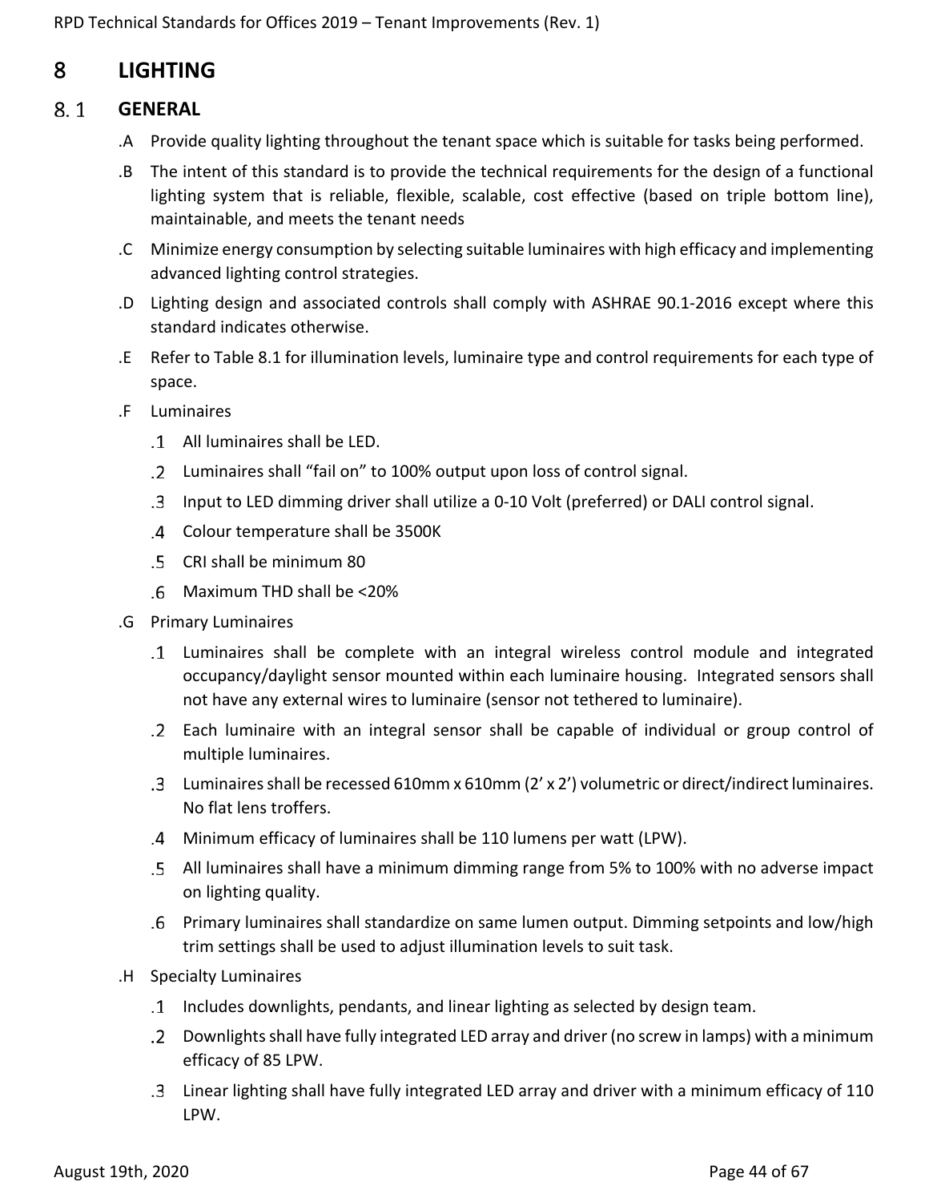# 8 LIGHTING

## 8.1 GENERAL

.A Provide quality lighting throughout the tenant space which is suitable for tasks being performed.

.B The intent of this standard is to provide the technical requirements for the design of a functional lighting system that is reliable, flexible, scalable, cost effective (based on triple bottom line), maintainable, and meets the tenant needs

.C Minimize energy consumption by selecting suitable luminaires with high efficacy and implementing advanced lighting control strategies.

.D Lighting design and associated controls shall comply with ASHRAE 90.1-2016 except where this standard indicates otherwise.

.E Refer to Table 8.1 for illumination levels, luminaire type and control requirements for each type of space.

.F Luminaires

- .1 All luminaires shall be LED.
- .2 Luminaires shall "fail on" to 100% output upon loss of control signal.
- .3 Input to LED dimming driver shall utilize a 0-10 Volt (preferred) or DALI control signal.
- .4 Colour temperature shall be 3500K
- .5 CRI shall be minimum 80
- .6 Maximum THD shall be <20%

.G Primary Luminaires

- .1 Luminaires shall be complete with an integral wireless control module and integrated occupancy/daylight sensor mounted within each luminaire housing. Integrated sensors shall not have any external wires to luminaire (sensor not tethered to luminaire).
- .2 Each luminaire with an integral sensor shall be capable of individual or group control of multiple luminaires.
- .3 Luminaires shall be recessed 610mm x 610mm (2' x 2') volumetric or direct/indirect luminaires. No flat lens troffers.
- .4 Minimum efficacy of luminaires shall be 110 lumens per watt (LPW).
- .5 All luminaires shall have a minimum dimming range from 5% to 100% with no adverse impact on lighting quality.
- .6 Primary luminaires shall standardize on same lumen output. Dimming setpoints and low/high trim settings shall be used to adjust illumination levels to suit task.

.H Specialty Luminaires

- .1 Includes downlights, pendants, and linear lighting as selected by design team.
- .2 Downlights shall have fully integrated LED array and driver (no screw in lamps) with a minimum efficacy of 85 LPW.
- .3 Linear lighting shall have fully integrated LED array and driver with a minimum efficacy of 110 LPW.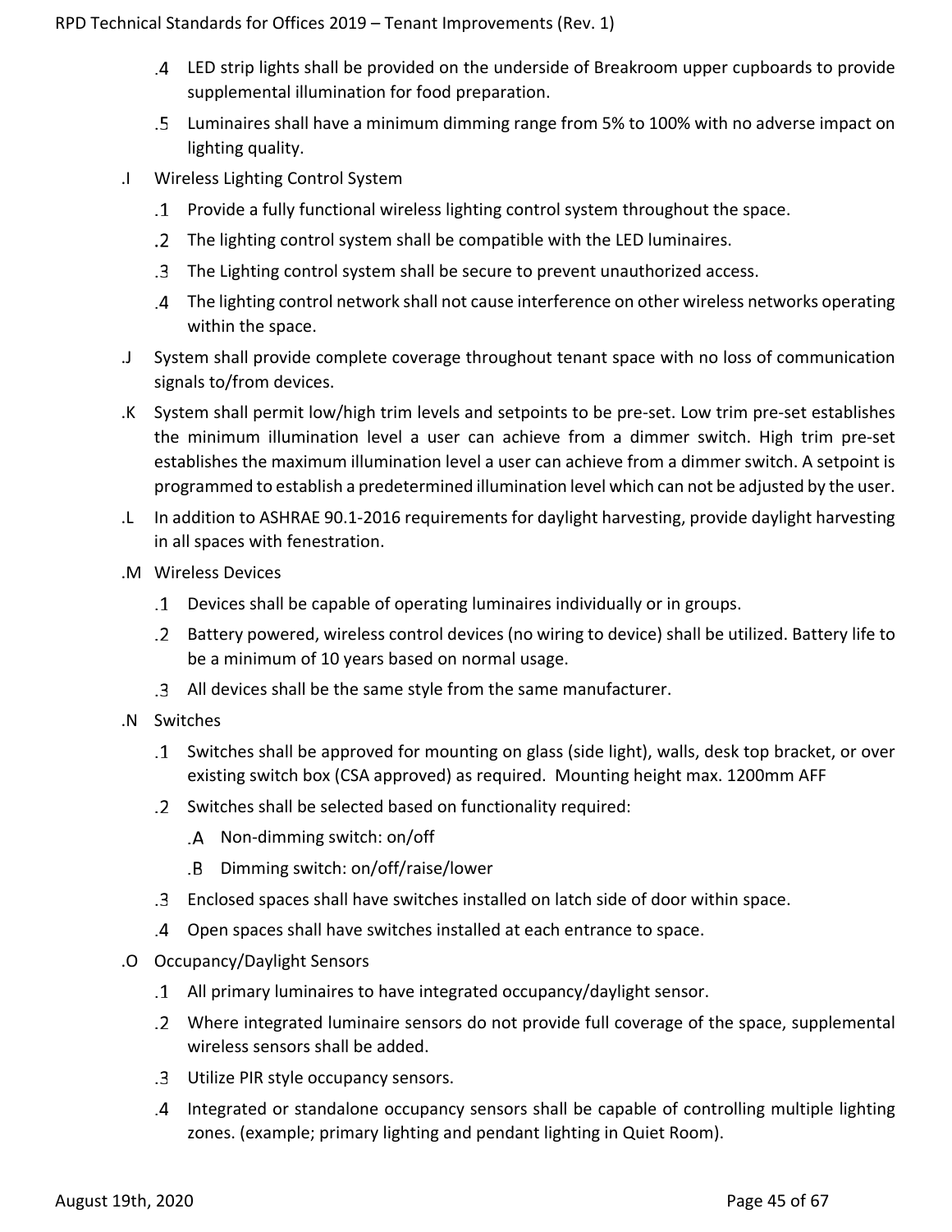.4 LED strip lights shall be provided on the underside of Breakroom upper cupboards to provide supplemental illumination for food preparation.

.5 Luminaires shall have a minimum dimming range from 5% to 100% with no adverse impact on lighting quality.

.I Wireless Lighting Control System

- .1 Provide a fully functional wireless lighting control system throughout the space.
- .2 The lighting control system shall be compatible with the LED luminaires.
- .3 The Lighting control system shall be secure to prevent unauthorized access.
- .4 The lighting control network shall not cause interference on other wireless networks operating within the space.

.J System shall provide complete coverage throughout tenant space with no loss of communication signals to/from devices.

.K System shall permit low/high trim levels and setpoints to be pre-set. Low trim pre-set establishes the minimum illumination level a user can achieve from a dimmer switch. High trim pre-set establishes the maximum illumination level a user can achieve from a dimmer switch. A setpoint is programmed to establish a predetermined illumination level which can not be adjusted by the user.

.L In addition to ASHRAE 90.1-2016 requirements for daylight harvesting, provide daylight harvesting in all spaces with fenestration.

.M Wireless Devices

- .1 Devices shall be capable of operating luminaires individually or in groups.
- .2 Battery powered, wireless control devices (no wiring to device) shall be utilized. Battery life to be a minimum of 10 years based on normal usage.
- .3 All devices shall be the same style from the same manufacturer.

.N Switches

- .1 Switches shall be approved for mounting on glass (side light), walls, desk top bracket, or over existing switch box (CSA approved) as required. Mounting height max. 1200mm AFF
- .2 Switches shall be selected based on functionality required:
  - .A Non-dimming switch: on/off
  - .B Dimming switch: on/off/raise/lower
- .3 Enclosed spaces shall have switches installed on latch side of door within space.
- .4 Open spaces shall have switches installed at each entrance to space.

.O Occupancy/Daylight Sensors

- .1 All primary luminaires to have integrated occupancy/daylight sensor.
- .2 Where integrated luminaire sensors do not provide full coverage of the space, supplemental wireless sensors shall be added.
- .3 Utilize PIR style occupancy sensors.
- .4 Integrated or standalone occupancy sensors shall be capable of controlling multiple lighting zones. (example; primary lighting and pendant lighting in Quiet Room).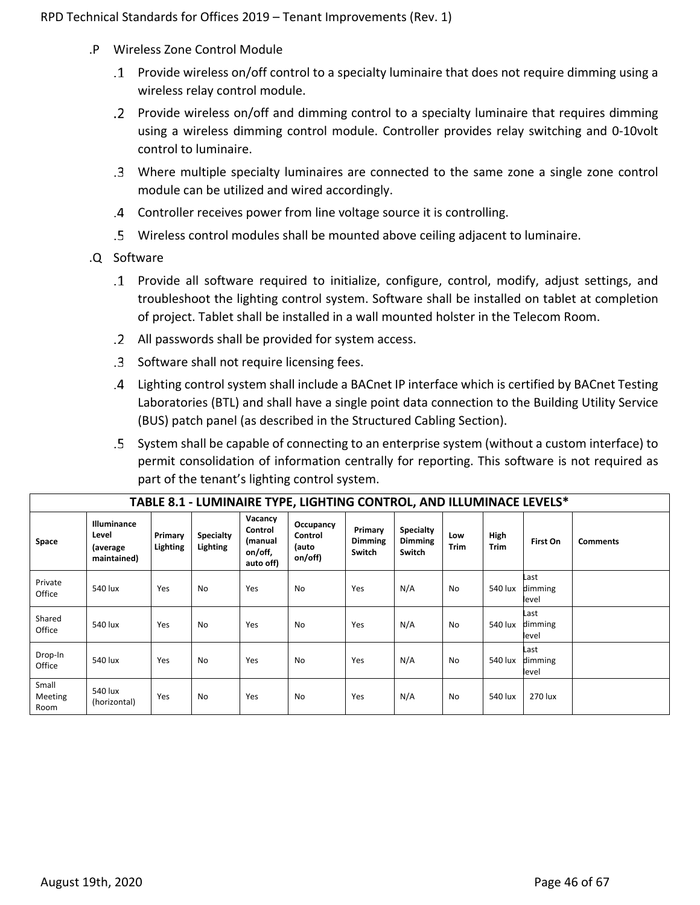.P Wireless Zone Control Module

.1 Provide wireless on/off control to a specialty luminaire that does not require dimming using a wireless relay control module.

.2 Provide wireless on/off and dimming control to a specialty luminaire that requires dimming using a wireless dimming control module. Controller provides relay switching and 0-10volt control to luminaire.

.3 Where multiple specialty luminaires are connected to the same zone a single zone control module can be utilized and wired accordingly.

.4 Controller receives power from line voltage source it is controlling.

.5 Wireless control modules shall be mounted above ceiling adjacent to luminaire.

.Q Software

.1 Provide all software required to initialize, configure, control, modify, adjust settings, and troubleshoot the lighting control system. Software shall be installed on tablet at completion of project. Tablet shall be installed in a wall mounted holster in the Telecom Room.

.2 All passwords shall be provided for system access.

.3 Software shall not require licensing fees.

.4 Lighting control system shall include a BACnet IP interface which is certified by BACnet Testing Laboratories (BTL) and shall have a single point data connection to the Building Utility Service (BUS) patch panel (as described in the Structured Cabling Section).

.5 System shall be capable of connecting to an enterprise system (without a custom interface) to permit consolidation of information centrally for reporting. This software is not required as part of the tenant's lighting control system.

**TABLE 8.1 - LUMINAIRE TYPE, LIGHTING CONTROL, AND ILLUMINACE LEVELS***

| Space | Illuminance Level (average maintained) | Primary Lighting | Specialty Lighting | Vacancy Control (manual on/off, auto off) | Occupancy Control (auto on/off) | Primary Dimming Switch | Specialty Dimming Switch | Low Trim | High Trim | First On | Comments |
|---|---|---|---|---|---|---|---|---|---|---|---|
| Private Office | 540 lux | Yes | No | Yes | No | Yes | N/A | No | 540 lux | Last dimming level | |
| Shared Office | 540 lux | Yes | No | Yes | No | Yes | N/A | No | 540 lux | Last dimming level | |
| Drop-In Office | 540 lux | Yes | No | Yes | No | Yes | N/A | No | 540 lux | Last dimming level | |
| Small Meeting Room | 540 lux (horizontal) | Yes | No | Yes | No | Yes | N/A | No | 540 lux | 270 lux | |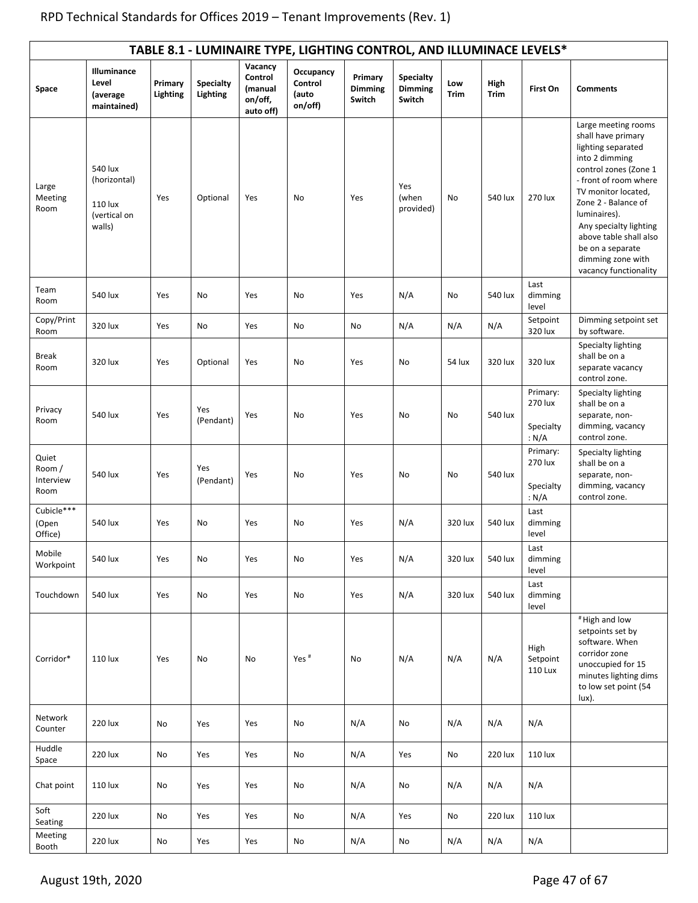**TABLE 8.1 - LUMINAIRE TYPE, LIGHTING CONTROL, AND ILLUMINACE LEVELS***

| Space | Illuminance Level (average maintained) | Primary Lighting | Specialty Lighting | Vacancy Control (manual on/off, auto off) | Occupancy Control (auto on/off) | Primary Dimming Switch | Specialty Dimming Switch | Low Trim | High Trim | First On | Comments |
|---|---|---|---|---|---|---|---|---|---|---|---|
| Large Meeting Room | 540 lux (horizontal) 110 lux (vertical on walls) | Yes | Optional | Yes | No | Yes | Yes (when provided) | No | 540 lux | 270 lux | Large meeting rooms shall have primary lighting separated into 2 dimming control zones (Zone 1 - front of room where TV monitor located, Zone 2 - Balance of luminaires). Any specialty lighting above table shall also be on a separate dimming zone with vacancy functionality |
| Team Room | 540 lux | Yes | No | Yes | No | Yes | N/A | No | 540 lux | Last dimming level | |
| Copy/Print Room | 320 lux | Yes | No | Yes | No | No | N/A | N/A | N/A | Setpoint 320 lux | Dimming setpoint set by software. |
| Break Room | 320 lux | Yes | Optional | Yes | No | Yes | No | 54 lux | 320 lux | 320 lux | Specialty lighting shall be on a separate vacancy control zone. |
| Privacy Room | 540 lux | Yes | Yes (Pendant) | Yes | No | Yes | No | No | 540 lux | Primary: 270 lux Specialty: N/A | Specialty lighting shall be on a separate, non-dimming, vacancy control zone. |
| Quiet Room / Interview Room | 540 lux | Yes | Yes (Pendant) | Yes | No | Yes | No | No | 540 lux | Primary: 270 lux Specialty: N/A | Specialty lighting shall be on a separate, non-dimming, vacancy control zone. |
| Cubicle*** (Open Office) | 540 lux | Yes | No | Yes | No | Yes | N/A | 320 lux | 540 lux | Last dimming level | |
| Mobile Workpoint | 540 lux | Yes | No | Yes | No | Yes | N/A | 320 lux | 540 lux | Last dimming level | |
| Touchdown | 540 lux | Yes | No | Yes | No | Yes | N/A | 320 lux | 540 lux | Last dimming level | |
| Corridor* | 110 lux | Yes | No | No | Yes # | No | N/A | N/A | N/A | High Setpoint 110 Lux | # High and low setpoints set by software. When corridor zone unoccupied for 15 minutes lighting dims to low set point (54 lux). |
| Network Counter | 220 lux | No | Yes | Yes | No | N/A | No | N/A | N/A | N/A | |
| Huddle Space | 220 lux | No | Yes | Yes | No | N/A | Yes | No | 220 lux | 110 lux | |
| Chat point | 110 lux | No | Yes | Yes | No | N/A | No | N/A | N/A | N/A | |
| Soft Seating | 220 lux | No | Yes | Yes | No | N/A | Yes | No | 220 lux | 110 lux | |
| Meeting Booth | 220 lux | No | Yes | Yes | No | N/A | No | N/A | N/A | N/A | |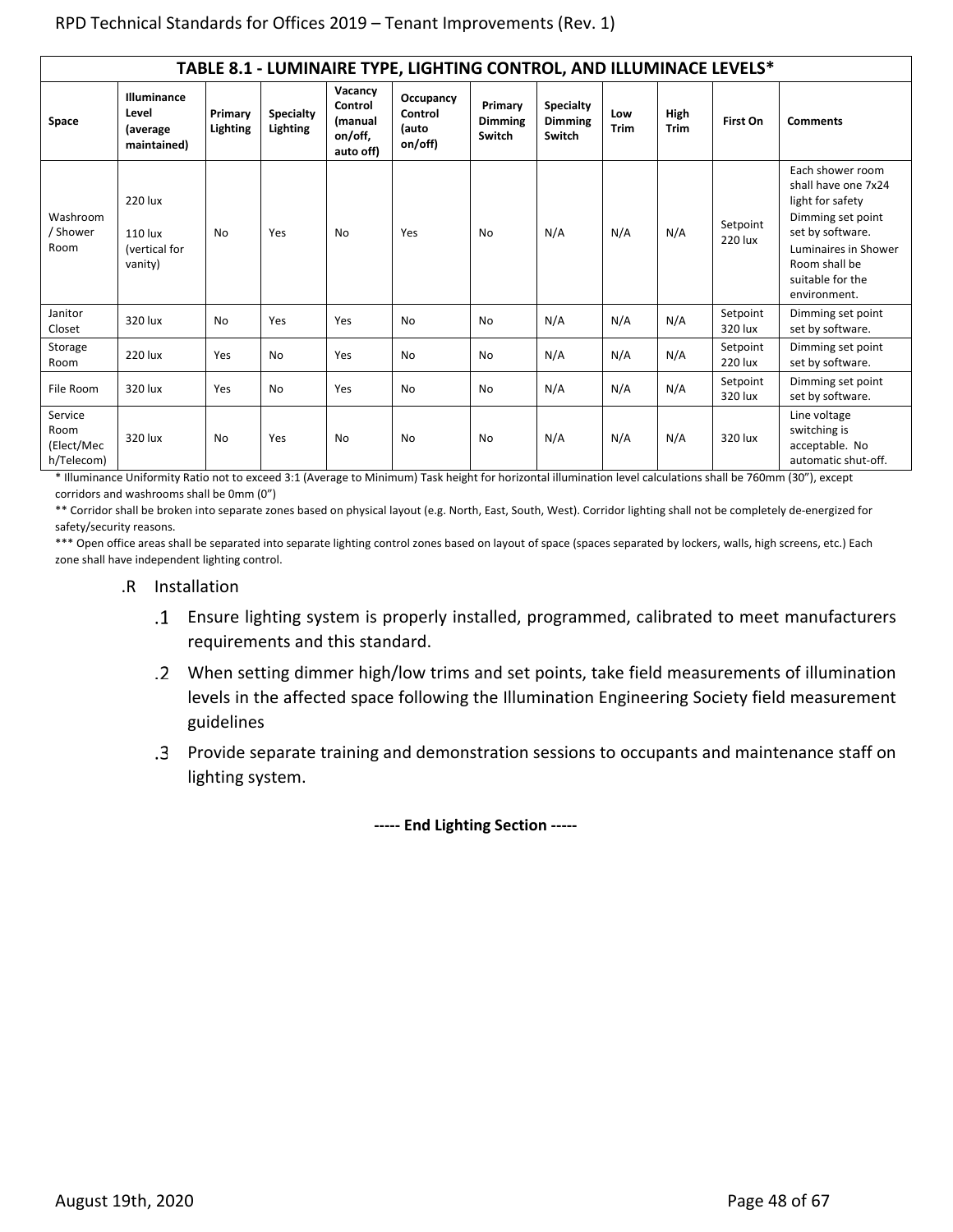| TABLE 8.1 - LUMINAIRE TYPE, LIGHTING CONTROL, AND ILLUMINACE LEVELS* | | | | | | | | | | | |
|---|---|---|---|---|---|---|---|---|---|---|---|
| **Space** | **Illuminance Level (average maintained)** | **Primary Lighting** | **Specialty Lighting** | **Vacancy Control (manual on/off, auto off)** | **Occupancy Control (auto on/off)** | **Primary Dimming Switch** | **Specialty Dimming Switch** | **Low Trim** | **High Trim** | **First On** | **Comments** |
| Washroom / Shower Room | 220 lux<br>110 lux (vertical for vanity) | No | Yes | No | Yes | No | N/A | N/A | N/A | Setpoint 220 lux | Each shower room shall have one 7x24 light for safety Dimming set point set by software. Luminaires in Shower Room shall be suitable for the environment. |
| Janitor Closet | 320 lux | No | Yes | Yes | No | No | N/A | N/A | N/A | Setpoint 320 lux | Dimming set point set by software. |
| Storage Room | 220 lux | Yes | No | Yes | No | No | N/A | N/A | N/A | Setpoint 220 lux | Dimming set point set by software. |
| File Room | 320 lux | Yes | No | Yes | No | No | N/A | N/A | N/A | Setpoint 320 lux | Dimming set point set by software. |
| Service Room (Elect/Mech/Telecom) | 320 lux | No | Yes | No | No | No | N/A | N/A | N/A | 320 lux | Line voltage switching is acceptable. No automatic shut-off. |

* Illuminance Uniformity Ratio not to exceed 3:1 (Average to Minimum) Task height for horizontal illumination level calculations shall be 760mm (30"), except corridors and washrooms shall be 0mm (0")

** Corridor shall be broken into separate zones based on physical layout (e.g. North, East, South, West). Corridor lighting shall not be completely de-energized for safety/security reasons.

*** Open office areas shall be separated into separate lighting control zones based on layout of space (spaces separated by lockers, walls, high screens, etc.) Each zone shall have independent lighting control.

.R Installation

.1 Ensure lighting system is properly installed, programmed, calibrated to meet manufacturers requirements and this standard.

.2 When setting dimmer high/low trims and set points, take field measurements of illumination levels in the affected space following the Illumination Engineering Society field measurement guidelines

.3 Provide separate training and demonstration sessions to occupants and maintenance staff on lighting system.

**----- End Lighting Section -----**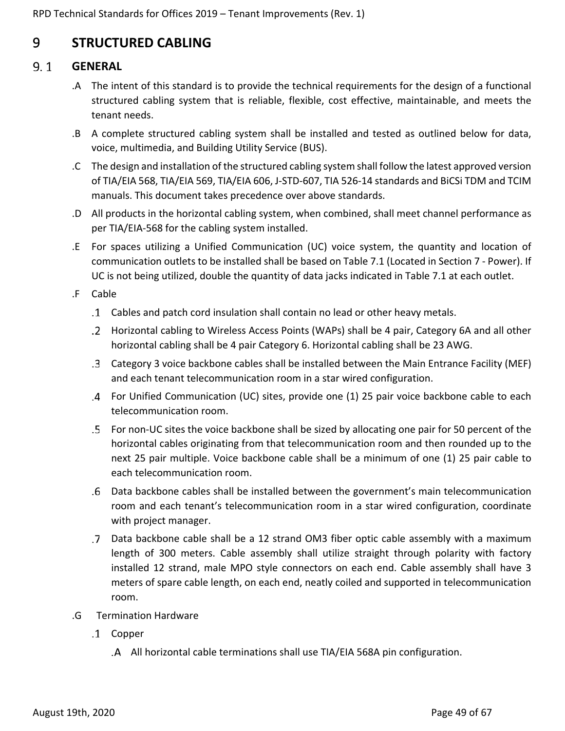# 9 STRUCTURED CABLING

## 9.1 GENERAL

.A The intent of this standard is to provide the technical requirements for the design of a functional structured cabling system that is reliable, flexible, cost effective, maintainable, and meets the tenant needs.

.B A complete structured cabling system shall be installed and tested as outlined below for data, voice, multimedia, and Building Utility Service (BUS).

.C The design and installation of the structured cabling system shall follow the latest approved version of TIA/EIA 568, TIA/EIA 569, TIA/EIA 606, J-STD-607, TIA 526-14 standards and BiCSi TDM and TCIM manuals. This document takes precedence over above standards.

.D All products in the horizontal cabling system, when combined, shall meet channel performance as per TIA/EIA-568 for the cabling system installed.

.E For spaces utilizing a Unified Communication (UC) voice system, the quantity and location of communication outlets to be installed shall be based on Table 7.1 (Located in Section 7 - Power). If UC is not being utilized, double the quantity of data jacks indicated in Table 7.1 at each outlet.

.F Cable

.1 Cables and patch cord insulation shall contain no lead or other heavy metals.

.2 Horizontal cabling to Wireless Access Points (WAPs) shall be 4 pair, Category 6A and all other horizontal cabling shall be 4 pair Category 6. Horizontal cabling shall be 23 AWG.

.3 Category 3 voice backbone cables shall be installed between the Main Entrance Facility (MEF) and each tenant telecommunication room in a star wired configuration.

.4 For Unified Communication (UC) sites, provide one (1) 25 pair voice backbone cable to each telecommunication room.

.5 For non-UC sites the voice backbone shall be sized by allocating one pair for 50 percent of the horizontal cables originating from that telecommunication room and then rounded up to the next 25 pair multiple. Voice backbone cable shall be a minimum of one (1) 25 pair cable to each telecommunication room.

.6 Data backbone cables shall be installed between the government's main telecommunication room and each tenant's telecommunication room in a star wired configuration, coordinate with project manager.

.7 Data backbone cable shall be a 12 strand OM3 fiber optic cable assembly with a maximum length of 300 meters. Cable assembly shall utilize straight through polarity with factory installed 12 strand, male MPO style connectors on each end. Cable assembly shall have 3 meters of spare cable length, on each end, neatly coiled and supported in telecommunication room.

.G Termination Hardware

.1 Copper

.A All horizontal cable terminations shall use TIA/EIA 568A pin configuration.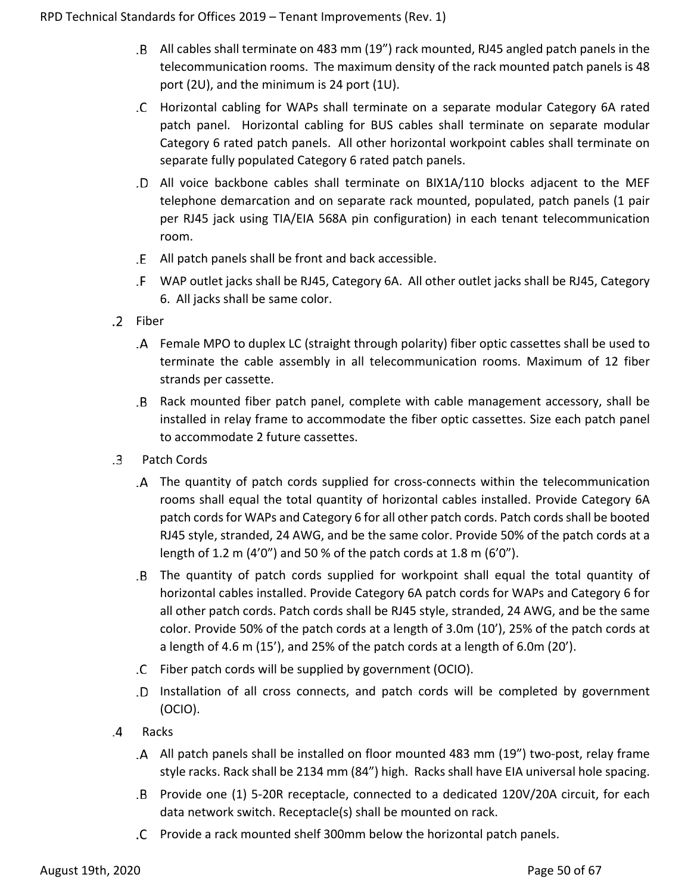.B All cables shall terminate on 483 mm (19") rack mounted, RJ45 angled patch panels in the telecommunication rooms. The maximum density of the rack mounted patch panels is 48 port (2U), and the minimum is 24 port (1U).

.C Horizontal cabling for WAPs shall terminate on a separate modular Category 6A rated patch panel. Horizontal cabling for BUS cables shall terminate on separate modular Category 6 rated patch panels. All other horizontal workpoint cables shall terminate on separate fully populated Category 6 rated patch panels.

.D All voice backbone cables shall terminate on BIX1A/110 blocks adjacent to the MEF telephone demarcation and on separate rack mounted, populated, patch panels (1 pair per RJ45 jack using TIA/EIA 568A pin configuration) in each tenant telecommunication room.

.E All patch panels shall be front and back accessible.

.F WAP outlet jacks shall be RJ45, Category 6A. All other outlet jacks shall be RJ45, Category 6. All jacks shall be same color.

.2 Fiber

.A Female MPO to duplex LC (straight through polarity) fiber optic cassettes shall be used to terminate the cable assembly in all telecommunication rooms. Maximum of 12 fiber strands per cassette.

.B Rack mounted fiber patch panel, complete with cable management accessory, shall be installed in relay frame to accommodate the fiber optic cassettes. Size each patch panel to accommodate 2 future cassettes.

.3 Patch Cords

.A The quantity of patch cords supplied for cross-connects within the telecommunication rooms shall equal the total quantity of horizontal cables installed. Provide Category 6A patch cords for WAPs and Category 6 for all other patch cords. Patch cords shall be booted RJ45 style, stranded, 24 AWG, and be the same color. Provide 50% of the patch cords at a length of 1.2 m (4'0") and 50 % of the patch cords at 1.8 m (6'0").

.B The quantity of patch cords supplied for workpoint shall equal the total quantity of horizontal cables installed. Provide Category 6A patch cords for WAPs and Category 6 for all other patch cords. Patch cords shall be RJ45 style, stranded, 24 AWG, and be the same color. Provide 50% of the patch cords at a length of 3.0m (10'), 25% of the patch cords at a length of 4.6 m (15'), and 25% of the patch cords at a length of 6.0m (20').

.C Fiber patch cords will be supplied by government (OCIO).

.D Installation of all cross connects, and patch cords will be completed by government (OCIO).

.4 Racks

.A All patch panels shall be installed on floor mounted 483 mm (19") two-post, relay frame style racks. Rack shall be 2134 mm (84") high. Racks shall have EIA universal hole spacing.

.B Provide one (1) 5-20R receptacle, connected to a dedicated 120V/20A circuit, for each data network switch. Receptacle(s) shall be mounted on rack.

.C Provide a rack mounted shelf 300mm below the horizontal patch panels.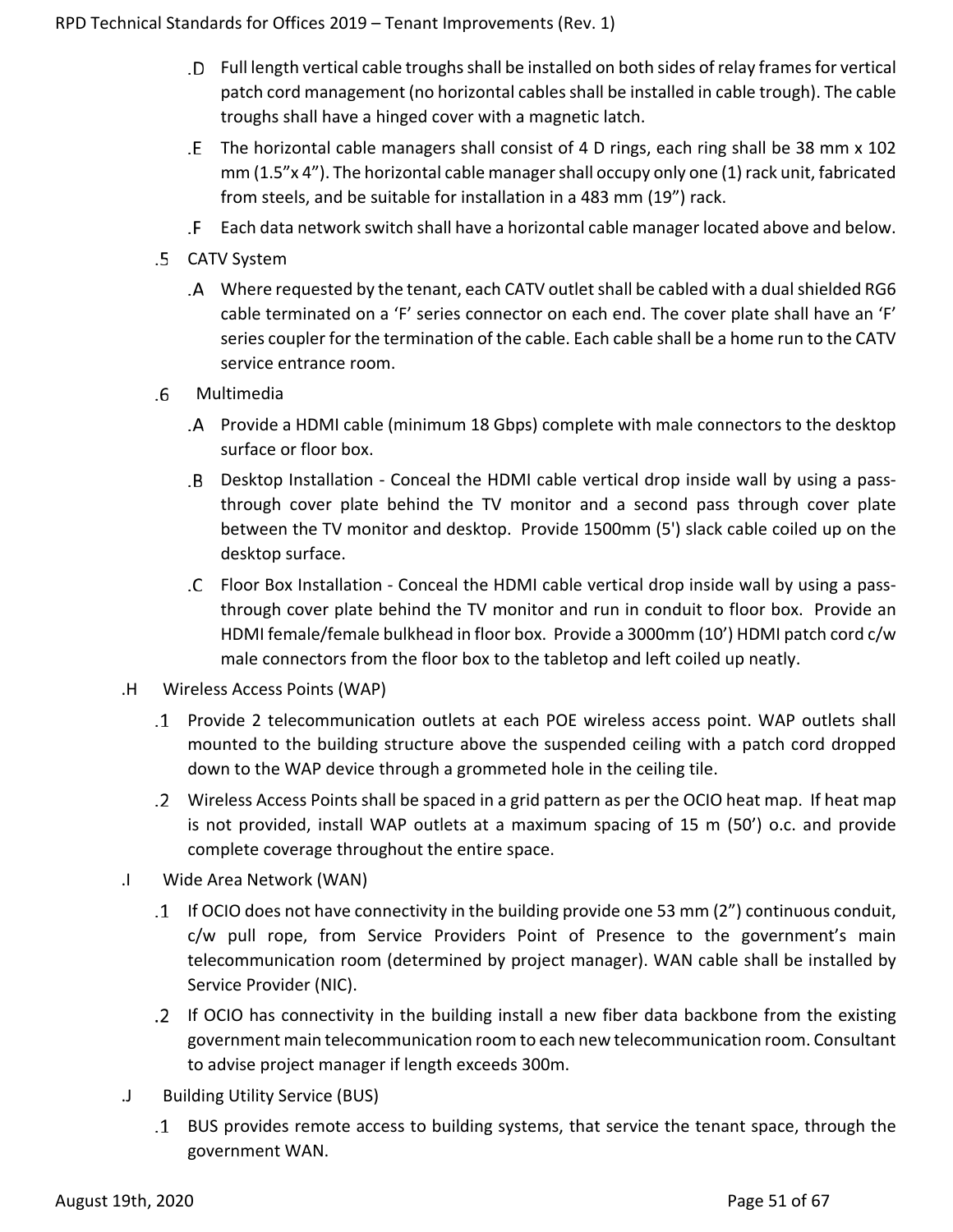.D Full length vertical cable troughs shall be installed on both sides of relay frames for vertical patch cord management (no horizontal cables shall be installed in cable trough). The cable troughs shall have a hinged cover with a magnetic latch.

.E The horizontal cable managers shall consist of 4 D rings, each ring shall be 38 mm x 102 mm (1.5"x 4"). The horizontal cable manager shall occupy only one (1) rack unit, fabricated from steels, and be suitable for installation in a 483 mm (19") rack.

.F Each data network switch shall have a horizontal cable manager located above and below.

.5 CATV System

.A Where requested by the tenant, each CATV outlet shall be cabled with a dual shielded RG6 cable terminated on a 'F' series connector on each end. The cover plate shall have an 'F' series coupler for the termination of the cable. Each cable shall be a home run to the CATV service entrance room.

.6 Multimedia

.A Provide a HDMI cable (minimum 18 Gbps) complete with male connectors to the desktop surface or floor box.

.B Desktop Installation - Conceal the HDMI cable vertical drop inside wall by using a pass-through cover plate behind the TV monitor and a second pass through cover plate between the TV monitor and desktop. Provide 1500mm (5') slack cable coiled up on the desktop surface.

.C Floor Box Installation - Conceal the HDMI cable vertical drop inside wall by using a pass-through cover plate behind the TV monitor and run in conduit to floor box. Provide an HDMI female/female bulkhead in floor box. Provide a 3000mm (10') HDMI patch cord c/w male connectors from the floor box to the tabletop and left coiled up neatly.

.H Wireless Access Points (WAP)

.1 Provide 2 telecommunication outlets at each POE wireless access point. WAP outlets shall mounted to the building structure above the suspended ceiling with a patch cord dropped down to the WAP device through a grommeted hole in the ceiling tile.

.2 Wireless Access Points shall be spaced in a grid pattern as per the OCIO heat map. If heat map is not provided, install WAP outlets at a maximum spacing of 15 m (50') o.c. and provide complete coverage throughout the entire space.

.I Wide Area Network (WAN)

.1 If OCIO does not have connectivity in the building provide one 53 mm (2") continuous conduit, c/w pull rope, from Service Providers Point of Presence to the government's main telecommunication room (determined by project manager). WAN cable shall be installed by Service Provider (NIC).

.2 If OCIO has connectivity in the building install a new fiber data backbone from the existing government main telecommunication room to each new telecommunication room. Consultant to advise project manager if length exceeds 300m.

.J Building Utility Service (BUS)

.1 BUS provides remote access to building systems, that service the tenant space, through the government WAN.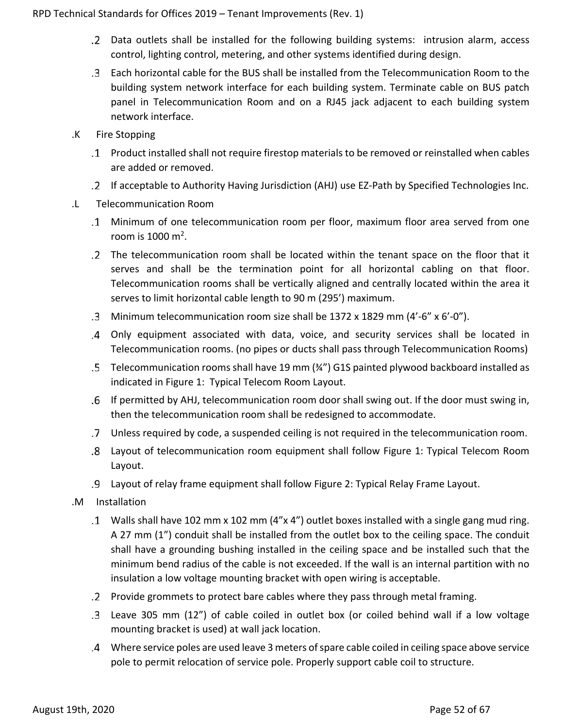.2 Data outlets shall be installed for the following building systems: intrusion alarm, access control, lighting control, metering, and other systems identified during design.

.3 Each horizontal cable for the BUS shall be installed from the Telecommunication Room to the building system network interface for each building system. Terminate cable on BUS patch panel in Telecommunication Room and on a RJ45 jack adjacent to each building system network interface.

.K Fire Stopping

.1 Product installed shall not require firestop materials to be removed or reinstalled when cables are added or removed.

.2 If acceptable to Authority Having Jurisdiction (AHJ) use EZ-Path by Specified Technologies Inc.

.L Telecommunication Room

.1 Minimum of one telecommunication room per floor, maximum floor area served from one room is 1000 m$^2$.

.2 The telecommunication room shall be located within the tenant space on the floor that it serves and shall be the termination point for all horizontal cabling on that floor. Telecommunication rooms shall be vertically aligned and centrally located within the area it serves to limit horizontal cable length to 90 m (295') maximum.

.3 Minimum telecommunication room size shall be 1372 x 1829 mm (4'-6" x 6'-0").

.4 Only equipment associated with data, voice, and security services shall be located in Telecommunication rooms. (no pipes or ducts shall pass through Telecommunication Rooms)

.5 Telecommunication rooms shall have 19 mm (¾") G1S painted plywood backboard installed as indicated in Figure 1: Typical Telecom Room Layout.

.6 If permitted by AHJ, telecommunication room door shall swing out. If the door must swing in, then the telecommunication room shall be redesigned to accommodate.

.7 Unless required by code, a suspended ceiling is not required in the telecommunication room.

.8 Layout of telecommunication room equipment shall follow Figure 1: Typical Telecom Room Layout.

.9 Layout of relay frame equipment shall follow Figure 2: Typical Relay Frame Layout.

.M Installation

.1 Walls shall have 102 mm x 102 mm (4"x 4") outlet boxes installed with a single gang mud ring. A 27 mm (1") conduit shall be installed from the outlet box to the ceiling space. The conduit shall have a grounding bushing installed in the ceiling space and be installed such that the minimum bend radius of the cable is not exceeded. If the wall is an internal partition with no insulation a low voltage mounting bracket with open wiring is acceptable.

.2 Provide grommets to protect bare cables where they pass through metal framing.

.3 Leave 305 mm (12") of cable coiled in outlet box (or coiled behind wall if a low voltage mounting bracket is used) at wall jack location.

.4 Where service poles are used leave 3 meters of spare cable coiled in ceiling space above service pole to permit relocation of service pole. Properly support cable coil to structure.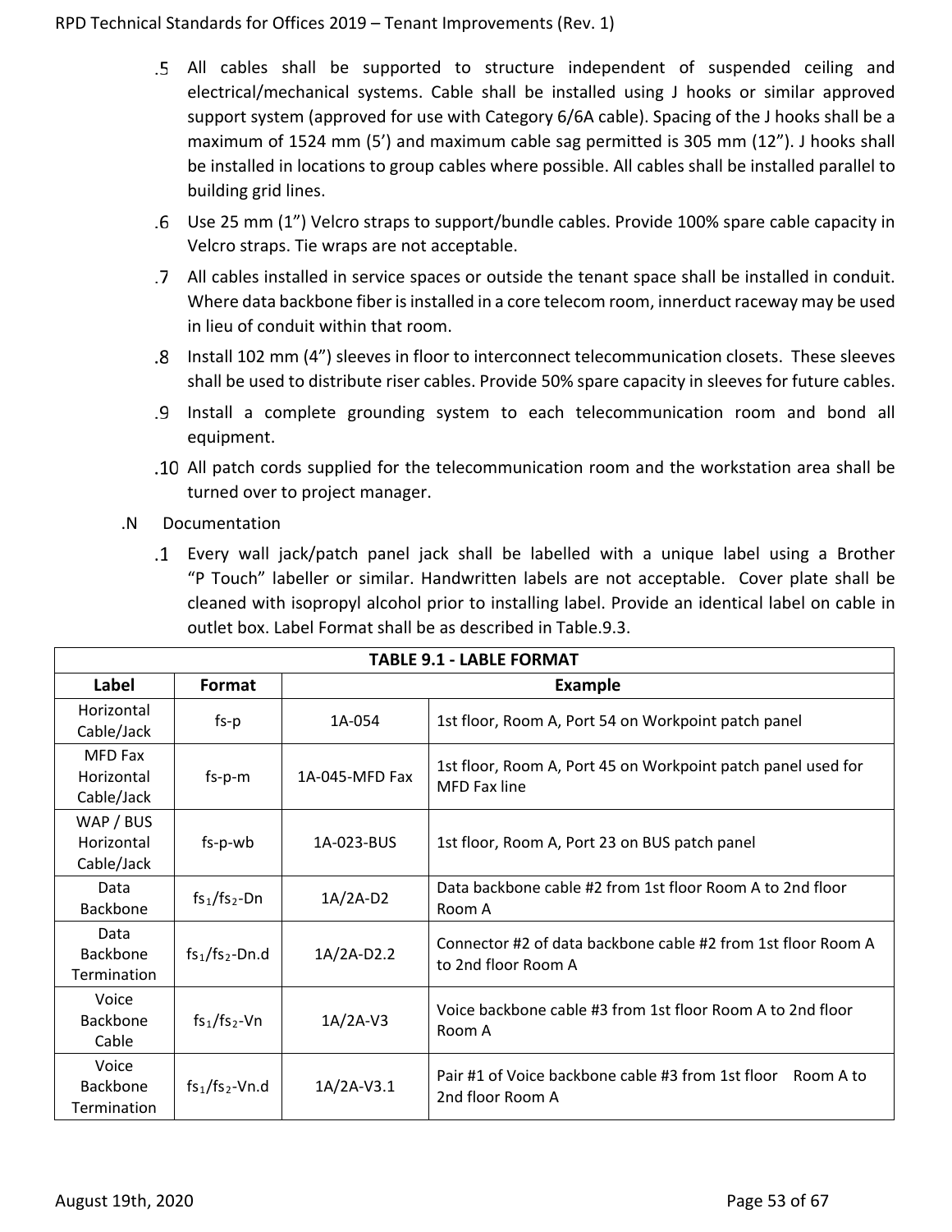.5 All cables shall be supported to structure independent of suspended ceiling and electrical/mechanical systems. Cable shall be installed using J hooks or similar approved support system (approved for use with Category 6/6A cable). Spacing of the J hooks shall be a maximum of 1524 mm (5') and maximum cable sag permitted is 305 mm (12"). J hooks shall be installed in locations to group cables where possible. All cables shall be installed parallel to building grid lines.

.6 Use 25 mm (1") Velcro straps to support/bundle cables. Provide 100% spare cable capacity in Velcro straps. Tie wraps are not acceptable.

.7 All cables installed in service spaces or outside the tenant space shall be installed in conduit. Where data backbone fiber is installed in a core telecom room, innerduct raceway may be used in lieu of conduit within that room.

.8 Install 102 mm (4") sleeves in floor to interconnect telecommunication closets. These sleeves shall be used to distribute riser cables. Provide 50% spare capacity in sleeves for future cables.

.9 Install a complete grounding system to each telecommunication room and bond all equipment.

.10 All patch cords supplied for the telecommunication room and the workstation area shall be turned over to project manager.

.N Documentation

.1 Every wall jack/patch panel jack shall be labelled with a unique label using a Brother "P Touch" labeller or similar. Handwritten labels are not acceptable. Cover plate shall be cleaned with isopropyl alcohol prior to installing label. Provide an identical label on cable in outlet box. Label Format shall be as described in Table.9.3.

| TABLE 9.1 - LABLE FORMAT | | | |
|---|---|---|---|
| **Label** | **Format** | **Example** | |
| Horizontal Cable/Jack | fs-p | 1A-054 | 1st floor, Room A, Port 54 on Workpoint patch panel |
| MFD Fax Horizontal Cable/Jack | fs-p-m | 1A-045-MFD Fax | 1st floor, Room A, Port 45 on Workpoint patch panel used for MFD Fax line |
| WAP / BUS Horizontal Cable/Jack | fs-p-wb | 1A-023-BUS | 1st floor, Room A, Port 23 on BUS patch panel |
| Data Backbone | $fs_1/fs_2$-Dn | 1A/2A-D2 | Data backbone cable #2 from 1st floor Room A to 2nd floor Room A |
| Data Backbone Termination | $fs_1/fs_2$-Dn.d | 1A/2A-D2.2 | Connector #2 of data backbone cable #2 from 1st floor Room A to 2nd floor Room A |
| Voice Backbone Cable | $fs_1/fs_2$-Vn | 1A/2A-V3 | Voice backbone cable #3 from 1st floor Room A to 2nd floor Room A |
| Voice Backbone Termination | $fs_1/fs_2$-Vn.d | 1A/2A-V3.1 | Pair #1 of Voice backbone cable #3 from 1st floor Room A to 2nd floor Room A |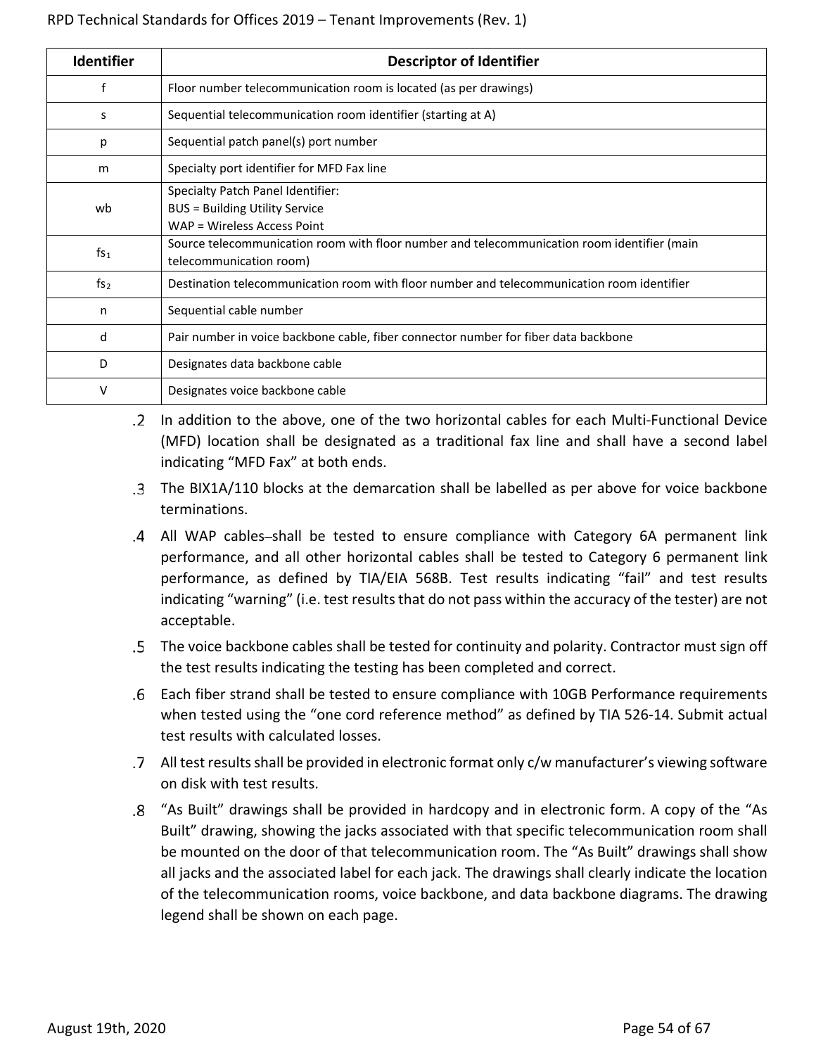| Identifier | Descriptor of Identifier |
| --- | --- |
| f | Floor number telecommunication room is located (as per drawings) |
| s | Sequential telecommunication room identifier (starting at A) |
| p | Sequential patch panel(s) port number |
| m | Specialty port identifier for MFD Fax line |
| wb | Specialty Patch Panel Identifier:<br>BUS = Building Utility Service<br>WAP = Wireless Access Point |
| $fs_1$ | Source telecommunication room with floor number and telecommunication room identifier (main telecommunication room) |
| $fs_2$ | Destination telecommunication room with floor number and telecommunication room identifier |
| n | Sequential cable number |
| d | Pair number in voice backbone cable, fiber connector number for fiber data backbone |
| D | Designates data backbone cable |
| V | Designates voice backbone cable |

.2 In addition to the above, one of the two horizontal cables for each Multi-Functional Device (MFD) location shall be designated as a traditional fax line and shall have a second label indicating “MFD Fax” at both ends.

.3 The BIX1A/110 blocks at the demarcation shall be labelled as per above for voice backbone terminations.

.4 All WAP cables shall be tested to ensure compliance with Category 6A permanent link performance, and all other horizontal cables shall be tested to Category 6 permanent link performance, as defined by TIA/EIA 568B. Test results indicating “fail” and test results indicating “warning” (i.e. test results that do not pass within the accuracy of the tester) are not acceptable.

.5 The voice backbone cables shall be tested for continuity and polarity. Contractor must sign off the test results indicating the testing has been completed and correct.

.6 Each fiber strand shall be tested to ensure compliance with 10GB Performance requirements when tested using the “one cord reference method” as defined by TIA 526-14. Submit actual test results with calculated losses.

.7 All test results shall be provided in electronic format only c/w manufacturer’s viewing software on disk with test results.

.8 “As Built” drawings shall be provided in hardcopy and in electronic form. A copy of the “As Built” drawing, showing the jacks associated with that specific telecommunication room shall be mounted on the door of that telecommunication room. The “As Built” drawings shall show all jacks and the associated label for each jack. The drawings shall clearly indicate the location of the telecommunication rooms, voice backbone, and data backbone diagrams. The drawing legend shall be shown on each page.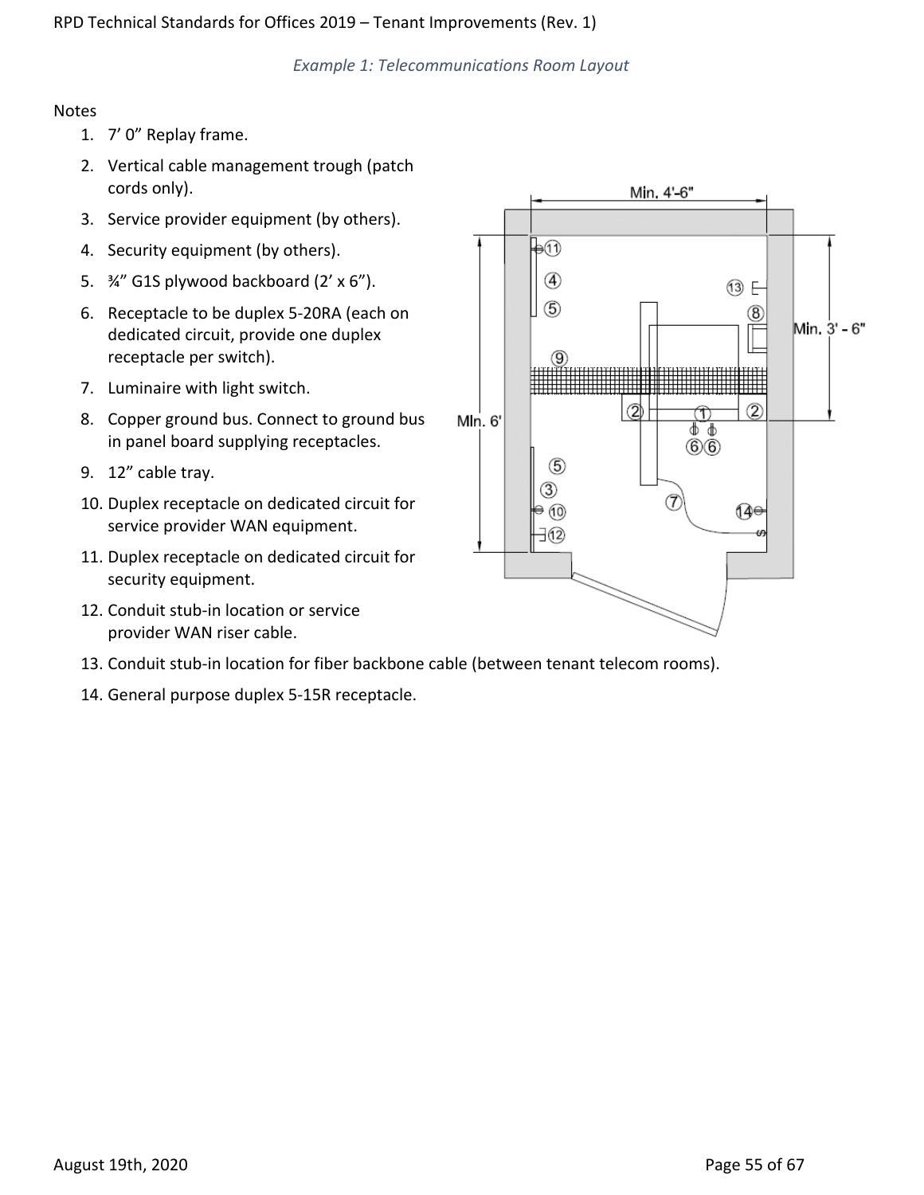*Example 1: Telecommunications Room Layout*

Notes

1. 7’ 0” Replay frame.
2. Vertical cable management trough (patch cords only).
3. Service provider equipment (by others).
4. Security equipment (by others).
5. ¾” G1S plywood backboard (2’ x 6”).
6. Receptacle to be duplex 5-20RA (each on dedicated circuit, provide one duplex receptacle per switch).
7. Luminaire with light switch.
8. Copper ground bus. Connect to ground bus in panel board supplying receptacles.
9. 12” cable tray.
10. Duplex receptacle on dedicated circuit for service provider WAN equipment.
11. Duplex receptacle on dedicated circuit for security equipment.
12. Conduit stub-in location or service provider WAN riser cable.
13. Conduit stub-in location for fiber backbone cable (between tenant telecom rooms).
14. General purpose duplex 5-15R receptacle.

Min. 4'-6"

Min. 3' - 6"

MIn. 6'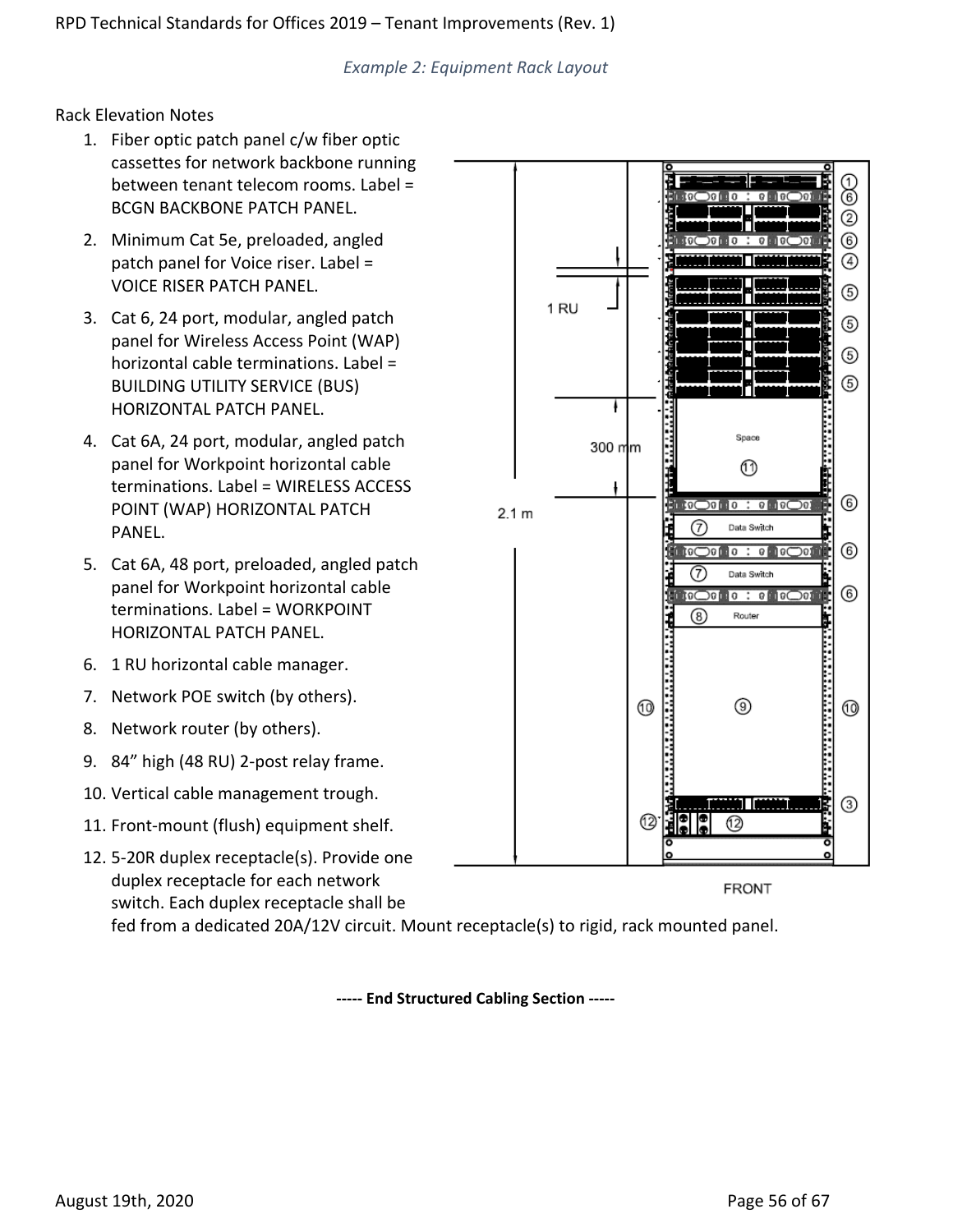*Example 2: Equipment Rack Layout*

Rack Elevation Notes

1. Fiber optic patch panel c/w fiber optic cassettes for network backbone running between tenant telecom rooms. Label = BCGN BACKBONE PATCH PANEL.
2. Minimum Cat 5e, preloaded, angled patch panel for Voice riser. Label = VOICE RISER PATCH PANEL.
3. Cat 6, 24 port, modular, angled patch panel for Wireless Access Point (WAP) horizontal cable terminations. Label = BUILDING UTILITY SERVICE (BUS) HORIZONTAL PATCH PANEL.
4. Cat 6A, 24 port, modular, angled patch panel for Workpoint horizontal cable terminations. Label = WIRELESS ACCESS POINT (WAP) HORIZONTAL PATCH PANEL.
5. Cat 6A, 48 port, preloaded, angled patch panel for Workpoint horizontal cable terminations. Label = WORKPOINT HORIZONTAL PATCH PANEL.
6. 1 RU horizontal cable manager.
7. Network POE switch (by others).
8. Network router (by others).
9. 84" high (48 RU) 2-post relay frame.
10. Vertical cable management trough.
11. Front-mount (flush) equipment shelf.
12. 5-20R duplex receptacle(s). Provide one duplex receptacle for each network switch. Each duplex receptacle shall be fed from a dedicated 20A/12V circuit. Mount receptacle(s) to rigid, rack mounted panel.

**----- End Structured Cabling Section -----**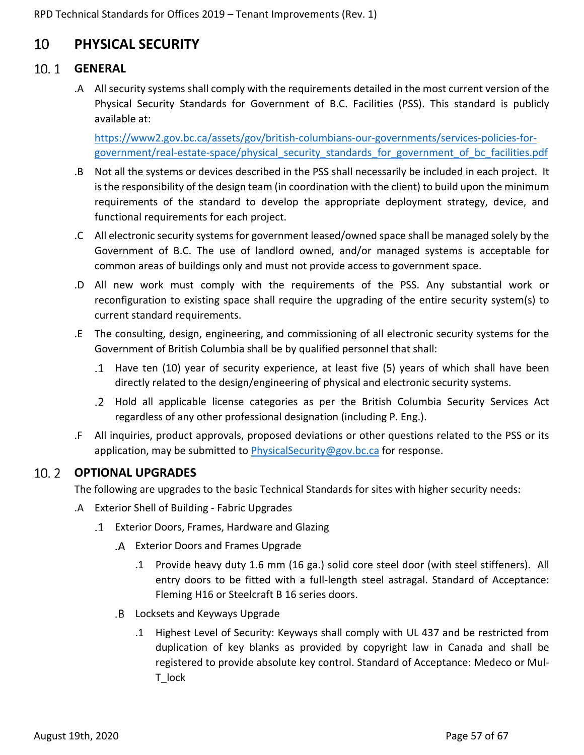# 10 PHYSICAL SECURITY

## 10.1 GENERAL

.A All security systems shall comply with the requirements detailed in the most current version of the Physical Security Standards for Government of B.C. Facilities (PSS). This standard is publicly available at:

[https://www2.gov.bc.ca/assets/gov/british-columbians-our-governments/services-policies-for-government/real-estate-space/physical_security_standards_for_government_of_bc_facilities.pdf](https://www2.gov.bc.ca/assets/gov/british-columbians-our-governments/services-policies-for-government/real-estate-space/physical_security_standards_for_government_of_bc_facilities.pdf)

.B Not all the systems or devices described in the PSS shall necessarily be included in each project. It is the responsibility of the design team (in coordination with the client) to build upon the minimum requirements of the standard to develop the appropriate deployment strategy, device, and functional requirements for each project.

.C All electronic security systems for government leased/owned space shall be managed solely by the Government of B.C. The use of landlord owned, and/or managed systems is acceptable for common areas of buildings only and must not provide access to government space.

.D All new work must comply with the requirements of the PSS. Any substantial work or reconfiguration to existing space shall require the upgrading of the entire security system(s) to current standard requirements.

.E The consulting, design, engineering, and commissioning of all electronic security systems for the Government of British Columbia shall be by qualified personnel that shall:

- .1 Have ten (10) year of security experience, at least five (5) years of which shall have been directly related to the design/engineering of physical and electronic security systems.
- .2 Hold all applicable license categories as per the British Columbia Security Services Act regardless of any other professional designation (including P. Eng.).

.F All inquiries, product approvals, proposed deviations or other questions related to the PSS or its application, may be submitted to [PhysicalSecurity@gov.bc.ca](mailto:PhysicalSecurity@gov.bc.ca) for response.

## 10.2 OPTIONAL UPGRADES

The following are upgrades to the basic Technical Standards for sites with higher security needs:

.A Exterior Shell of Building - Fabric Upgrades

- .1 Exterior Doors, Frames, Hardware and Glazing
  - .A Exterior Doors and Frames Upgrade
    - .1 Provide heavy duty 1.6 mm (16 ga.) solid core steel door (with steel stiffeners). All entry doors to be fitted with a full-length steel astragal. Standard of Acceptance: Fleming H16 or Steelcraft B 16 series doors.
  - .B Locksets and Keyways Upgrade
    - .1 Highest Level of Security: Keyways shall comply with UL 437 and be restricted from duplication of key blanks as provided by copyright law in Canada and shall be registered to provide absolute key control. Standard of Acceptance: Medeco or Mul-T_lock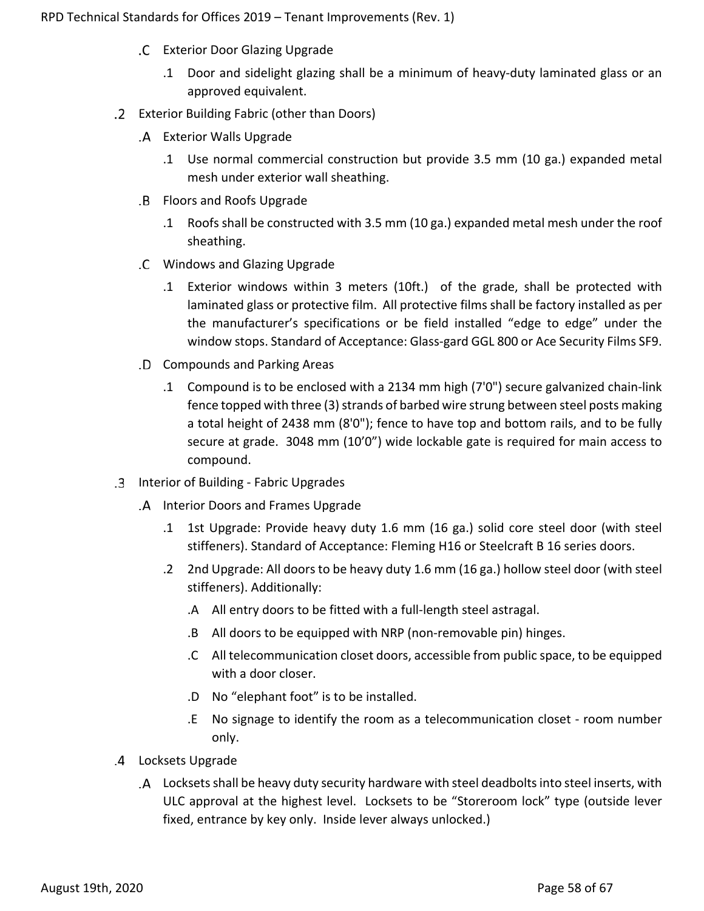.C Exterior Door Glazing Upgrade

.1 Door and sidelight glazing shall be a minimum of heavy-duty laminated glass or an approved equivalent.

.2 Exterior Building Fabric (other than Doors)

.A Exterior Walls Upgrade

.1 Use normal commercial construction but provide 3.5 mm (10 ga.) expanded metal mesh under exterior wall sheathing.

.B Floors and Roofs Upgrade

.1 Roofs shall be constructed with 3.5 mm (10 ga.) expanded metal mesh under the roof sheathing.

.C Windows and Glazing Upgrade

.1 Exterior windows within 3 meters (10ft.) of the grade, shall be protected with laminated glass or protective film. All protective films shall be factory installed as per the manufacturer's specifications or be field installed "edge to edge" under the window stops. Standard of Acceptance: Glass-gard GGL 800 or Ace Security Films SF9.

.D Compounds and Parking Areas

.1 Compound is to be enclosed with a 2134 mm high (7'0") secure galvanized chain-link fence topped with three (3) strands of barbed wire strung between steel posts making a total height of 2438 mm (8'0"); fence to have top and bottom rails, and to be fully secure at grade. 3048 mm (10'0") wide lockable gate is required for main access to compound.

.3 Interior of Building - Fabric Upgrades

.A Interior Doors and Frames Upgrade

.1 1st Upgrade: Provide heavy duty 1.6 mm (16 ga.) solid core steel door (with steel stiffeners). Standard of Acceptance: Fleming H16 or Steelcraft B 16 series doors.

.2 2nd Upgrade: All doors to be heavy duty 1.6 mm (16 ga.) hollow steel door (with steel stiffeners). Additionally:

.A All entry doors to be fitted with a full-length steel astragal.

.B All doors to be equipped with NRP (non-removable pin) hinges.

.C All telecommunication closet doors, accessible from public space, to be equipped with a door closer.

.D No "elephant foot" is to be installed.

.E No signage to identify the room as a telecommunication closet - room number only.

.4 Locksets Upgrade

.A Locksets shall be heavy duty security hardware with steel deadbolts into steel inserts, with ULC approval at the highest level. Locksets to be "Storeroom lock" type (outside lever fixed, entrance by key only. Inside lever always unlocked.)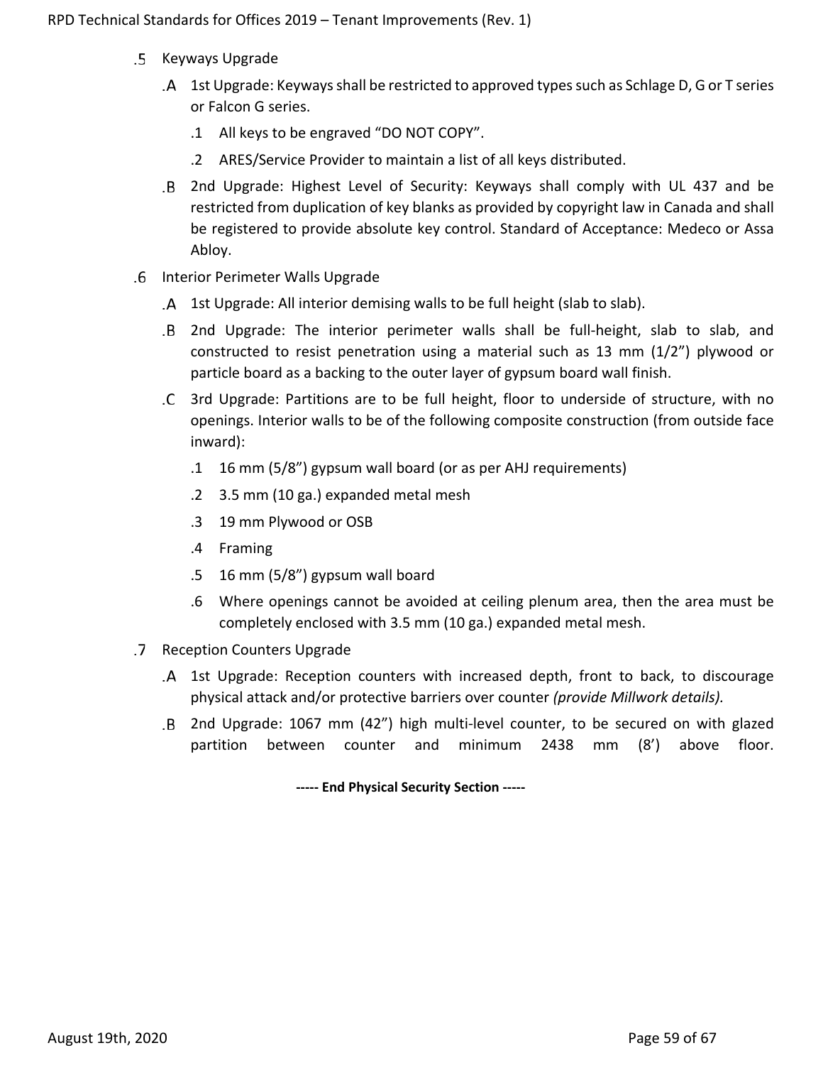.5 Keyways Upgrade

- .A 1st Upgrade: Keyways shall be restricted to approved types such as Schlage D, G or T series or Falcon G series.
  - .1 All keys to be engraved “DO NOT COPY”.
  - .2 ARES/Service Provider to maintain a list of all keys distributed.
- .B 2nd Upgrade: Highest Level of Security: Keyways shall comply with UL 437 and be restricted from duplication of key blanks as provided by copyright law in Canada and shall be registered to provide absolute key control. Standard of Acceptance: Medeco or Assa Abloy.

.6 Interior Perimeter Walls Upgrade

- .A 1st Upgrade: All interior demising walls to be full height (slab to slab).
- .B 2nd Upgrade: The interior perimeter walls shall be full-height, slab to slab, and constructed to resist penetration using a material such as 13 mm (1/2”) plywood or particle board as a backing to the outer layer of gypsum board wall finish.
- .C 3rd Upgrade: Partitions are to be full height, floor to underside of structure, with no openings. Interior walls to be of the following composite construction (from outside face inward):
  - .1 16 mm (5/8”) gypsum wall board (or as per AHJ requirements)
  - .2 3.5 mm (10 ga.) expanded metal mesh
  - .3 19 mm Plywood or OSB
  - .4 Framing
  - .5 16 mm (5/8”) gypsum wall board
  - .6 Where openings cannot be avoided at ceiling plenum area, then the area must be completely enclosed with 3.5 mm (10 ga.) expanded metal mesh.

.7 Reception Counters Upgrade

- .A 1st Upgrade: Reception counters with increased depth, front to back, to discourage physical attack and/or protective barriers over counter *(provide Millwork details).*
- .B 2nd Upgrade: 1067 mm (42”) high multi-level counter, to be secured on with glazed partition between counter and minimum 2438 mm (8’) above floor.

**----- End Physical Security Section -----**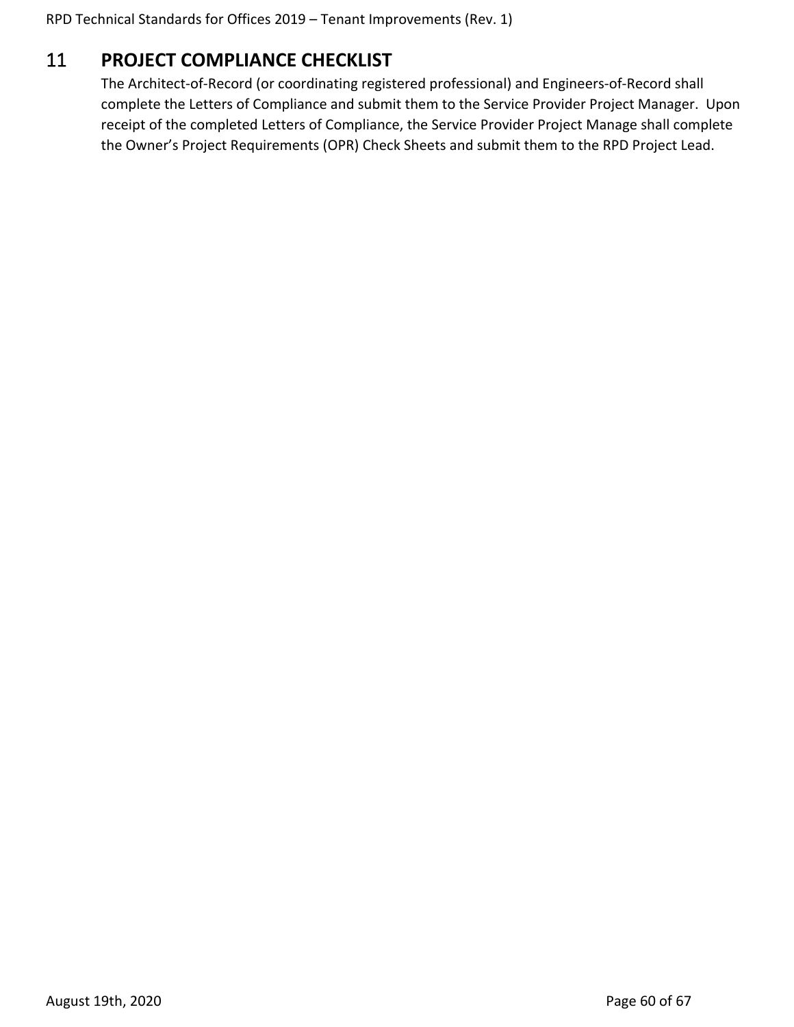# 11 PROJECT COMPLIANCE CHECKLIST

The Architect-of-Record (or coordinating registered professional) and Engineers-of-Record shall complete the Letters of Compliance and submit them to the Service Provider Project Manager. Upon receipt of the completed Letters of Compliance, the Service Provider Project Manage shall complete the Owner's Project Requirements (OPR) Check Sheets and submit them to the RPD Project Lead.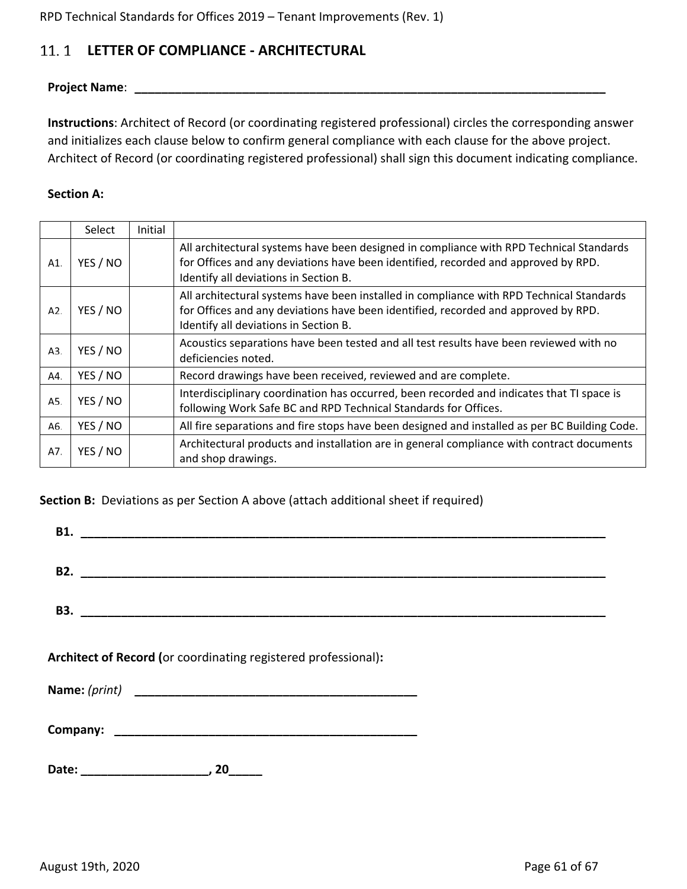## 11.1 LETTER OF COMPLIANCE - ARCHITECTURAL

**Project Name**: ___________________________________________________________________________

**Instructions**: Architect of Record (or coordinating registered professional) circles the corresponding answer and initializes each clause below to confirm general compliance with each clause for the above project. Architect of Record (or coordinating registered professional) shall sign this document indicating compliance.

**Section A:**

| | Select | Initial | |
|---|---|---|---|
| A1. | YES / NO | | All architectural systems have been designed in compliance with RPD Technical Standards for Offices and any deviations have been identified, recorded and approved by RPD. Identify all deviations in Section B. |
| A2. | YES / NO | | All architectural systems have been installed in compliance with RPD Technical Standards for Offices and any deviations have been identified, recorded and approved by RPD. Identify all deviations in Section B. |
| A3. | YES / NO | | Acoustics separations have been tested and all test results have been reviewed with no deficiencies noted. |
| A4. | YES / NO | | Record drawings have been received, reviewed and are complete. |
| A5. | YES / NO | | Interdisciplinary coordination has occurred, been recorded and indicates that TI space is following Work Safe BC and RPD Technical Standards for Offices. |
| A6. | YES / NO | | All fire separations and fire stops have been designed and installed as per BC Building Code. |
| A7. | YES / NO | | Architectural products and installation are in general compliance with contract documents and shop drawings. |

**Section B:** Deviations as per Section A above (attach additional sheet if required)

**B1.** ___________________________________________________________________________

**B2.** ___________________________________________________________________________

**B3.** ___________________________________________________________________________

**Architect of Record (**or coordinating registered professional)**:**

**Name:** *(print)* ___________________________________________

**Company:** ___________________________________________

**Date:** ___________________, **20**_____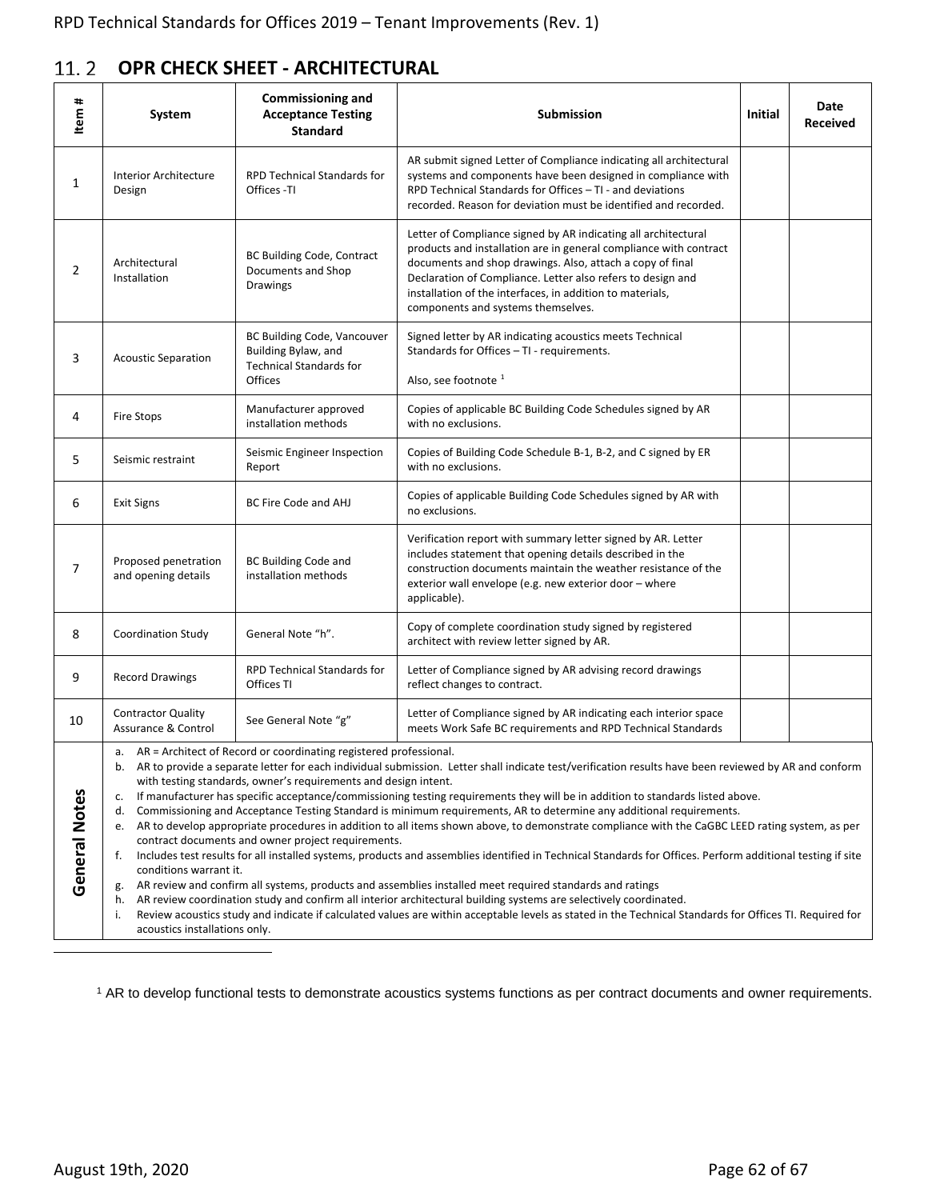## 11.2 OPR CHECK SHEET - ARCHITECTURAL

| Item # | System | Commissioning and Acceptance Testing Standard | Submission | Initial | Date Received |
|---|---|---|---|---|---|
| 1 | Interior Architecture Design | RPD Technical Standards for Offices -TI | AR submit signed Letter of Compliance indicating all architectural systems and components have been designed in compliance with RPD Technical Standards for Offices – TI - and deviations recorded. Reason for deviation must be identified and recorded. | | |
| 2 | Architectural Installation | BC Building Code, Contract Documents and Shop Drawings | Letter of Compliance signed by AR indicating all architectural products and installation are in general compliance with contract documents and shop drawings. Also, attach a copy of final Declaration of Compliance. Letter also refers to design and installation of the interfaces, in addition to materials, components and systems themselves. | | |
| 3 | Acoustic Separation | BC Building Code, Vancouver Building Bylaw, and Technical Standards for Offices | Signed letter by AR indicating acoustics meets Technical Standards for Offices – TI - requirements.<br><br>Also, see footnote [1] | | |
| 4 | Fire Stops | Manufacturer approved installation methods | Copies of applicable BC Building Code Schedules signed by AR with no exclusions. | | |
| 5 | Seismic restraint | Seismic Engineer Inspection Report | Copies of Building Code Schedule B-1, B-2, and C signed by ER with no exclusions. | | |
| 6 | Exit Signs | BC Fire Code and AHJ | Copies of applicable Building Code Schedules signed by AR with no exclusions. | | |
| 7 | Proposed penetration and opening details | BC Building Code and installation methods | Verification report with summary letter signed by AR. Letter includes statement that opening details described in the construction documents maintain the weather resistance of the exterior wall envelope (e.g. new exterior door – where applicable). | | |
| 8 | Coordination Study | General Note "h". | Copy of complete coordination study signed by registered architect with review letter signed by AR. | | |
| 9 | Record Drawings | RPD Technical Standards for Offices TI | Letter of Compliance signed by AR advising record drawings reflect changes to contract. | | |
| 10 | Contractor Quality Assurance & Control | See General Note "g" | Letter of Compliance signed by AR indicating each interior space meets Work Safe BC requirements and RPD Technical Standards | | |

**General Notes**

a. AR = Architect of Record or coordinating registered professional.
b. AR to provide a separate letter for each individual submission. Letter shall indicate test/verification results have been reviewed by AR and conform with testing standards, owner's requirements and design intent.
c. If manufacturer has specific acceptance/commissioning testing requirements they will be in addition to standards listed above.
d. Commissioning and Acceptance Testing Standard is minimum requirements, AR to determine any additional requirements.
e. AR to develop appropriate procedures in addition to all items shown above, to demonstrate compliance with the CaGBC LEED rating system, as per contract documents and owner project requirements.
f. Includes test results for all installed systems, products and assemblies identified in Technical Standards for Offices. Perform additional testing if site conditions warrant it.
g. AR review and confirm all systems, products and assemblies installed meet required standards and ratings
h. AR review coordination study and confirm all interior architectural building systems are selectively coordinated.
i. Review acoustics study and indicate if calculated values are within acceptable levels as stated in the Technical Standards for Offices TI. Required for acoustics installations only.

---

[1] AR to develop functional tests to demonstrate acoustics systems functions as per contract documents and owner requirements.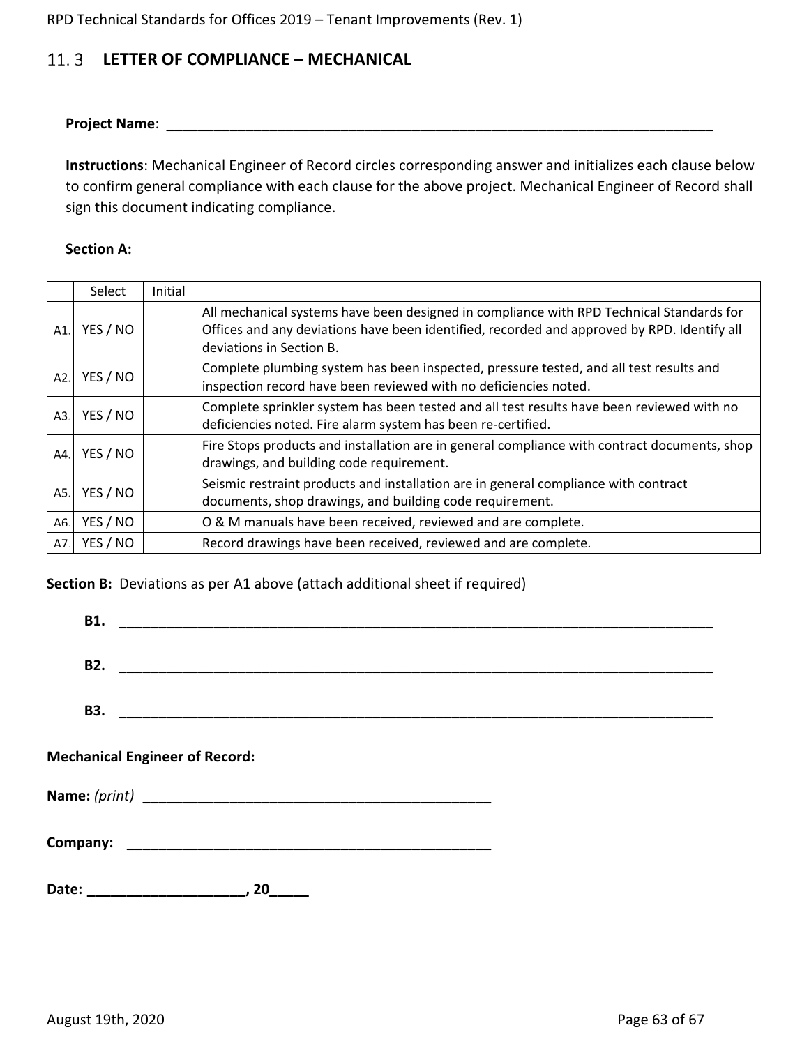## 11.3 LETTER OF COMPLIANCE – MECHANICAL

**Project Name**: ___________________________________________________________________________

**Instructions**: Mechanical Engineer of Record circles corresponding answer and initializes each clause below to confirm general compliance with each clause for the above project. Mechanical Engineer of Record shall sign this document indicating compliance.

**Section A:**

| | Select | Initial | |
|---|---|---|---|
| A1. | YES / NO | | All mechanical systems have been designed in compliance with RPD Technical Standards for Offices and any deviations have been identified, recorded and approved by RPD. Identify all deviations in Section B. |
| A2. | YES / NO | | Complete plumbing system has been inspected, pressure tested, and all test results and inspection record have been reviewed with no deficiencies noted. |
| A3. | YES / NO | | Complete sprinkler system has been tested and all test results have been reviewed with no deficiencies noted. Fire alarm system has been re-certified. |
| A4. | YES / NO | | Fire Stops products and installation are in general compliance with contract documents, shop drawings, and building code requirement. |
| A5. | YES / NO | | Seismic restraint products and installation are in general compliance with contract documents, shop drawings, and building code requirement. |
| A6. | YES / NO | | O & M manuals have been received, reviewed and are complete. |
| A7. | YES / NO | | Record drawings have been received, reviewed and are complete. |

**Section B:** Deviations as per A1 above (attach additional sheet if required)

**B1.** ___________________________________________________________________________

**B2.** ___________________________________________________________________________

**B3.** ___________________________________________________________________________

**Mechanical Engineer of Record:**

**Name:** *(print)* ______________________________________________

**Company:** ______________________________________________

**Date:** ____________________, 20_____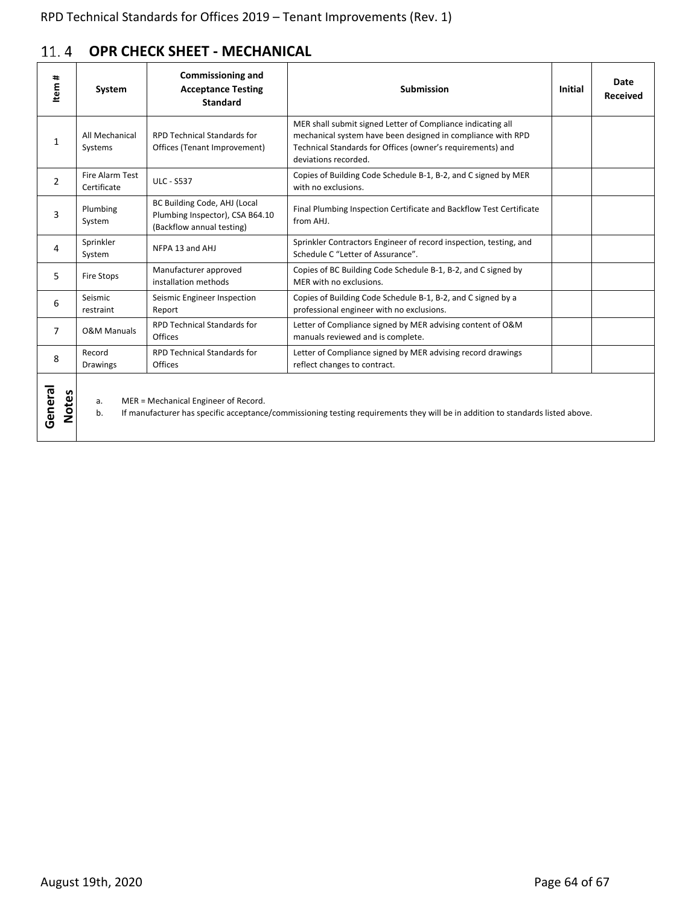## 11.4 OPR CHECK SHEET - MECHANICAL

| Item # | System | Commissioning and Acceptance Testing Standard | Submission | Initial | Date Received |
|---|---|---|---|---|---|
| 1 | All Mechanical Systems | RPD Technical Standards for Offices (Tenant Improvement) | MER shall submit signed Letter of Compliance indicating all mechanical system have been designed in compliance with RPD Technical Standards for Offices (owner's requirements) and deviations recorded. | | |
| 2 | Fire Alarm Test Certificate | ULC - S537 | Copies of Building Code Schedule B-1, B-2, and C signed by MER with no exclusions. | | |
| 3 | Plumbing System | BC Building Code, AHJ (Local Plumbing Inspector), CSA B64.10 (Backflow annual testing) | Final Plumbing Inspection Certificate and Backflow Test Certificate from AHJ. | | |
| 4 | Sprinkler System | NFPA 13 and AHJ | Sprinkler Contractors Engineer of record inspection, testing, and Schedule C "Letter of Assurance". | | |
| 5 | Fire Stops | Manufacturer approved installation methods | Copies of BC Building Code Schedule B-1, B-2, and C signed by MER with no exclusions. | | |
| 6 | Seismic restraint | Seismic Engineer Inspection Report | Copies of Building Code Schedule B-1, B-2, and C signed by a professional engineer with no exclusions. | | |
| 7 | O&M Manuals | RPD Technical Standards for Offices | Letter of Compliance signed by MER advising content of O&M manuals reviewed and is complete. | | |
| 8 | Record Drawings | RPD Technical Standards for Offices | Letter of Compliance signed by MER advising record drawings reflect changes to contract. | | |

**General Notes**

a. MER = Mechanical Engineer of Record.

b. If manufacturer has specific acceptance/commissioning testing requirements they will be in addition to standards listed above.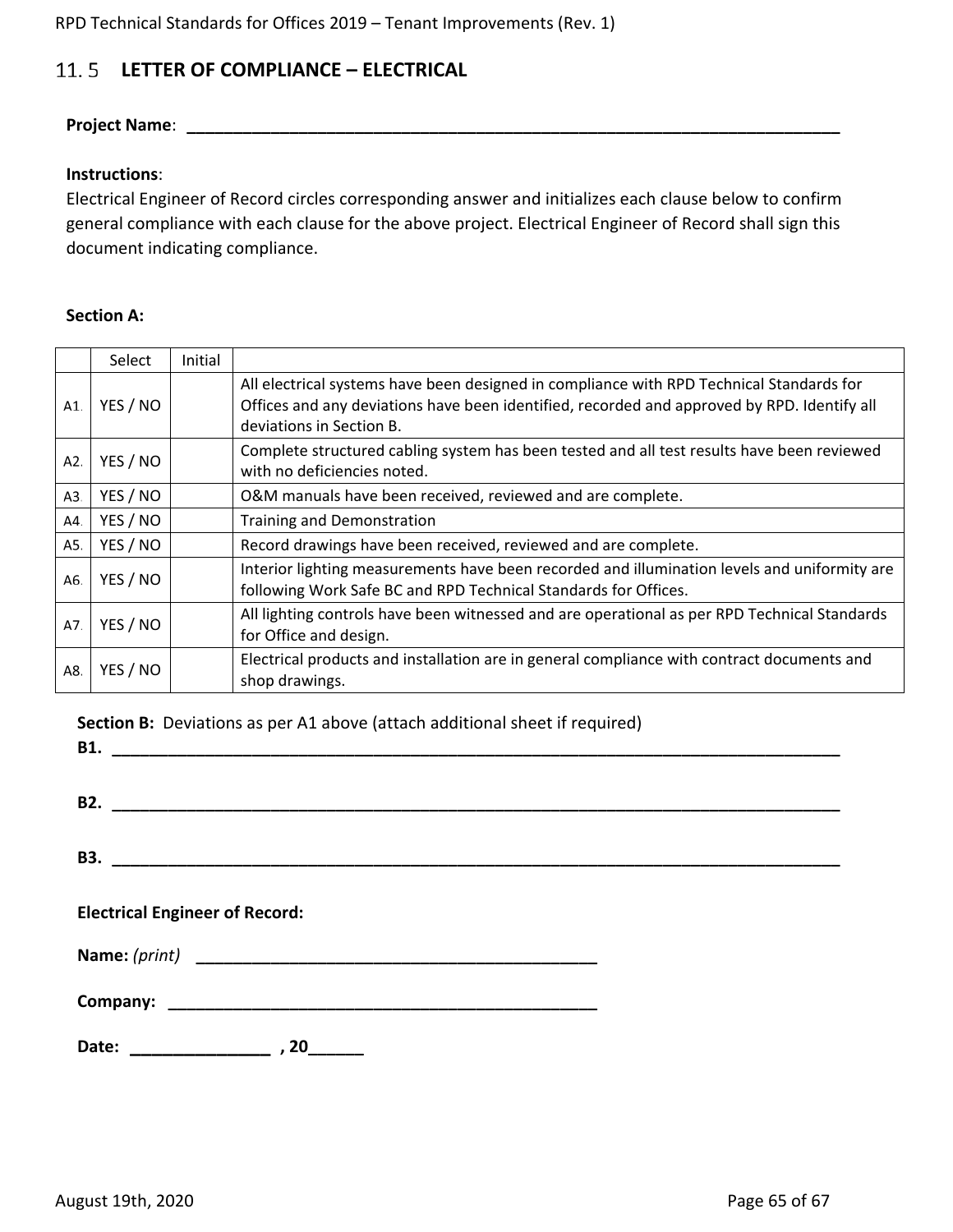## 11.5 LETTER OF COMPLIANCE – ELECTRICAL

**Project Name**: ___________________________________________________________________________

**Instructions**:
Electrical Engineer of Record circles corresponding answer and initializes each clause below to confirm general compliance with each clause for the above project. Electrical Engineer of Record shall sign this document indicating compliance.

**Section A:**

| | Select | Initial | |
|---|---|---|---|
| A1. | YES / NO | | All electrical systems have been designed in compliance with RPD Technical Standards for Offices and any deviations have been identified, recorded and approved by RPD. Identify all deviations in Section B. |
| A2. | YES / NO | | Complete structured cabling system has been tested and all test results have been reviewed with no deficiencies noted. |
| A3. | YES / NO | | O&M manuals have been received, reviewed and are complete. |
| A4. | YES / NO | | Training and Demonstration |
| A5. | YES / NO | | Record drawings have been received, reviewed and are complete. |
| A6. | YES / NO | | Interior lighting measurements have been recorded and illumination levels and uniformity are following Work Safe BC and RPD Technical Standards for Offices. |
| A7. | YES / NO | | All lighting controls have been witnessed and are operational as per RPD Technical Standards for Office and design. |
| A8. | YES / NO | | Electrical products and installation are in general compliance with contract documents and shop drawings. |

**Section B:** Deviations as per A1 above (attach additional sheet if required)

**B1.** ___________________________________________________________________________

**B2.** ___________________________________________________________________________

**B3.** ___________________________________________________________________________

**Electrical Engineer of Record:**

**Name:** *(print)* ____________________________________________

**Company:** ____________________________________________

**Date:** _______________ **, 20**______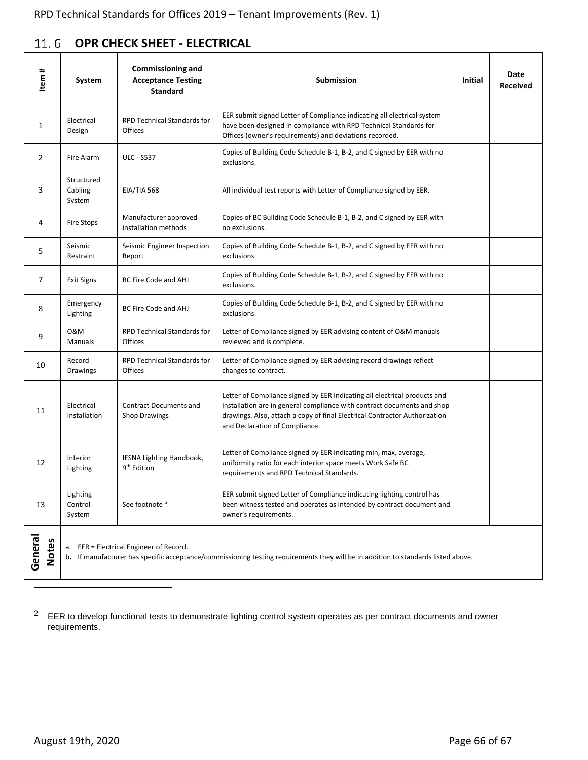## 11.6 OPR CHECK SHEET - ELECTRICAL

| Item # | System | Commissioning and Acceptance Testing Standard | Submission | Initial | Date Received |
|---|---|---|---|---|---|
| 1 | Electrical Design | RPD Technical Standards for Offices | EER submit signed Letter of Compliance indicating all electrical system have been designed in compliance with RPD Technical Standards for Offices (owner's requirements) and deviations recorded. | | |
| 2 | Fire Alarm | ULC - S537 | Copies of Building Code Schedule B-1, B-2, and C signed by EER with no exclusions. | | |
| 3 | Structured Cabling System | EIA/TIA 568 | All individual test reports with Letter of Compliance signed by EER. | | |
| 4 | Fire Stops | Manufacturer approved installation methods | Copies of BC Building Code Schedule B-1, B-2, and C signed by EER with no exclusions. | | |
| 5 | Seismic Restraint | Seismic Engineer Inspection Report | Copies of Building Code Schedule B-1, B-2, and C signed by EER with no exclusions. | | |
| 7 | Exit Signs | BC Fire Code and AHJ | Copies of Building Code Schedule B-1, B-2, and C signed by EER with no exclusions. | | |
| 8 | Emergency Lighting | BC Fire Code and AHJ | Copies of Building Code Schedule B-1, B-2, and C signed by EER with no exclusions. | | |
| 9 | O&M Manuals | RPD Technical Standards for Offices | Letter of Compliance signed by EER advising content of O&M manuals reviewed and is complete. | | |
| 10 | Record Drawings | RPD Technical Standards for Offices | Letter of Compliance signed by EER advising record drawings reflect changes to contract. | | |
| 11 | Electrical Installation | Contract Documents and Shop Drawings | Letter of Compliance signed by EER indicating all electrical products and installation are in general compliance with contract documents and shop drawings. Also, attach a copy of final Electrical Contractor Authorization and Declaration of Compliance. | | |
| 12 | Interior Lighting | IESNA Lighting Handbook, 9th Edition | Letter of Compliance signed by EER indicating min, max, average, uniformity ratio for each interior space meets Work Safe BC requirements and RPD Technical Standards. | | |
| 13 | Lighting Control System | See footnote [2] | EER submit signed Letter of Compliance indicating lighting control has been witness tested and operates as intended by contract document and owner's requirements. | | |
| General Notes | a. EER = Electrical Engineer of Record.<br>b. If manufacturer has specific acceptance/commissioning testing requirements they will be in addition to standards listed above. | | | | |

[2] EER to develop functional tests to demonstrate lighting control system operates as per contract documents and owner requirements.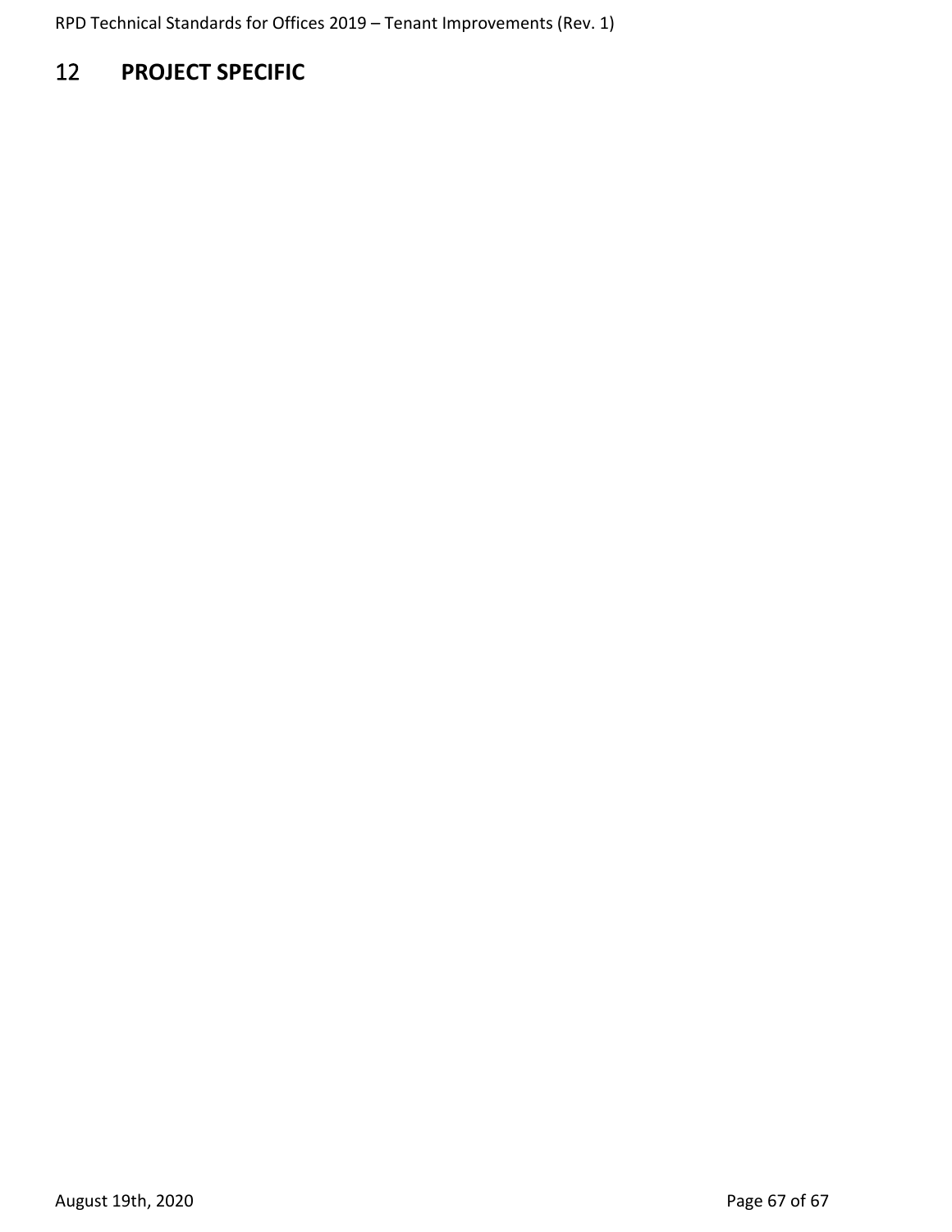# 12 PROJECT SPECIFIC